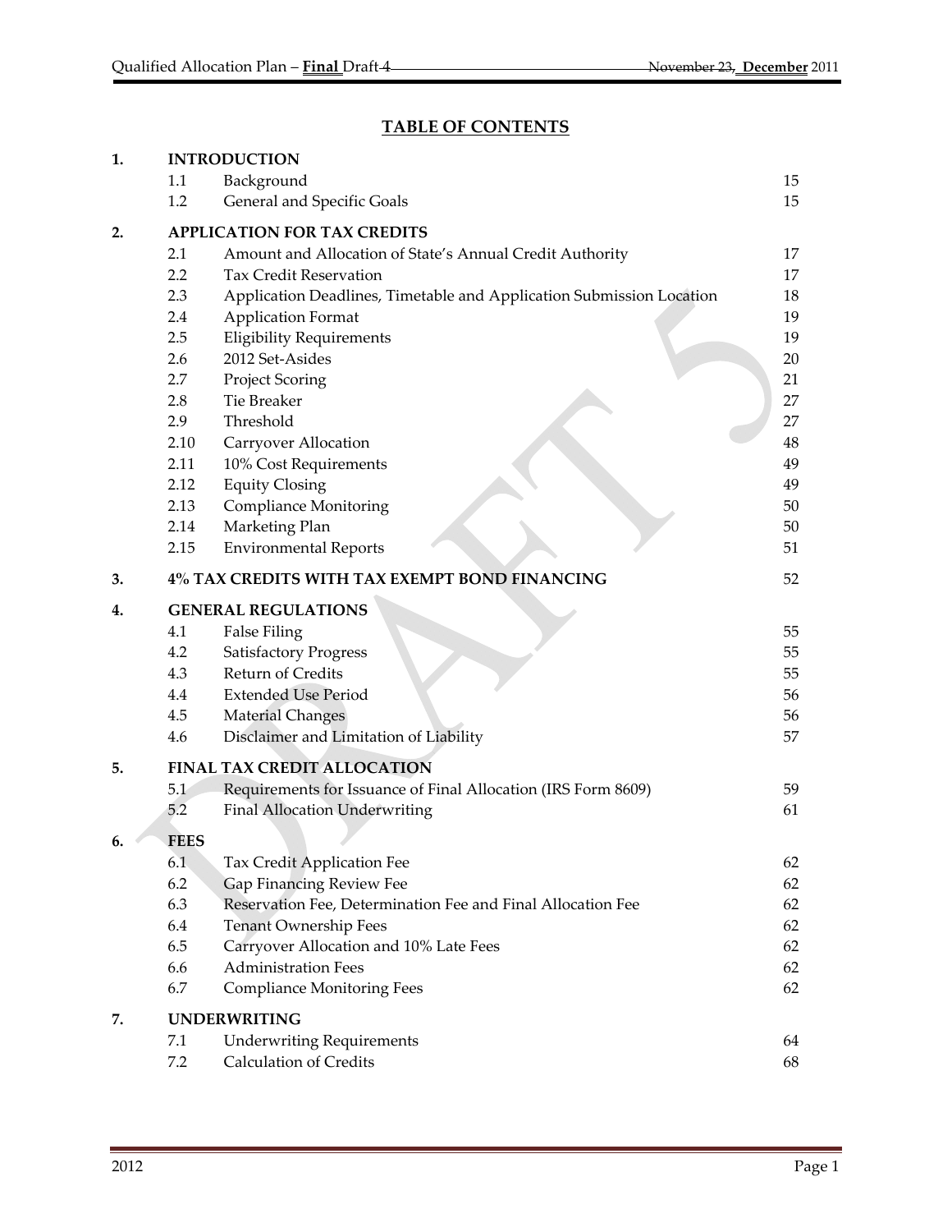# TABLE OF CONTENTS

| | | | |
|---|---|---|---|
| **1.** | **INTRODUCTION** | | |
| | 1.1 | Background | 15 |
| | 1.2 | General and Specific Goals | 15 |
| **2.** | **APPLICATION FOR TAX CREDITS** | | |
| | 2.1 | Amount and Allocation of State's Annual Credit Authority | 17 |
| | 2.2 | Tax Credit Reservation | 17 |
| | 2.3 | Application Deadlines, Timetable and Application Submission Location | 18 |
| | 2.4 | Application Format | 19 |
| | 2.5 | Eligibility Requirements | 19 |
| | 2.6 | 2012 Set-Asides | 20 |
| | 2.7 | Project Scoring | 21 |
| | 2.8 | Tie Breaker | 27 |
| | 2.9 | Threshold | 27 |
| | 2.10 | Carryover Allocation | 48 |
| | 2.11 | 10% Cost Requirements | 49 |
| | 2.12 | Equity Closing | 49 |
| | 2.13 | Compliance Monitoring | 50 |
| | 2.14 | Marketing Plan | 50 |
| | 2.15 | Environmental Reports | 51 |
| **3.** | **4% TAX CREDITS WITH TAX EXEMPT BOND FINANCING** | | 52 |
| **4.** | **GENERAL REGULATIONS** | | |
| | 4.1 | False Filing | 55 |
| | 4.2 | Satisfactory Progress | 55 |
| | 4.3 | Return of Credits | 55 |
| | 4.4 | Extended Use Period | 56 |
| | 4.5 | Material Changes | 56 |
| | 4.6 | Disclaimer and Limitation of Liability | 57 |
| **5.** | **FINAL TAX CREDIT ALLOCATION** | | |
| | 5.1 | Requirements for Issuance of Final Allocation (IRS Form 8609) | 59 |
| | 5.2 | Final Allocation Underwriting | 61 |
| **6.** | **FEES** | | |
| | 6.1 | Tax Credit Application Fee | 62 |
| | 6.2 | Gap Financing Review Fee | 62 |
| | 6.3 | Reservation Fee, Determination Fee and Final Allocation Fee | 62 |
| | 6.4 | Tenant Ownership Fees | 62 |
| | 6.5 | Carryover Allocation and 10% Late Fees | 62 |
| | 6.6 | Administration Fees | 62 |
| | 6.7 | Compliance Monitoring Fees | 62 |
| **7.** | **UNDERWRITING** | | |
| | 7.1 | Underwriting Requirements | 64 |
| | 7.2 | Calculation of Credits | 68 |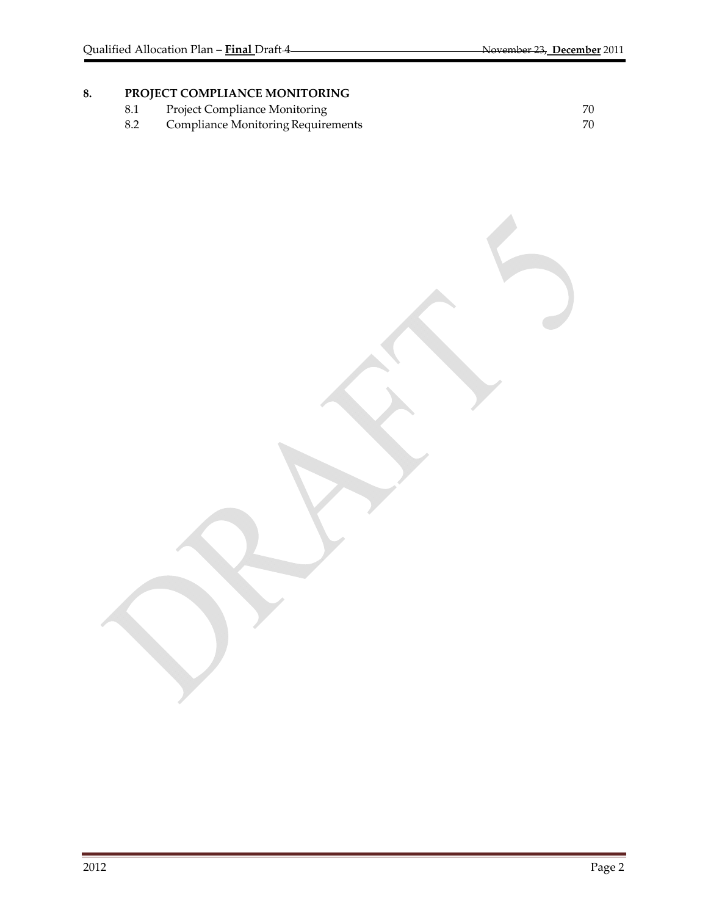**8. PROJECT COMPLIANCE MONITORING**

| | | |
|---|---|---|
| 8.1 | Project Compliance Monitoring | 70 |
| 8.2 | Compliance Monitoring Requirements | 70 |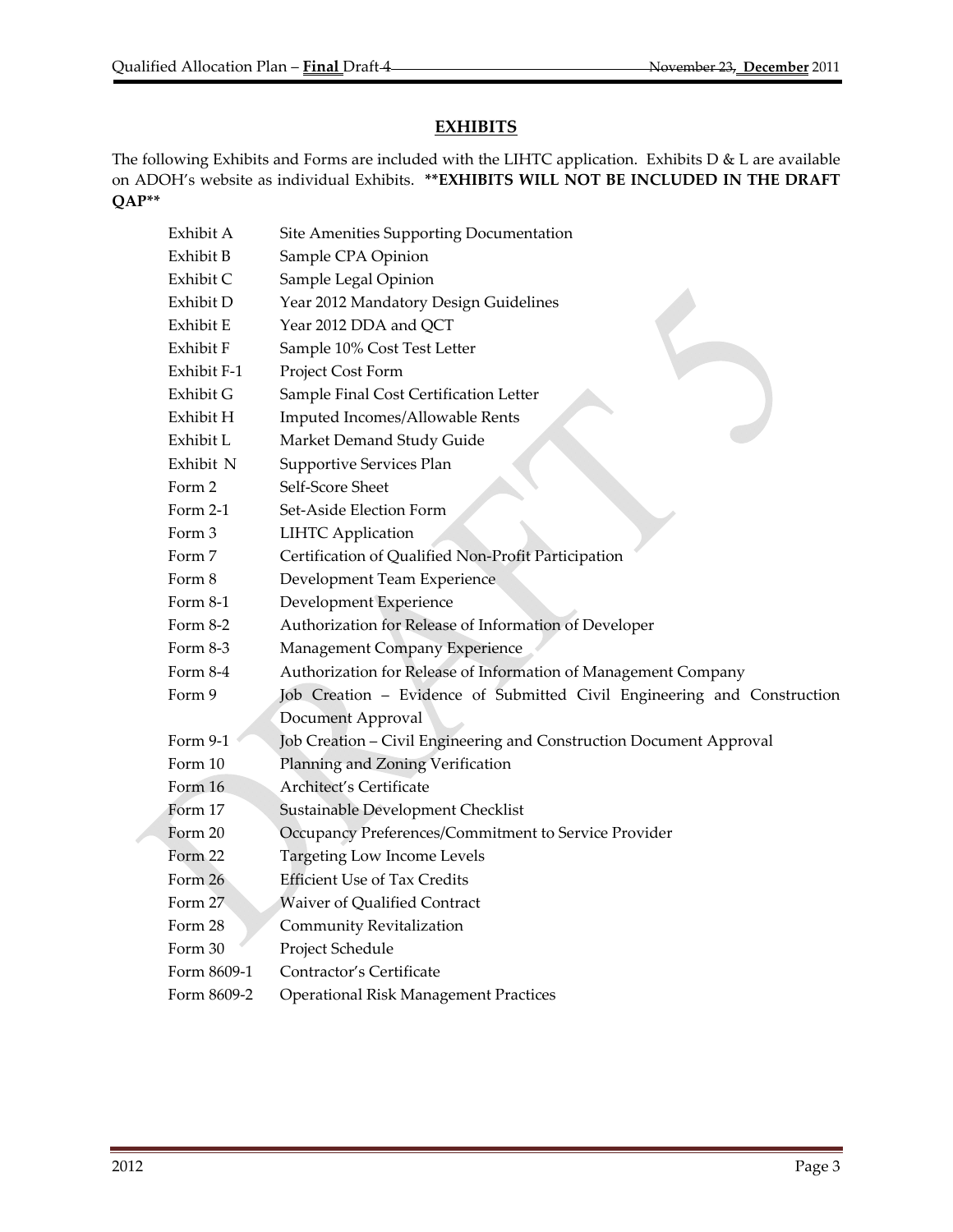## EXHIBITS

The following Exhibits and Forms are included with the LIHTC application. Exhibits D & L are available on ADOH's website as individual Exhibits. **\*\*EXHIBITS WILL NOT BE INCLUDED IN THE DRAFT QAP\*\***

| | |
|---|---|
| Exhibit A | Site Amenities Supporting Documentation |
| Exhibit B | Sample CPA Opinion |
| Exhibit C | Sample Legal Opinion |
| Exhibit D | Year 2012 Mandatory Design Guidelines |
| Exhibit E | Year 2012 DDA and QCT |
| Exhibit F | Sample 10% Cost Test Letter |
| Exhibit F-1 | Project Cost Form |
| Exhibit G | Sample Final Cost Certification Letter |
| Exhibit H | Imputed Incomes/Allowable Rents |
| Exhibit L | Market Demand Study Guide |
| Exhibit N | Supportive Services Plan |
| Form 2 | Self-Score Sheet |
| Form 2-1 | Set-Aside Election Form |
| Form 3 | LIHTC Application |
| Form 7 | Certification of Qualified Non-Profit Participation |
| Form 8 | Development Team Experience |
| Form 8-1 | Development Experience |
| Form 8-2 | Authorization for Release of Information of Developer |
| Form 8-3 | Management Company Experience |
| Form 8-4 | Authorization for Release of Information of Management Company |
| Form 9 | Job Creation – Evidence of Submitted Civil Engineering and Construction Document Approval |
| Form 9-1 | Job Creation – Civil Engineering and Construction Document Approval |
| Form 10 | Planning and Zoning Verification |
| Form 16 | Architect's Certificate |
| Form 17 | Sustainable Development Checklist |
| Form 20 | Occupancy Preferences/Commitment to Service Provider |
| Form 22 | Targeting Low Income Levels |
| Form 26 | Efficient Use of Tax Credits |
| Form 27 | Waiver of Qualified Contract |
| Form 28 | Community Revitalization |
| Form 30 | Project Schedule |
| Form 8609-1 | Contractor's Certificate |
| Form 8609-2 | Operational Risk Management Practices |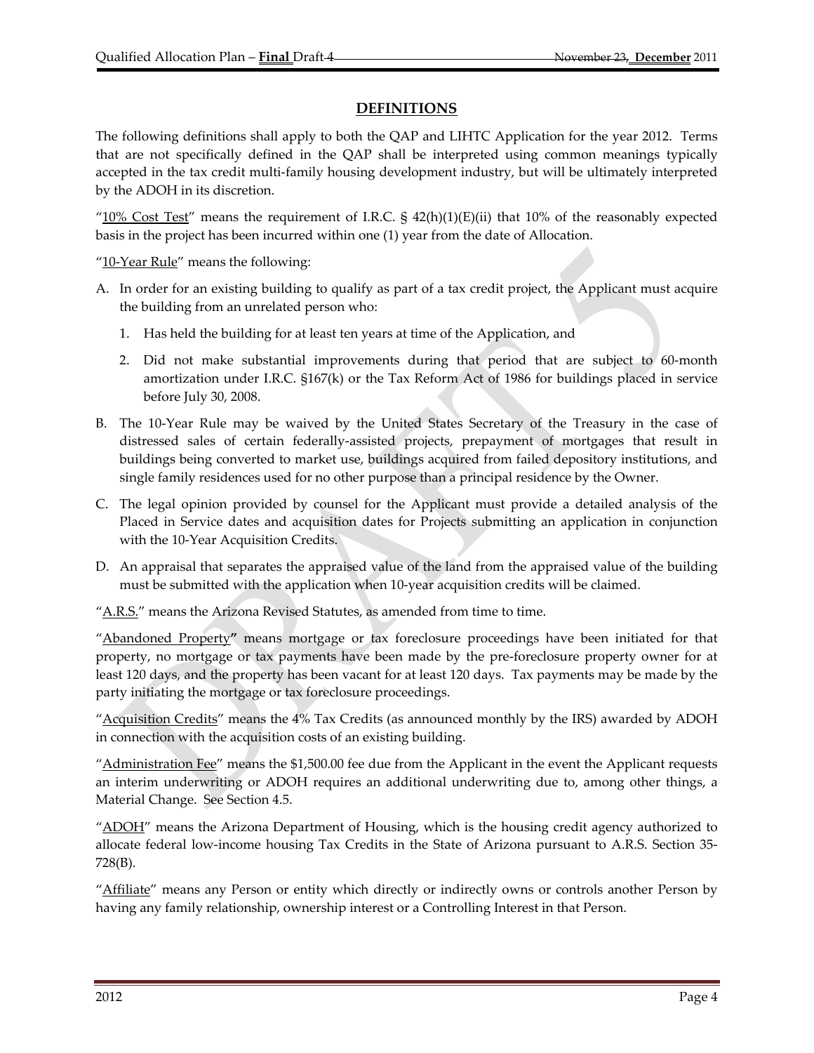## DEFINITIONS

The following definitions shall apply to both the QAP and LIHTC Application for the year 2012. Terms that are not specifically defined in the QAP shall be interpreted using common meanings typically accepted in the tax credit multi-family housing development industry, but will be ultimately interpreted by the ADOH in its discretion.

"10% Cost Test" means the requirement of I.R.C. § 42(h)(1)(E)(ii) that 10% of the reasonably expected basis in the project has been incurred within one (1) year from the date of Allocation.

"10-Year Rule" means the following:

A. In order for an existing building to qualify as part of a tax credit project, the Applicant must acquire the building from an unrelated person who:

   1. Has held the building for at least ten years at time of the Application, and

   2. Did not make substantial improvements during that period that are subject to 60-month amortization under I.R.C. §167(k) or the Tax Reform Act of 1986 for buildings placed in service before July 30, 2008.

B. The 10-Year Rule may be waived by the United States Secretary of the Treasury in the case of distressed sales of certain federally-assisted projects, prepayment of mortgages that result in buildings being converted to market use, buildings acquired from failed depository institutions, and single family residences used for no other purpose than a principal residence by the Owner.

C. The legal opinion provided by counsel for the Applicant must provide a detailed analysis of the Placed in Service dates and acquisition dates for Projects submitting an application in conjunction with the 10-Year Acquisition Credits.

D. An appraisal that separates the appraised value of the land from the appraised value of the building must be submitted with the application when 10-year acquisition credits will be claimed.

"A.R.S." means the Arizona Revised Statutes, as amended from time to time.

"Abandoned Property**"** means mortgage or tax foreclosure proceedings have been initiated for that property, no mortgage or tax payments have been made by the pre-foreclosure property owner for at least 120 days, and the property has been vacant for at least 120 days. Tax payments may be made by the party initiating the mortgage or tax foreclosure proceedings.

"Acquisition Credits" means the 4% Tax Credits (as announced monthly by the IRS) awarded by ADOH in connection with the acquisition costs of an existing building.

"Administration Fee" means the $1,500.00 fee due from the Applicant in the event the Applicant requests an interim underwriting or ADOH requires an additional underwriting due to, among other things, a Material Change. See Section 4.5.

"ADOH" means the Arizona Department of Housing, which is the housing credit agency authorized to allocate federal low-income housing Tax Credits in the State of Arizona pursuant to A.R.S. Section 35-728(B).

"Affiliate" means any Person or entity which directly or indirectly owns or controls another Person by having any family relationship, ownership interest or a Controlling Interest in that Person.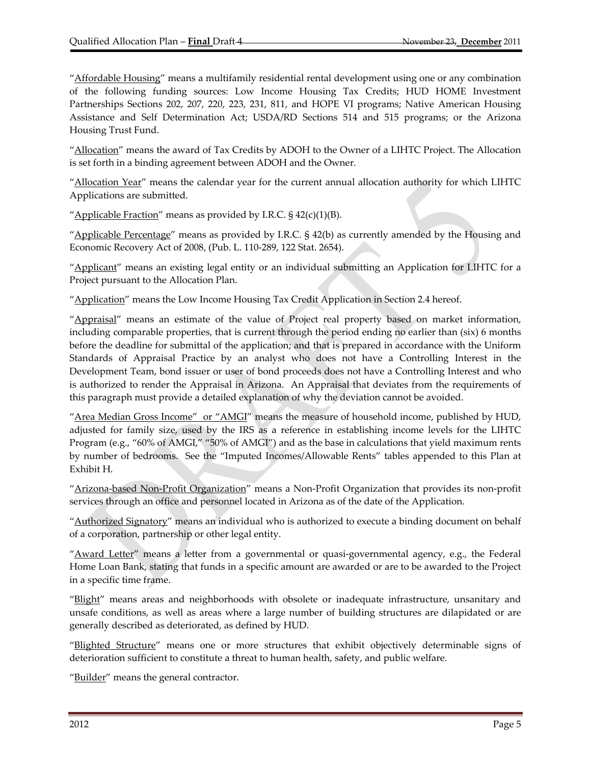"Affordable Housing" means a multifamily residential rental development using one or any combination of the following funding sources: Low Income Housing Tax Credits; HUD HOME Investment Partnerships Sections 202, 207, 220, 223, 231, 811, and HOPE VI programs; Native American Housing Assistance and Self Determination Act; USDA/RD Sections 514 and 515 programs; or the Arizona Housing Trust Fund.

"Allocation" means the award of Tax Credits by ADOH to the Owner of a LIHTC Project. The Allocation is set forth in a binding agreement between ADOH and the Owner.

"Allocation Year" means the calendar year for the current annual allocation authority for which LIHTC Applications are submitted.

"Applicable Fraction" means as provided by I.R.C. § 42(c)(1)(B).

"Applicable Percentage" means as provided by I.R.C. § 42(b) as currently amended by the Housing and Economic Recovery Act of 2008, (Pub. L. 110-289, 122 Stat. 2654).

"Applicant" means an existing legal entity or an individual submitting an Application for LIHTC for a Project pursuant to the Allocation Plan.

"Application" means the Low Income Housing Tax Credit Application in Section 2.4 hereof.

"Appraisal" means an estimate of the value of Project real property based on market information, including comparable properties, that is current through the period ending no earlier than (six) 6 months before the deadline for submittal of the application; and that is prepared in accordance with the Uniform Standards of Appraisal Practice by an analyst who does not have a Controlling Interest in the Development Team, bond issuer or user of bond proceeds does not have a Controlling Interest and who is authorized to render the Appraisal in Arizona. An Appraisal that deviates from the requirements of this paragraph must provide a detailed explanation of why the deviation cannot be avoided.

"Area Median Gross Income" or "AMGI" means the measure of household income, published by HUD, adjusted for family size, used by the IRS as a reference in establishing income levels for the LIHTC Program (e.g., "60% of AMGI," "50% of AMGI") and as the base in calculations that yield maximum rents by number of bedrooms. See the "Imputed Incomes/Allowable Rents" tables appended to this Plan at Exhibit H.

"Arizona-based Non-Profit Organization" means a Non-Profit Organization that provides its non-profit services through an office and personnel located in Arizona as of the date of the Application.

"Authorized Signatory" means an individual who is authorized to execute a binding document on behalf of a corporation, partnership or other legal entity.

"Award Letter" means a letter from a governmental or quasi-governmental agency, e.g., the Federal Home Loan Bank, stating that funds in a specific amount are awarded or are to be awarded to the Project in a specific time frame.

"Blight" means areas and neighborhoods with obsolete or inadequate infrastructure, unsanitary and unsafe conditions, as well as areas where a large number of building structures are dilapidated or are generally described as deteriorated, as defined by HUD.

"Blighted Structure" means one or more structures that exhibit objectively determinable signs of deterioration sufficient to constitute a threat to human health, safety, and public welfare.

"Builder" means the general contractor.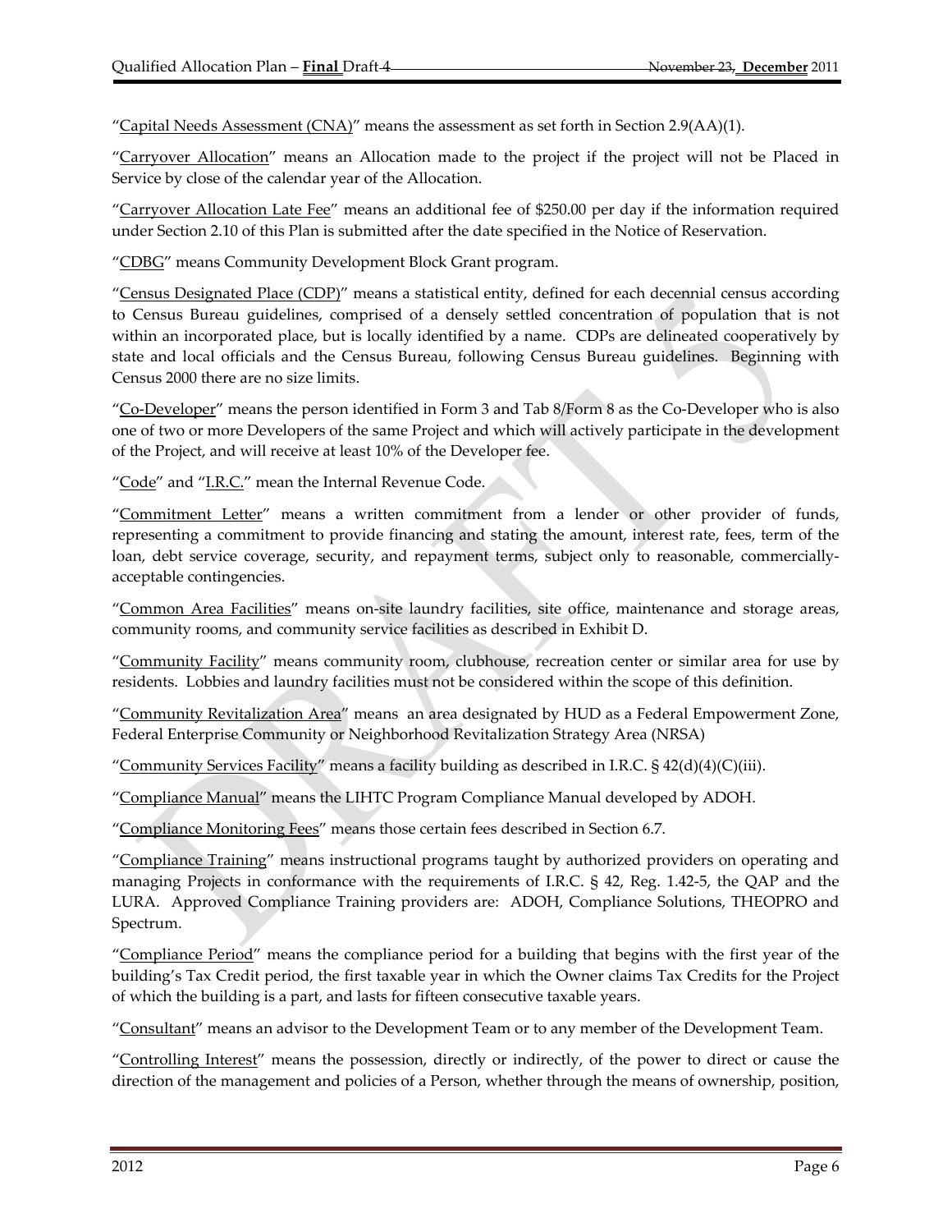"Capital Needs Assessment (CNA)" means the assessment as set forth in Section 2.9(AA)(1).

"Carryover Allocation" means an Allocation made to the project if the project will not be Placed in Service by close of the calendar year of the Allocation.

"Carryover Allocation Late Fee" means an additional fee of $250.00 per day if the information required under Section 2.10 of this Plan is submitted after the date specified in the Notice of Reservation.

"CDBG" means Community Development Block Grant program.

"Census Designated Place (CDP)" means a statistical entity, defined for each decennial census according to Census Bureau guidelines, comprised of a densely settled concentration of population that is not within an incorporated place, but is locally identified by a name. CDPs are delineated cooperatively by state and local officials and the Census Bureau, following Census Bureau guidelines. Beginning with Census 2000 there are no size limits.

"Co-Developer" means the person identified in Form 3 and Tab 8/Form 8 as the Co-Developer who is also one of two or more Developers of the same Project and which will actively participate in the development of the Project, and will receive at least 10% of the Developer fee.

"Code" and "I.R.C." mean the Internal Revenue Code.

"Commitment Letter" means a written commitment from a lender or other provider of funds, representing a commitment to provide financing and stating the amount, interest rate, fees, term of the loan, debt service coverage, security, and repayment terms, subject only to reasonable, commercially-acceptable contingencies.

"Common Area Facilities" means on-site laundry facilities, site office, maintenance and storage areas, community rooms, and community service facilities as described in Exhibit D.

"Community Facility" means community room, clubhouse, recreation center or similar area for use by residents. Lobbies and laundry facilities must not be considered within the scope of this definition.

"Community Revitalization Area" means an area designated by HUD as a Federal Empowerment Zone, Federal Enterprise Community or Neighborhood Revitalization Strategy Area (NRSA)

"Community Services Facility" means a facility building as described in I.R.C. § 42(d)(4)(C)(iii).

"Compliance Manual" means the LIHTC Program Compliance Manual developed by ADOH.

"Compliance Monitoring Fees" means those certain fees described in Section 6.7.

"Compliance Training" means instructional programs taught by authorized providers on operating and managing Projects in conformance with the requirements of I.R.C. § 42, Reg. 1.42-5, the QAP and the LURA. Approved Compliance Training providers are: ADOH, Compliance Solutions, THEOPRO and Spectrum.

"Compliance Period" means the compliance period for a building that begins with the first year of the building's Tax Credit period, the first taxable year in which the Owner claims Tax Credits for the Project of which the building is a part, and lasts for fifteen consecutive taxable years.

"Consultant" means an advisor to the Development Team or to any member of the Development Team.

"Controlling Interest" means the possession, directly or indirectly, of the power to direct or cause the direction of the management and policies of a Person, whether through the means of ownership, position,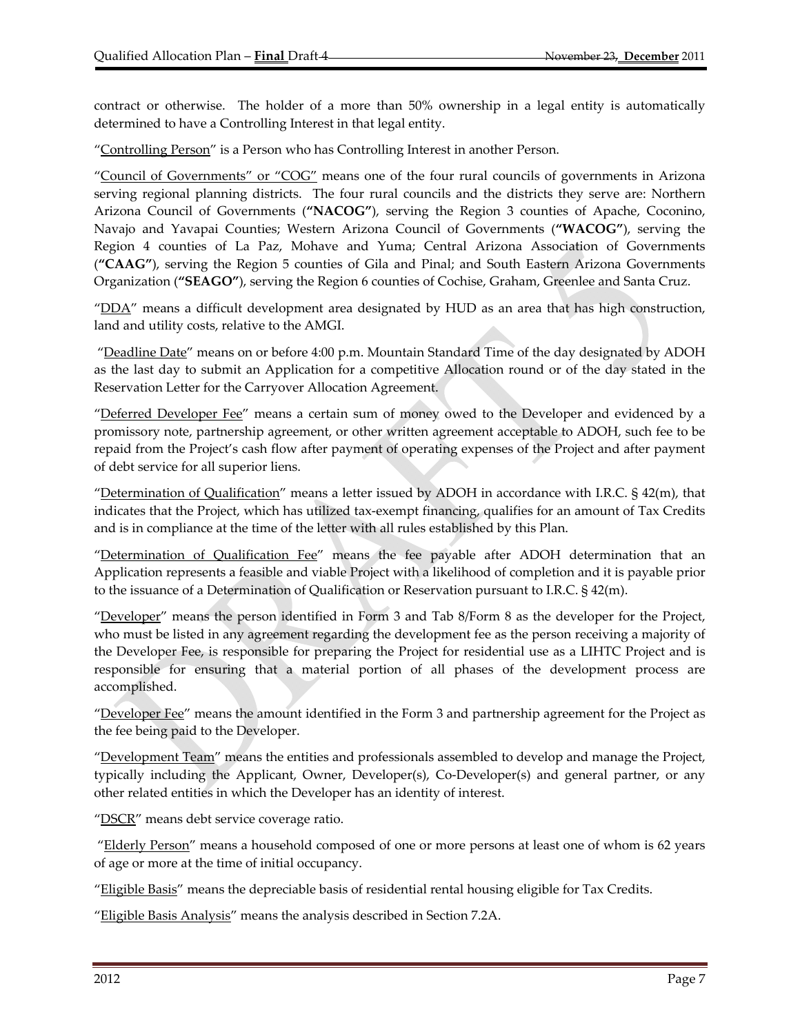contract or otherwise. The holder of a more than 50% ownership in a legal entity is automatically determined to have a Controlling Interest in that legal entity.

"Controlling Person" is a Person who has Controlling Interest in another Person.

"Council of Governments" or "COG" means one of the four rural councils of governments in Arizona serving regional planning districts. The four rural councils and the districts they serve are: Northern Arizona Council of Governments (**"NACOG"**), serving the Region 3 counties of Apache, Coconino, Navajo and Yavapai Counties; Western Arizona Council of Governments (**"WACOG"**), serving the Region 4 counties of La Paz, Mohave and Yuma; Central Arizona Association of Governments (**"CAAG"**), serving the Region 5 counties of Gila and Pinal; and South Eastern Arizona Governments Organization (**"SEAGO"**), serving the Region 6 counties of Cochise, Graham, Greenlee and Santa Cruz.

"DDA" means a difficult development area designated by HUD as an area that has high construction, land and utility costs, relative to the AMGI.

"Deadline Date" means on or before 4:00 p.m. Mountain Standard Time of the day designated by ADOH as the last day to submit an Application for a competitive Allocation round or of the day stated in the Reservation Letter for the Carryover Allocation Agreement.

"Deferred Developer Fee" means a certain sum of money owed to the Developer and evidenced by a promissory note, partnership agreement, or other written agreement acceptable to ADOH, such fee to be repaid from the Project's cash flow after payment of operating expenses of the Project and after payment of debt service for all superior liens.

"Determination of Qualification" means a letter issued by ADOH in accordance with I.R.C. § 42(m), that indicates that the Project, which has utilized tax-exempt financing, qualifies for an amount of Tax Credits and is in compliance at the time of the letter with all rules established by this Plan.

"Determination of Qualification Fee" means the fee payable after ADOH determination that an Application represents a feasible and viable Project with a likelihood of completion and it is payable prior to the issuance of a Determination of Qualification or Reservation pursuant to I.R.C. § 42(m).

"Developer" means the person identified in Form 3 and Tab 8/Form 8 as the developer for the Project, who must be listed in any agreement regarding the development fee as the person receiving a majority of the Developer Fee, is responsible for preparing the Project for residential use as a LIHTC Project and is responsible for ensuring that a material portion of all phases of the development process are accomplished.

"Developer Fee" means the amount identified in the Form 3 and partnership agreement for the Project as the fee being paid to the Developer.

"Development Team" means the entities and professionals assembled to develop and manage the Project, typically including the Applicant, Owner, Developer(s), Co-Developer(s) and general partner, or any other related entities in which the Developer has an identity of interest.

"DSCR" means debt service coverage ratio.

"Elderly Person" means a household composed of one or more persons at least one of whom is 62 years of age or more at the time of initial occupancy.

"Eligible Basis" means the depreciable basis of residential rental housing eligible for Tax Credits.

"Eligible Basis Analysis" means the analysis described in Section 7.2A.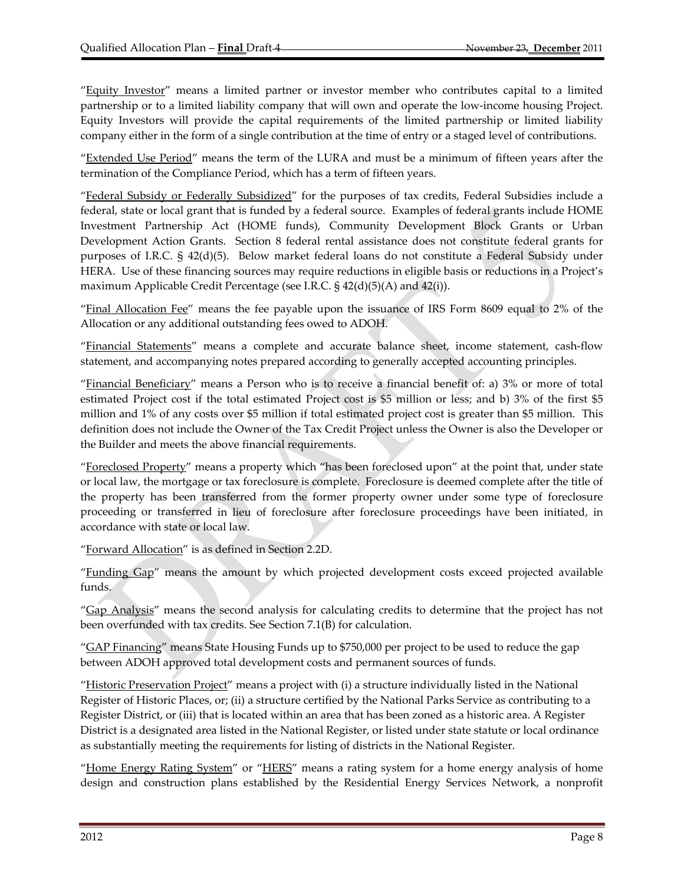"Equity Investor" means a limited partner or investor member who contributes capital to a limited partnership or to a limited liability company that will own and operate the low-income housing Project. Equity Investors will provide the capital requirements of the limited partnership or limited liability company either in the form of a single contribution at the time of entry or a staged level of contributions.

"Extended Use Period" means the term of the LURA and must be a minimum of fifteen years after the termination of the Compliance Period, which has a term of fifteen years.

"Federal Subsidy or Federally Subsidized" for the purposes of tax credits, Federal Subsidies include a federal, state or local grant that is funded by a federal source. Examples of federal grants include HOME Investment Partnership Act (HOME funds), Community Development Block Grants or Urban Development Action Grants. Section 8 federal rental assistance does not constitute federal grants for purposes of I.R.C. § 42(d)(5). Below market federal loans do not constitute a Federal Subsidy under HERA. Use of these financing sources may require reductions in eligible basis or reductions in a Project's maximum Applicable Credit Percentage (see I.R.C. § 42(d)(5)(A) and 42(i)).

"Final Allocation Fee" means the fee payable upon the issuance of IRS Form 8609 equal to 2% of the Allocation or any additional outstanding fees owed to ADOH.

"Financial Statements" means a complete and accurate balance sheet, income statement, cash-flow statement, and accompanying notes prepared according to generally accepted accounting principles.

"Financial Beneficiary" means a Person who is to receive a financial benefit of: a) 3% or more of total estimated Project cost if the total estimated Project cost is $5 million or less; and b) 3% of the first $5 million and 1% of any costs over $5 million if total estimated project cost is greater than $5 million. This definition does not include the Owner of the Tax Credit Project unless the Owner is also the Developer or the Builder and meets the above financial requirements.

"Foreclosed Property" means a property which "has been foreclosed upon" at the point that, under state or local law, the mortgage or tax foreclosure is complete. Foreclosure is deemed complete after the title of the property has been transferred from the former property owner under some type of foreclosure proceeding or transferred in lieu of foreclosure after foreclosure proceedings have been initiated, in accordance with state or local law.

"Forward Allocation" is as defined in Section 2.2D.

"Funding Gap" means the amount by which projected development costs exceed projected available funds.

"Gap Analysis" means the second analysis for calculating credits to determine that the project has not been overfunded with tax credits. See Section 7.1(B) for calculation.

"GAP Financing" means State Housing Funds up to $750,000 per project to be used to reduce the gap between ADOH approved total development costs and permanent sources of funds.

"Historic Preservation Project" means a project with (i) a structure individually listed in the National Register of Historic Places, or; (ii) a structure certified by the National Parks Service as contributing to a Register District, or (iii) that is located within an area that has been zoned as a historic area. A Register District is a designated area listed in the National Register, or listed under state statute or local ordinance as substantially meeting the requirements for listing of districts in the National Register.

"Home Energy Rating System" or "HERS" means a rating system for a home energy analysis of home design and construction plans established by the Residential Energy Services Network, a nonprofit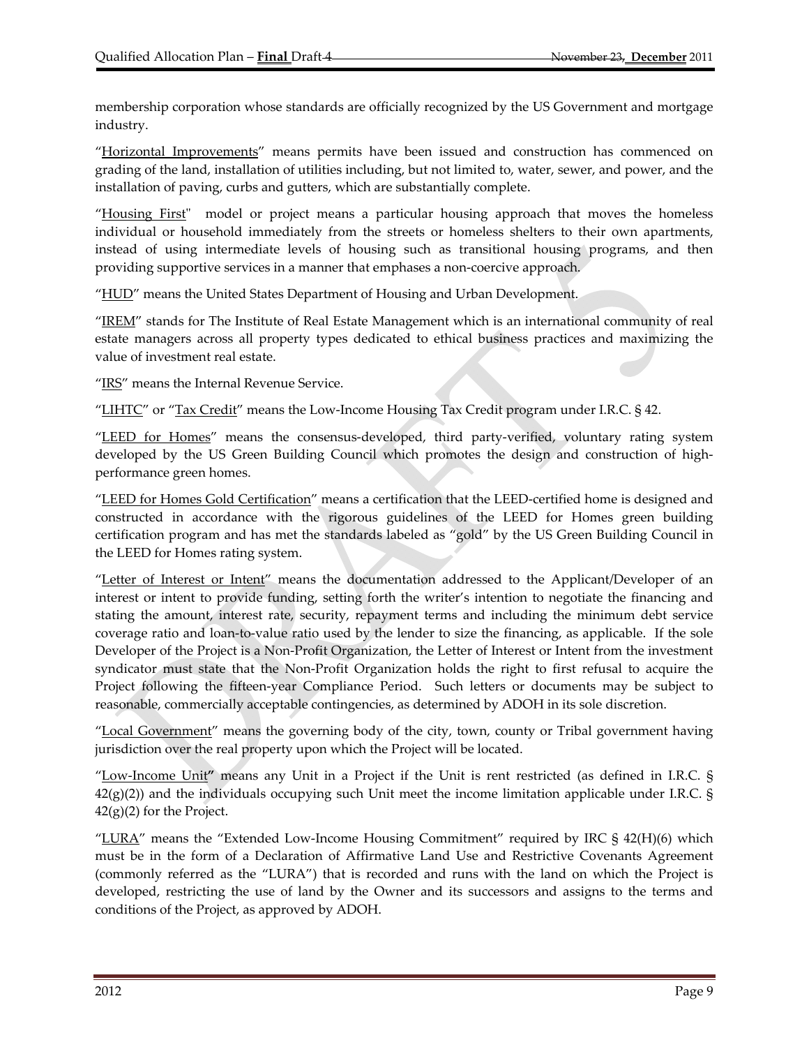membership corporation whose standards are officially recognized by the US Government and mortgage industry.

"Horizontal Improvements" means permits have been issued and construction has commenced on grading of the land, installation of utilities including, but not limited to, water, sewer, and power, and the installation of paving, curbs and gutters, which are substantially complete.

"Housing First" model or project means a particular housing approach that moves the homeless individual or household immediately from the streets or homeless shelters to their own apartments, instead of using intermediate levels of housing such as transitional housing programs, and then providing supportive services in a manner that emphases a non-coercive approach.

"HUD" means the United States Department of Housing and Urban Development.

"IREM" stands for The Institute of Real Estate Management which is an international community of real estate managers across all property types dedicated to ethical business practices and maximizing the value of investment real estate.

"IRS" means the Internal Revenue Service.

"LIHTC" or "Tax Credit" means the Low-Income Housing Tax Credit program under I.R.C. § 42.

"LEED for Homes" means the consensus-developed, third party-verified, voluntary rating system developed by the US Green Building Council which promotes the design and construction of high-performance green homes.

"LEED for Homes Gold Certification" means a certification that the LEED-certified home is designed and constructed in accordance with the rigorous guidelines of the LEED for Homes green building certification program and has met the standards labeled as "gold" by the US Green Building Council in the LEED for Homes rating system.

"Letter of Interest or Intent" means the documentation addressed to the Applicant/Developer of an interest or intent to provide funding, setting forth the writer's intention to negotiate the financing and stating the amount, interest rate, security, repayment terms and including the minimum debt service coverage ratio and loan-to-value ratio used by the lender to size the financing, as applicable. If the sole Developer of the Project is a Non-Profit Organization, the Letter of Interest or Intent from the investment syndicator must state that the Non-Profit Organization holds the right to first refusal to acquire the Project following the fifteen-year Compliance Period. Such letters or documents may be subject to reasonable, commercially acceptable contingencies, as determined by ADOH in its sole discretion.

"Local Government" means the governing body of the city, town, county or Tribal government having jurisdiction over the real property upon which the Project will be located.

"Low-Income Unit**"** means any Unit in a Project if the Unit is rent restricted (as defined in I.R.C. § 42(g)(2)) and the individuals occupying such Unit meet the income limitation applicable under I.R.C. § 42(g)(2) for the Project.

"LURA" means the "Extended Low-Income Housing Commitment" required by IRC § 42(H)(6) which must be in the form of a Declaration of Affirmative Land Use and Restrictive Covenants Agreement (commonly referred as the "LURA") that is recorded and runs with the land on which the Project is developed, restricting the use of land by the Owner and its successors and assigns to the terms and conditions of the Project, as approved by ADOH.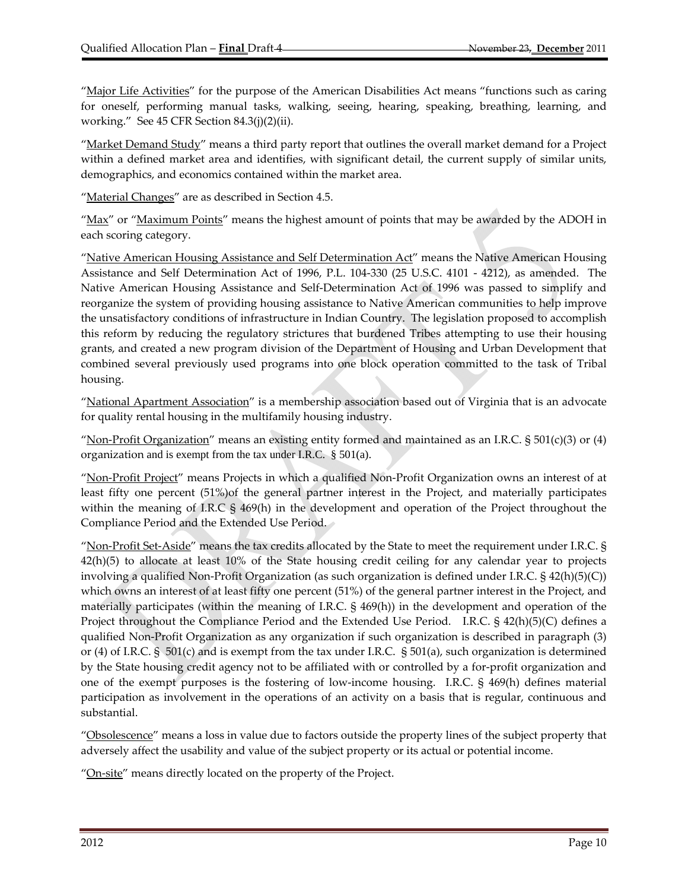"Major Life Activities" for the purpose of the American Disabilities Act means "functions such as caring for oneself, performing manual tasks, walking, seeing, hearing, speaking, breathing, learning, and working." See 45 CFR Section 84.3(j)(2)(ii).

"Market Demand Study" means a third party report that outlines the overall market demand for a Project within a defined market area and identifies, with significant detail, the current supply of similar units, demographics, and economics contained within the market area.

"Material Changes" are as described in Section 4.5.

"Max" or "Maximum Points" means the highest amount of points that may be awarded by the ADOH in each scoring category.

"Native American Housing Assistance and Self Determination Act" means the Native American Housing Assistance and Self Determination Act of 1996, P.L. 104-330 (25 U.S.C. 4101 - 4212), as amended. The Native American Housing Assistance and Self-Determination Act of 1996 was passed to simplify and reorganize the system of providing housing assistance to Native American communities to help improve the unsatisfactory conditions of infrastructure in Indian Country. The legislation proposed to accomplish this reform by reducing the regulatory strictures that burdened Tribes attempting to use their housing grants, and created a new program division of the Department of Housing and Urban Development that combined several previously used programs into one block operation committed to the task of Tribal housing.

"National Apartment Association" is a membership association based out of Virginia that is an advocate for quality rental housing in the multifamily housing industry.

"Non-Profit Organization" means an existing entity formed and maintained as an I.R.C. § 501(c)(3) or (4) organization and is exempt from the tax under I.R.C. § 501(a).

"Non-Profit Project" means Projects in which a qualified Non-Profit Organization owns an interest of at least fifty one percent (51%)of the general partner interest in the Project, and materially participates within the meaning of I.R.C § 469(h) in the development and operation of the Project throughout the Compliance Period and the Extended Use Period.

"Non-Profit Set-Aside" means the tax credits allocated by the State to meet the requirement under I.R.C. § 42(h)(5) to allocate at least 10% of the State housing credit ceiling for any calendar year to projects involving a qualified Non-Profit Organization (as such organization is defined under I.R.C. § 42(h)(5)(C)) which owns an interest of at least fifty one percent (51%) of the general partner interest in the Project, and materially participates (within the meaning of I.R.C. § 469(h)) in the development and operation of the Project throughout the Compliance Period and the Extended Use Period. I.R.C. § 42(h)(5)(C) defines a qualified Non-Profit Organization as any organization if such organization is described in paragraph (3) or (4) of I.R.C. § 501(c) and is exempt from the tax under I.R.C. § 501(a), such organization is determined by the State housing credit agency not to be affiliated with or controlled by a for-profit organization and one of the exempt purposes is the fostering of low-income housing. I.R.C. § 469(h) defines material participation as involvement in the operations of an activity on a basis that is regular, continuous and substantial.

"Obsolescence" means a loss in value due to factors outside the property lines of the subject property that adversely affect the usability and value of the subject property or its actual or potential income.

"On-site" means directly located on the property of the Project.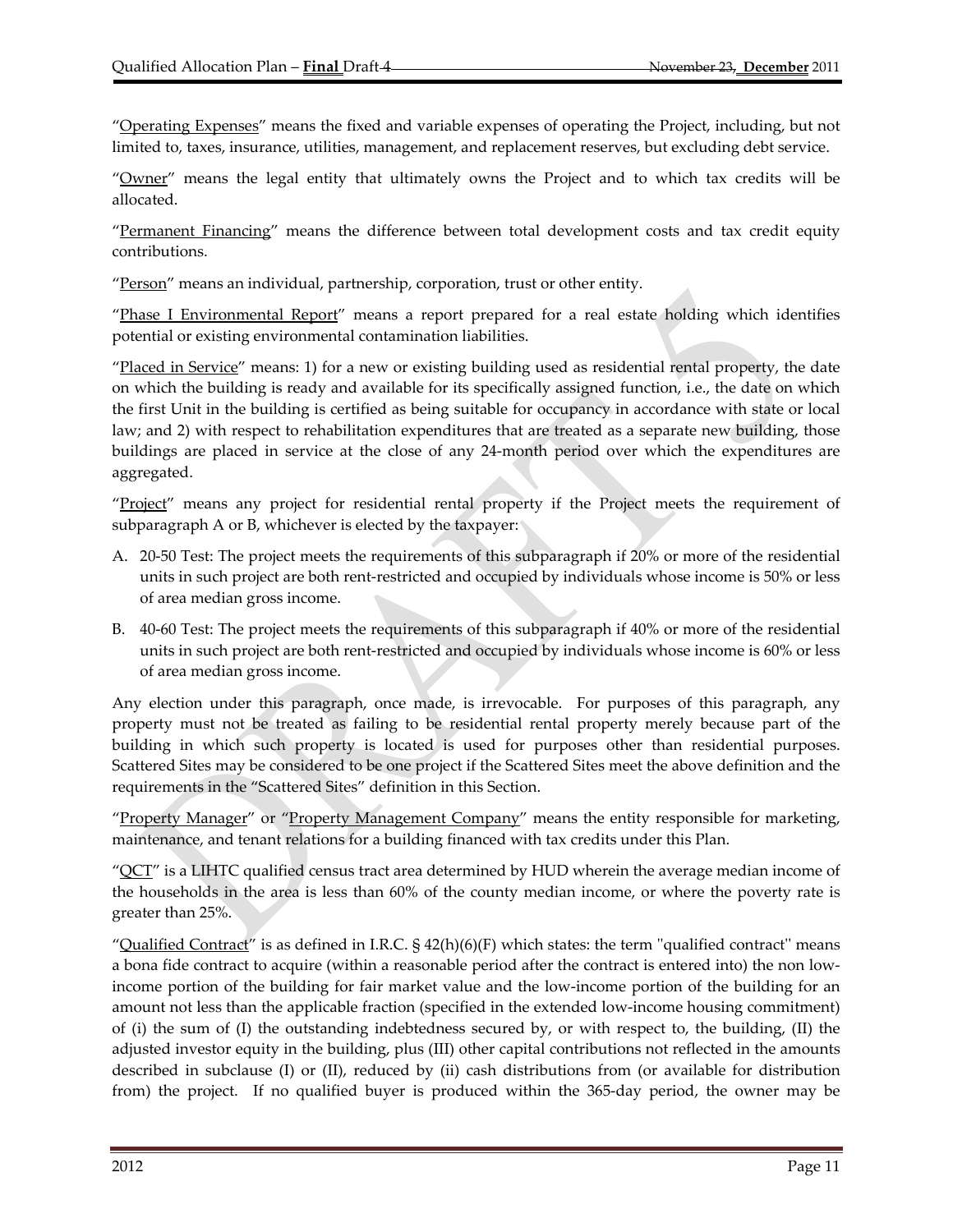"Operating Expenses" means the fixed and variable expenses of operating the Project, including, but not limited to, taxes, insurance, utilities, management, and replacement reserves, but excluding debt service.

"Owner" means the legal entity that ultimately owns the Project and to which tax credits will be allocated.

"Permanent Financing" means the difference between total development costs and tax credit equity contributions.

"Person" means an individual, partnership, corporation, trust or other entity.

"Phase I Environmental Report" means a report prepared for a real estate holding which identifies potential or existing environmental contamination liabilities.

"Placed in Service" means: 1) for a new or existing building used as residential rental property, the date on which the building is ready and available for its specifically assigned function, i.e., the date on which the first Unit in the building is certified as being suitable for occupancy in accordance with state or local law; and 2) with respect to rehabilitation expenditures that are treated as a separate new building, those buildings are placed in service at the close of any 24-month period over which the expenditures are aggregated.

"Project" means any project for residential rental property if the Project meets the requirement of subparagraph A or B, whichever is elected by the taxpayer:

A. 20-50 Test: The project meets the requirements of this subparagraph if 20% or more of the residential units in such project are both rent-restricted and occupied by individuals whose income is 50% or less of area median gross income.

B. 40-60 Test: The project meets the requirements of this subparagraph if 40% or more of the residential units in such project are both rent-restricted and occupied by individuals whose income is 60% or less of area median gross income.

Any election under this paragraph, once made, is irrevocable. For purposes of this paragraph, any property must not be treated as failing to be residential rental property merely because part of the building in which such property is located is used for purposes other than residential purposes. Scattered Sites may be considered to be one project if the Scattered Sites meet the above definition and the requirements in the "Scattered Sites" definition in this Section.

"Property Manager" or "Property Management Company" means the entity responsible for marketing, maintenance, and tenant relations for a building financed with tax credits under this Plan.

"QCT" is a LIHTC qualified census tract area determined by HUD wherein the average median income of the households in the area is less than 60% of the county median income, or where the poverty rate is greater than 25%.

"Qualified Contract" is as defined in I.R.C. § 42(h)(6)(F) which states: the term "qualified contract" means a bona fide contract to acquire (within a reasonable period after the contract is entered into) the non low-income portion of the building for fair market value and the low-income portion of the building for an amount not less than the applicable fraction (specified in the extended low-income housing commitment) of (i) the sum of (I) the outstanding indebtedness secured by, or with respect to, the building, (II) the adjusted investor equity in the building, plus (III) other capital contributions not reflected in the amounts described in subclause (I) or (II), reduced by (ii) cash distributions from (or available for distribution from) the project. If no qualified buyer is produced within the 365-day period, the owner may be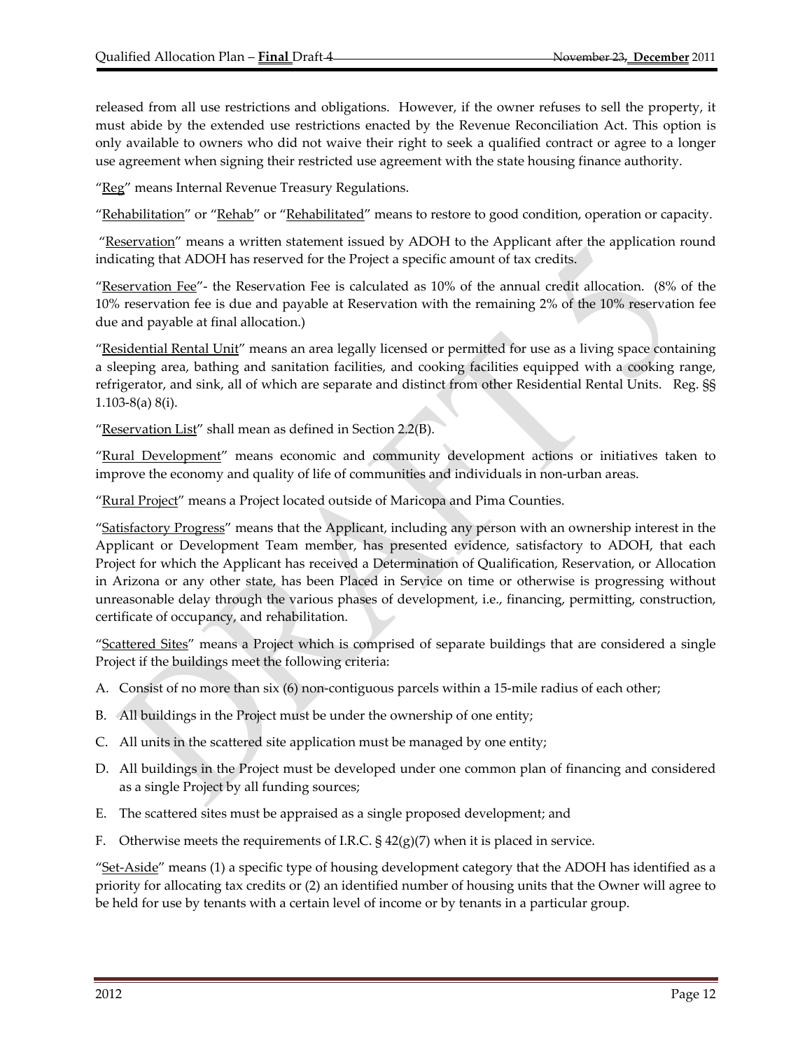released from all use restrictions and obligations. However, if the owner refuses to sell the property, it must abide by the extended use restrictions enacted by the Revenue Reconciliation Act. This option is only available to owners who did not waive their right to seek a qualified contract or agree to a longer use agreement when signing their restricted use agreement with the state housing finance authority.

"Reg" means Internal Revenue Treasury Regulations.

"Rehabilitation" or "Rehab" or "Rehabilitated" means to restore to good condition, operation or capacity.

"Reservation" means a written statement issued by ADOH to the Applicant after the application round indicating that ADOH has reserved for the Project a specific amount of tax credits.

"Reservation Fee"- the Reservation Fee is calculated as 10% of the annual credit allocation. (8% of the 10% reservation fee is due and payable at Reservation with the remaining 2% of the 10% reservation fee due and payable at final allocation.)

"Residential Rental Unit" means an area legally licensed or permitted for use as a living space containing a sleeping area, bathing and sanitation facilities, and cooking facilities equipped with a cooking range, refrigerator, and sink, all of which are separate and distinct from other Residential Rental Units. Reg. §§ 1.103-8(a) 8(i).

"Reservation List" shall mean as defined in Section 2.2(B).

"Rural Development" means economic and community development actions or initiatives taken to improve the economy and quality of life of communities and individuals in non-urban areas.

"Rural Project" means a Project located outside of Maricopa and Pima Counties.

"Satisfactory Progress" means that the Applicant, including any person with an ownership interest in the Applicant or Development Team member, has presented evidence, satisfactory to ADOH, that each Project for which the Applicant has received a Determination of Qualification, Reservation, or Allocation in Arizona or any other state, has been Placed in Service on time or otherwise is progressing without unreasonable delay through the various phases of development, i.e., financing, permitting, construction, certificate of occupancy, and rehabilitation.

"Scattered Sites" means a Project which is comprised of separate buildings that are considered a single Project if the buildings meet the following criteria:

A. Consist of no more than six (6) non-contiguous parcels within a 15-mile radius of each other;
B. All buildings in the Project must be under the ownership of one entity;
C. All units in the scattered site application must be managed by one entity;
D. All buildings in the Project must be developed under one common plan of financing and considered as a single Project by all funding sources;
E. The scattered sites must be appraised as a single proposed development; and
F. Otherwise meets the requirements of I.R.C. § 42(g)(7) when it is placed in service.

"Set-Aside" means (1) a specific type of housing development category that the ADOH has identified as a priority for allocating tax credits or (2) an identified number of housing units that the Owner will agree to be held for use by tenants with a certain level of income or by tenants in a particular group.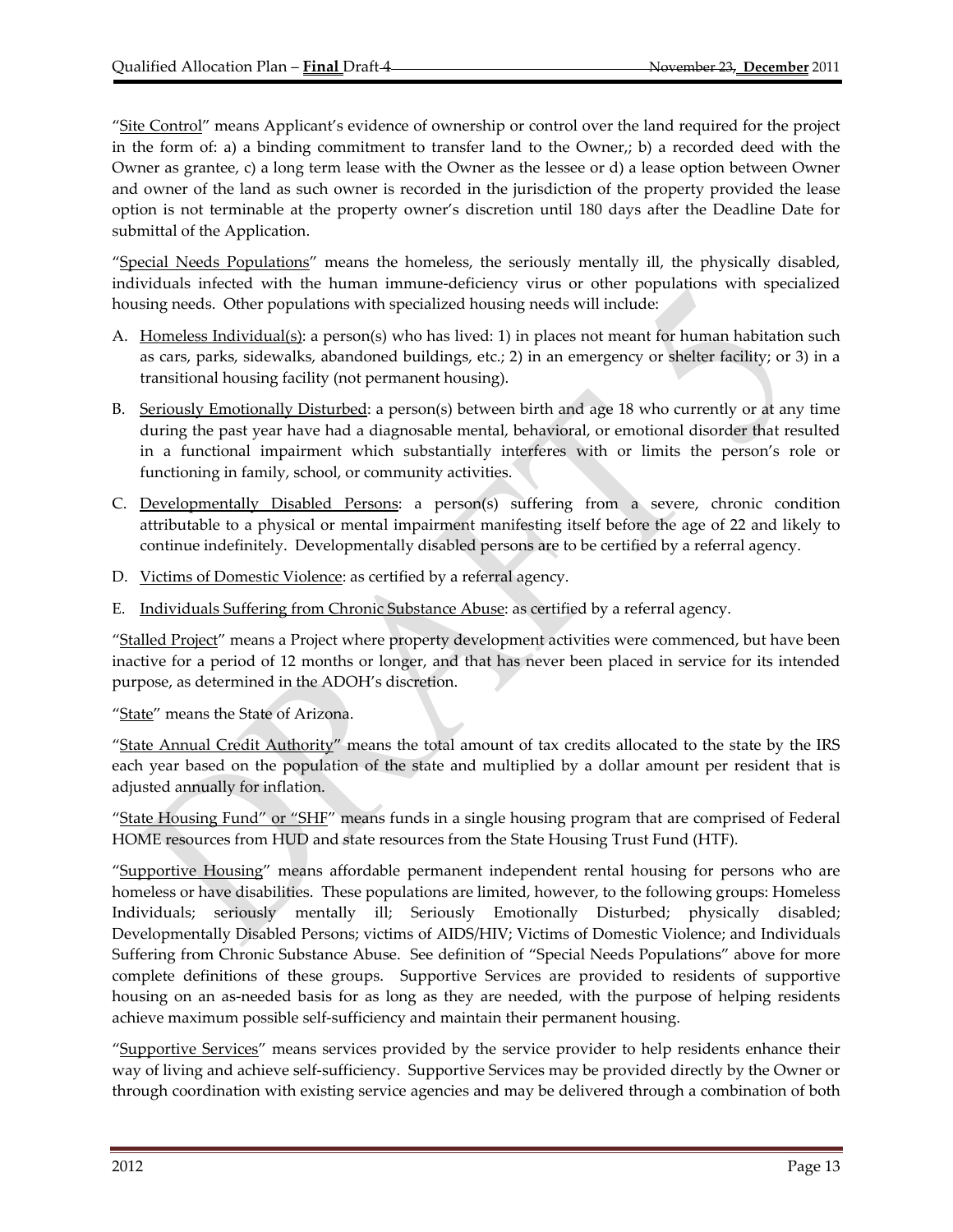"Site Control" means Applicant's evidence of ownership or control over the land required for the project in the form of: a) a binding commitment to transfer land to the Owner,; b) a recorded deed with the Owner as grantee, c) a long term lease with the Owner as the lessee or d) a lease option between Owner and owner of the land as such owner is recorded in the jurisdiction of the property provided the lease option is not terminable at the property owner's discretion until 180 days after the Deadline Date for submittal of the Application.

"Special Needs Populations" means the homeless, the seriously mentally ill, the physically disabled, individuals infected with the human immune-deficiency virus or other populations with specialized housing needs. Other populations with specialized housing needs will include:

A. Homeless Individual(s): a person(s) who has lived: 1) in places not meant for human habitation such as cars, parks, sidewalks, abandoned buildings, etc.; 2) in an emergency or shelter facility; or 3) in a transitional housing facility (not permanent housing).

B. Seriously Emotionally Disturbed: a person(s) between birth and age 18 who currently or at any time during the past year have had a diagnosable mental, behavioral, or emotional disorder that resulted in a functional impairment which substantially interferes with or limits the person's role or functioning in family, school, or community activities.

C. Developmentally Disabled Persons: a person(s) suffering from a severe, chronic condition attributable to a physical or mental impairment manifesting itself before the age of 22 and likely to continue indefinitely. Developmentally disabled persons are to be certified by a referral agency.

D. Victims of Domestic Violence: as certified by a referral agency.

E. Individuals Suffering from Chronic Substance Abuse: as certified by a referral agency.

"Stalled Project" means a Project where property development activities were commenced, but have been inactive for a period of 12 months or longer, and that has never been placed in service for its intended purpose, as determined in the ADOH's discretion.

"State" means the State of Arizona.

"State Annual Credit Authority" means the total amount of tax credits allocated to the state by the IRS each year based on the population of the state and multiplied by a dollar amount per resident that is adjusted annually for inflation.

"State Housing Fund" or "SHF" means funds in a single housing program that are comprised of Federal HOME resources from HUD and state resources from the State Housing Trust Fund (HTF).

"Supportive Housing" means affordable permanent independent rental housing for persons who are homeless or have disabilities. These populations are limited, however, to the following groups: Homeless Individuals; seriously mentally ill; Seriously Emotionally Disturbed; physically disabled; Developmentally Disabled Persons; victims of AIDS/HIV; Victims of Domestic Violence; and Individuals Suffering from Chronic Substance Abuse. See definition of "Special Needs Populations" above for more complete definitions of these groups. Supportive Services are provided to residents of supportive housing on an as-needed basis for as long as they are needed, with the purpose of helping residents achieve maximum possible self-sufficiency and maintain their permanent housing.

"Supportive Services" means services provided by the service provider to help residents enhance their way of living and achieve self-sufficiency. Supportive Services may be provided directly by the Owner or through coordination with existing service agencies and may be delivered through a combination of both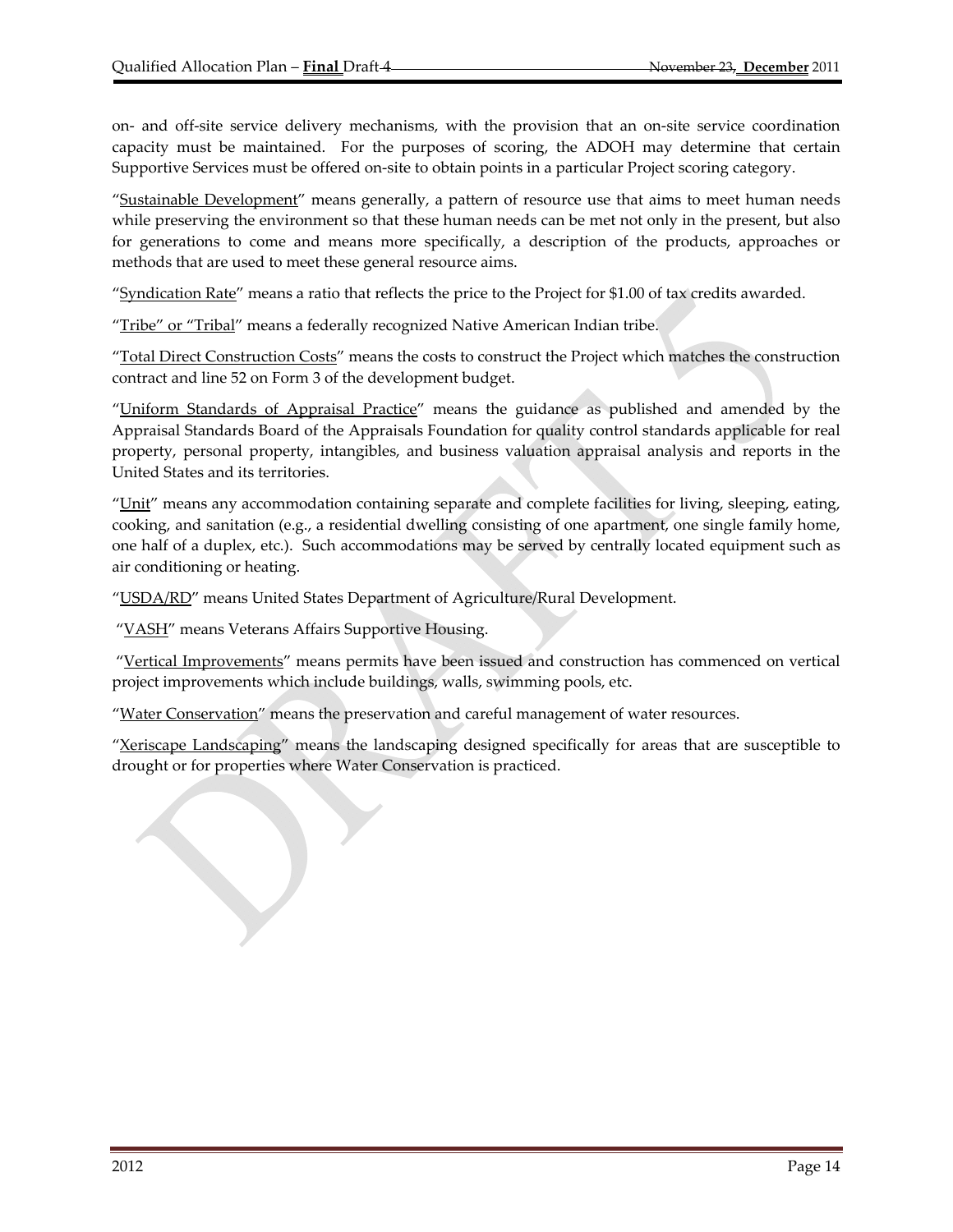on- and off-site service delivery mechanisms, with the provision that an on-site service coordination capacity must be maintained. For the purposes of scoring, the ADOH may determine that certain Supportive Services must be offered on-site to obtain points in a particular Project scoring category.

"Sustainable Development" means generally, a pattern of resource use that aims to meet human needs while preserving the environment so that these human needs can be met not only in the present, but also for generations to come and means more specifically, a description of the products, approaches or methods that are used to meet these general resource aims.

"Syndication Rate" means a ratio that reflects the price to the Project for $1.00 of tax credits awarded.

"Tribe" or "Tribal" means a federally recognized Native American Indian tribe.

"Total Direct Construction Costs" means the costs to construct the Project which matches the construction contract and line 52 on Form 3 of the development budget.

"Uniform Standards of Appraisal Practice" means the guidance as published and amended by the Appraisal Standards Board of the Appraisals Foundation for quality control standards applicable for real property, personal property, intangibles, and business valuation appraisal analysis and reports in the United States and its territories.

"Unit" means any accommodation containing separate and complete facilities for living, sleeping, eating, cooking, and sanitation (e.g., a residential dwelling consisting of one apartment, one single family home, one half of a duplex, etc.). Such accommodations may be served by centrally located equipment such as air conditioning or heating.

"USDA/RD" means United States Department of Agriculture/Rural Development.

"VASH" means Veterans Affairs Supportive Housing.

"Vertical Improvements" means permits have been issued and construction has commenced on vertical project improvements which include buildings, walls, swimming pools, etc.

"Water Conservation" means the preservation and careful management of water resources.

"Xeriscape Landscaping" means the landscaping designed specifically for areas that are susceptible to drought or for properties where Water Conservation is practiced.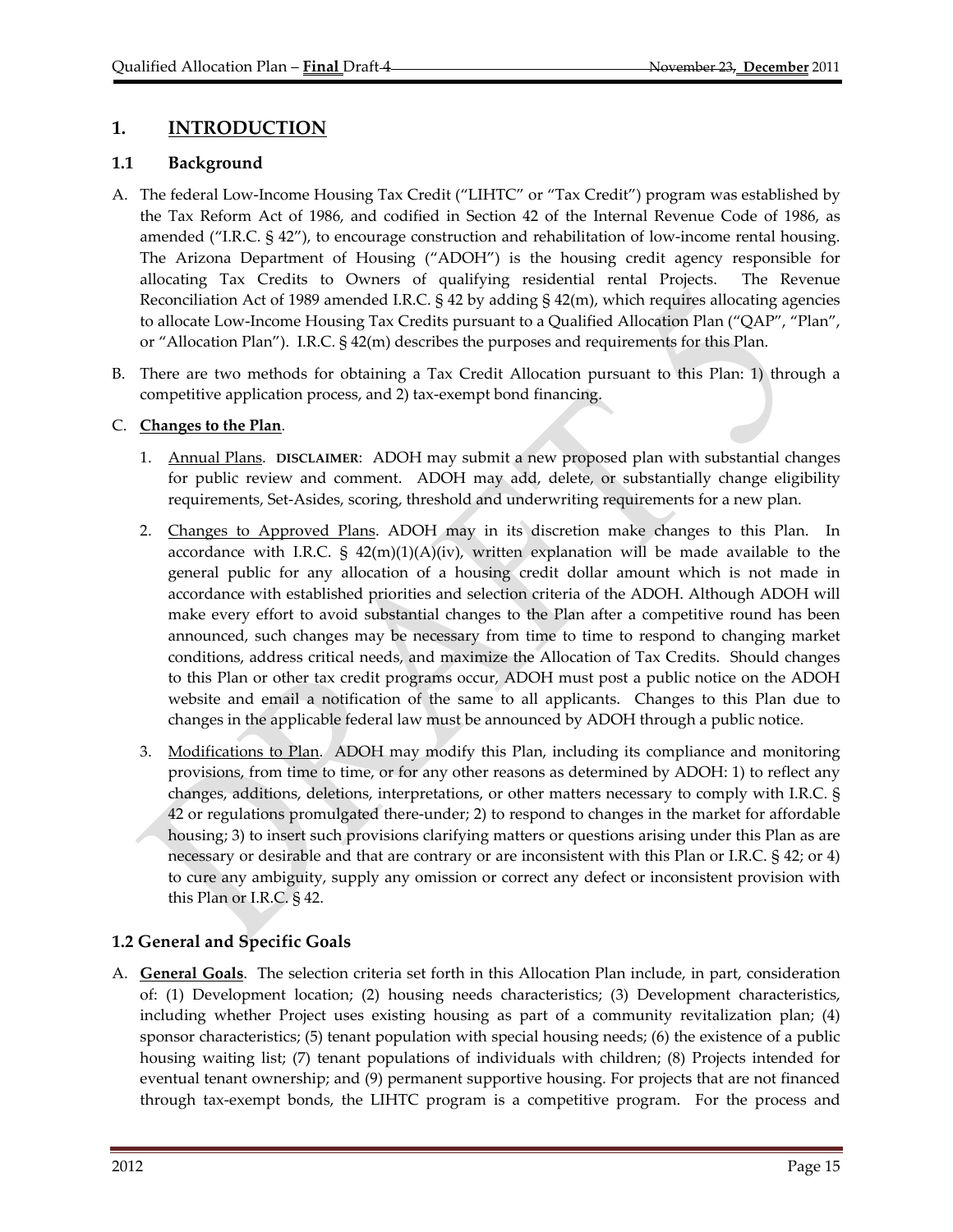# 1. INTRODUCTION

## 1.1 Background

A. The federal Low-Income Housing Tax Credit ("LIHTC" or "Tax Credit") program was established by the Tax Reform Act of 1986, and codified in Section 42 of the Internal Revenue Code of 1986, as amended ("I.R.C. § 42"), to encourage construction and rehabilitation of low-income rental housing. The Arizona Department of Housing ("ADOH") is the housing credit agency responsible for allocating Tax Credits to Owners of qualifying residential rental Projects. The Revenue Reconciliation Act of 1989 amended I.R.C. § 42 by adding § 42(m), which requires allocating agencies to allocate Low-Income Housing Tax Credits pursuant to a Qualified Allocation Plan ("QAP", "Plan", or "Allocation Plan"). I.R.C. § 42(m) describes the purposes and requirements for this Plan.

B. There are two methods for obtaining a Tax Credit Allocation pursuant to this Plan: 1) through a competitive application process, and 2) tax-exempt bond financing.

C. **Changes to the Plan**.

1. Annual Plans. **DISCLAIMER**: ADOH may submit a new proposed plan with substantial changes for public review and comment. ADOH may add, delete, or substantially change eligibility requirements, Set-Asides, scoring, threshold and underwriting requirements for a new plan.

2. Changes to Approved Plans. ADOH may in its discretion make changes to this Plan. In accordance with I.R.C. § 42(m)(1)(A)(iv), written explanation will be made available to the general public for any allocation of a housing credit dollar amount which is not made in accordance with established priorities and selection criteria of the ADOH. Although ADOH will make every effort to avoid substantial changes to the Plan after a competitive round has been announced, such changes may be necessary from time to time to respond to changing market conditions, address critical needs, and maximize the Allocation of Tax Credits. Should changes to this Plan or other tax credit programs occur, ADOH must post a public notice on the ADOH website and email a notification of the same to all applicants. Changes to this Plan due to changes in the applicable federal law must be announced by ADOH through a public notice.

3. Modifications to Plan. ADOH may modify this Plan, including its compliance and monitoring provisions, from time to time, or for any other reasons as determined by ADOH: 1) to reflect any changes, additions, deletions, interpretations, or other matters necessary to comply with I.R.C. § 42 or regulations promulgated there-under; 2) to respond to changes in the market for affordable housing; 3) to insert such provisions clarifying matters or questions arising under this Plan as are necessary or desirable and that are contrary or are inconsistent with this Plan or I.R.C. § 42; or 4) to cure any ambiguity, supply any omission or correct any defect or inconsistent provision with this Plan or I.R.C. § 42.

## 1.2 General and Specific Goals

A. **General Goals**. The selection criteria set forth in this Allocation Plan include, in part, consideration of: (1) Development location; (2) housing needs characteristics; (3) Development characteristics, including whether Project uses existing housing as part of a community revitalization plan; (4) sponsor characteristics; (5) tenant population with special housing needs; (6) the existence of a public housing waiting list; (7) tenant populations of individuals with children; (8) Projects intended for eventual tenant ownership; and (9) permanent supportive housing. For projects that are not financed through tax-exempt bonds, the LIHTC program is a competitive program. For the process and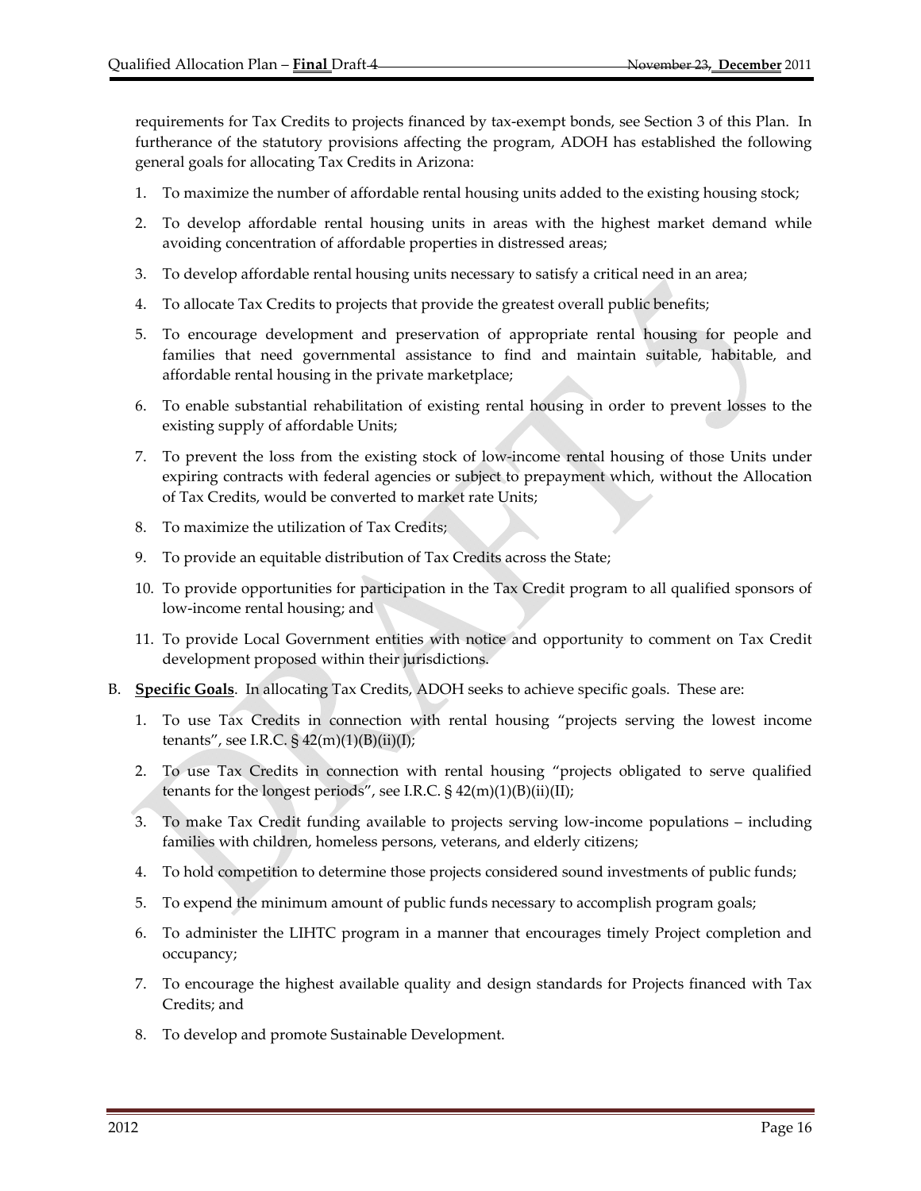requirements for Tax Credits to projects financed by tax-exempt bonds, see Section 3 of this Plan. In furtherance of the statutory provisions affecting the program, ADOH has established the following general goals for allocating Tax Credits in Arizona:

1. To maximize the number of affordable rental housing units added to the existing housing stock;
2. To develop affordable rental housing units in areas with the highest market demand while avoiding concentration of affordable properties in distressed areas;
3. To develop affordable rental housing units necessary to satisfy a critical need in an area;
4. To allocate Tax Credits to projects that provide the greatest overall public benefits;
5. To encourage development and preservation of appropriate rental housing for people and families that need governmental assistance to find and maintain suitable, habitable, and affordable rental housing in the private marketplace;
6. To enable substantial rehabilitation of existing rental housing in order to prevent losses to the existing supply of affordable Units;
7. To prevent the loss from the existing stock of low-income rental housing of those Units under expiring contracts with federal agencies or subject to prepayment which, without the Allocation of Tax Credits, would be converted to market rate Units;
8. To maximize the utilization of Tax Credits;
9. To provide an equitable distribution of Tax Credits across the State;
10. To provide opportunities for participation in the Tax Credit program to all qualified sponsors of low-income rental housing; and
11. To provide Local Government entities with notice and opportunity to comment on Tax Credit development proposed within their jurisdictions.

B. **Specific Goals**. In allocating Tax Credits, ADOH seeks to achieve specific goals. These are:

1. To use Tax Credits in connection with rental housing "projects serving the lowest income tenants", see I.R.C. § 42(m)(1)(B)(ii)(I);
2. To use Tax Credits in connection with rental housing "projects obligated to serve qualified tenants for the longest periods", see I.R.C. § 42(m)(1)(B)(ii)(II);
3. To make Tax Credit funding available to projects serving low-income populations – including families with children, homeless persons, veterans, and elderly citizens;
4. To hold competition to determine those projects considered sound investments of public funds;
5. To expend the minimum amount of public funds necessary to accomplish program goals;
6. To administer the LIHTC program in a manner that encourages timely Project completion and occupancy;
7. To encourage the highest available quality and design standards for Projects financed with Tax Credits; and
8. To develop and promote Sustainable Development.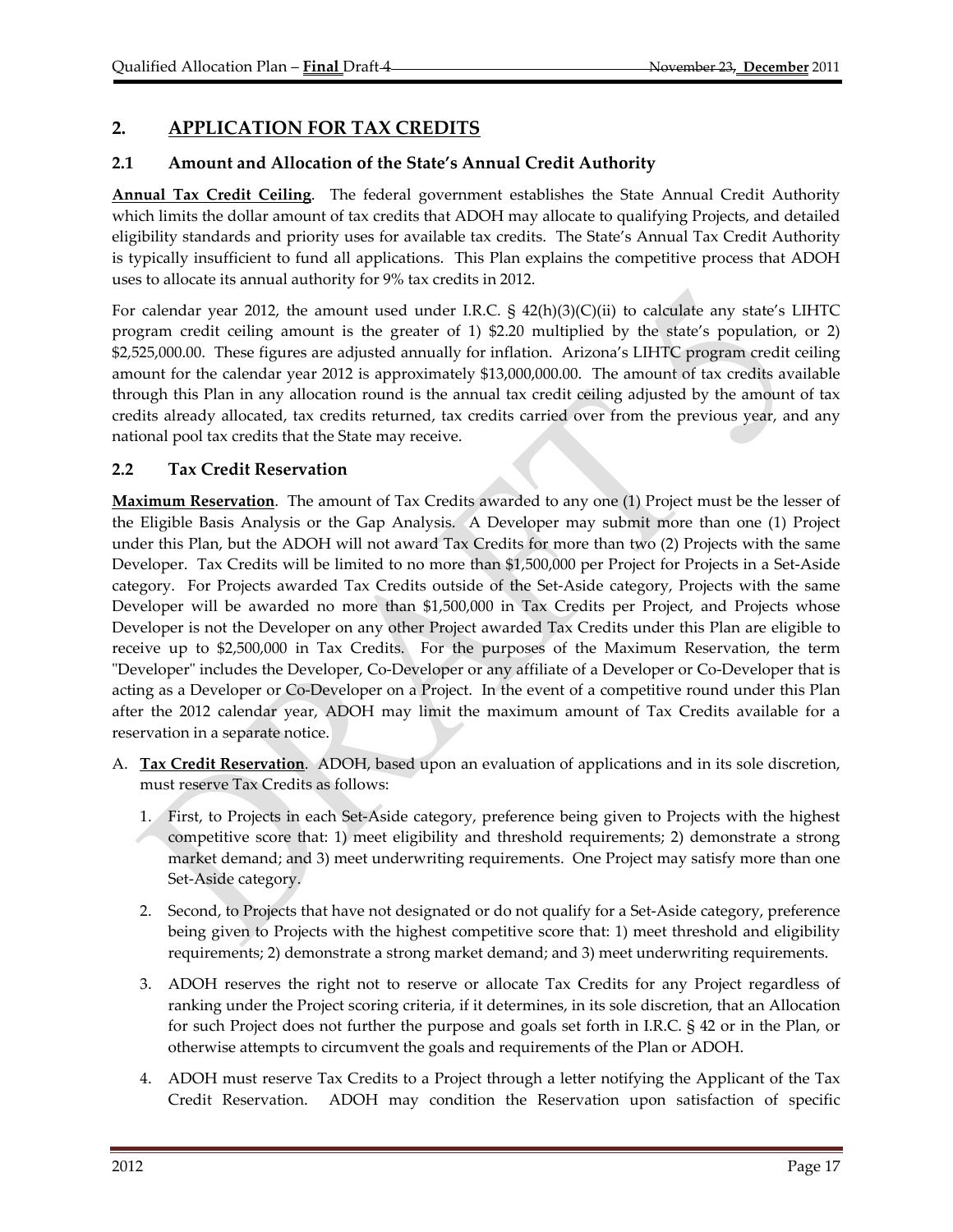## 2. APPLICATION FOR TAX CREDITS

### 2.1 Amount and Allocation of the State's Annual Credit Authority

**Annual Tax Credit Ceiling**. The federal government establishes the State Annual Credit Authority which limits the dollar amount of tax credits that ADOH may allocate to qualifying Projects, and detailed eligibility standards and priority uses for available tax credits. The State's Annual Tax Credit Authority is typically insufficient to fund all applications. This Plan explains the competitive process that ADOH uses to allocate its annual authority for 9% tax credits in 2012.

For calendar year 2012, the amount used under I.R.C. § 42(h)(3)(C)(ii) to calculate any state's LIHTC program credit ceiling amount is the greater of 1) $2.20 multiplied by the state's population, or 2) $2,525,000.00. These figures are adjusted annually for inflation. Arizona's LIHTC program credit ceiling amount for the calendar year 2012 is approximately $13,000,000.00. The amount of tax credits available through this Plan in any allocation round is the annual tax credit ceiling adjusted by the amount of tax credits already allocated, tax credits returned, tax credits carried over from the previous year, and any national pool tax credits that the State may receive.

### 2.2 Tax Credit Reservation

**Maximum Reservation**. The amount of Tax Credits awarded to any one (1) Project must be the lesser of the Eligible Basis Analysis or the Gap Analysis. A Developer may submit more than one (1) Project under this Plan, but the ADOH will not award Tax Credits for more than two (2) Projects with the same Developer. Tax Credits will be limited to no more than $1,500,000 per Project for Projects in a Set-Aside category. For Projects awarded Tax Credits outside of the Set-Aside category, Projects with the same Developer will be awarded no more than $1,500,000 in Tax Credits per Project, and Projects whose Developer is not the Developer on any other Project awarded Tax Credits under this Plan are eligible to receive up to $2,500,000 in Tax Credits. For the purposes of the Maximum Reservation, the term "Developer" includes the Developer, Co-Developer or any affiliate of a Developer or Co-Developer that is acting as a Developer or Co-Developer on a Project. In the event of a competitive round under this Plan after the 2012 calendar year, ADOH may limit the maximum amount of Tax Credits available for a reservation in a separate notice.

A. **Tax Credit Reservation**. ADOH, based upon an evaluation of applications and in its sole discretion, must reserve Tax Credits as follows:

   1. First, to Projects in each Set-Aside category, preference being given to Projects with the highest competitive score that: 1) meet eligibility and threshold requirements; 2) demonstrate a strong market demand; and 3) meet underwriting requirements. One Project may satisfy more than one Set-Aside category.

   2. Second, to Projects that have not designated or do not qualify for a Set-Aside category, preference being given to Projects with the highest competitive score that: 1) meet threshold and eligibility requirements; 2) demonstrate a strong market demand; and 3) meet underwriting requirements.

   3. ADOH reserves the right not to reserve or allocate Tax Credits for any Project regardless of ranking under the Project scoring criteria, if it determines, in its sole discretion, that an Allocation for such Project does not further the purpose and goals set forth in I.R.C. § 42 or in the Plan, or otherwise attempts to circumvent the goals and requirements of the Plan or ADOH.

   4. ADOH must reserve Tax Credits to a Project through a letter notifying the Applicant of the Tax Credit Reservation. ADOH may condition the Reservation upon satisfaction of specific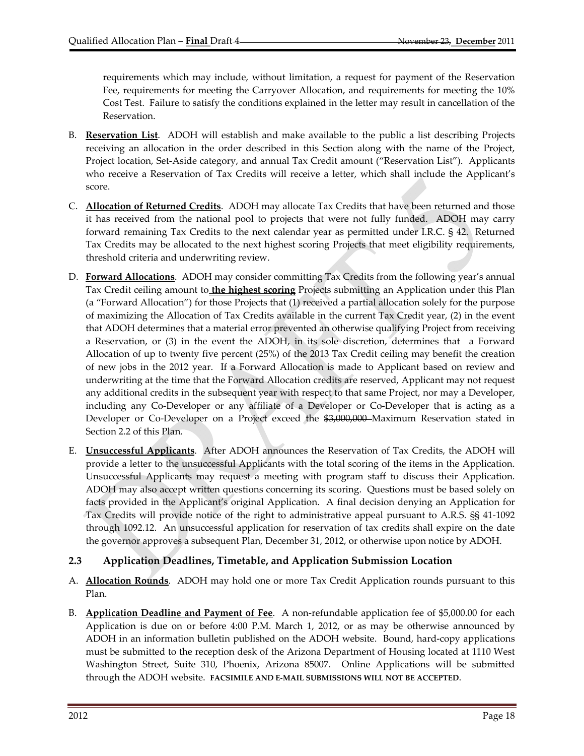requirements which may include, without limitation, a request for payment of the Reservation Fee, requirements for meeting the Carryover Allocation, and requirements for meeting the 10% Cost Test. Failure to satisfy the conditions explained in the letter may result in cancellation of the Reservation.

B. **Reservation List**. ADOH will establish and make available to the public a list describing Projects receiving an allocation in the order described in this Section along with the name of the Project, Project location, Set-Aside category, and annual Tax Credit amount ("Reservation List"). Applicants who receive a Reservation of Tax Credits will receive a letter, which shall include the Applicant's score.

C. **Allocation of Returned Credits**. ADOH may allocate Tax Credits that have been returned and those it has received from the national pool to projects that were not fully funded. ADOH may carry forward remaining Tax Credits to the next calendar year as permitted under I.R.C. § 42. Returned Tax Credits may be allocated to the next highest scoring Projects that meet eligibility requirements, threshold criteria and underwriting review.

D. **Forward Allocations**. ADOH may consider committing Tax Credits from the following year's annual Tax Credit ceiling amount to **the highest scoring** Projects submitting an Application under this Plan (a "Forward Allocation") for those Projects that (1) received a partial allocation solely for the purpose of maximizing the Allocation of Tax Credits available in the current Tax Credit year, (2) in the event that ADOH determines that a material error prevented an otherwise qualifying Project from receiving a Reservation, or (3) in the event the ADOH, in its sole discretion, determines that a Forward Allocation of up to twenty five percent (25%) of the 2013 Tax Credit ceiling may benefit the creation of new jobs in the 2012 year. If a Forward Allocation is made to Applicant based on review and underwriting at the time that the Forward Allocation credits are reserved, Applicant may not request any additional credits in the subsequent year with respect to that same Project, nor may a Developer, including any Co-Developer or any affiliate of a Developer or Co-Developer that is acting as a Developer or Co-Developer on a Project exceed the ~~$3,000,000~~ Maximum Reservation stated in Section 2.2 of this Plan.

E. **Unsuccessful Applicants**. After ADOH announces the Reservation of Tax Credits, the ADOH will provide a letter to the unsuccessful Applicants with the total scoring of the items in the Application. Unsuccessful Applicants may request a meeting with program staff to discuss their Application. ADOH may also accept written questions concerning its scoring. Questions must be based solely on facts provided in the Applicant's original Application. A final decision denying an Application for Tax Credits will provide notice of the right to administrative appeal pursuant to A.R.S. §§ 41-1092 through 1092.12. An unsuccessful application for reservation of tax credits shall expire on the date the governor approves a subsequent Plan, December 31, 2012, or otherwise upon notice by ADOH.

## 2.3 Application Deadlines, Timetable, and Application Submission Location

A. **Allocation Rounds**. ADOH may hold one or more Tax Credit Application rounds pursuant to this Plan.

B. **Application Deadline and Payment of Fee**. A non-refundable application fee of $5,000.00 for each Application is due on or before 4:00 P.M. March 1, 2012, or as may be otherwise announced by ADOH in an information bulletin published on the ADOH website. Bound, hard-copy applications must be submitted to the reception desk of the Arizona Department of Housing located at 1110 West Washington Street, Suite 310, Phoenix, Arizona 85007. Online Applications will be submitted through the ADOH website. **FACSIMILE AND E-MAIL SUBMISSIONS WILL NOT BE ACCEPTED**.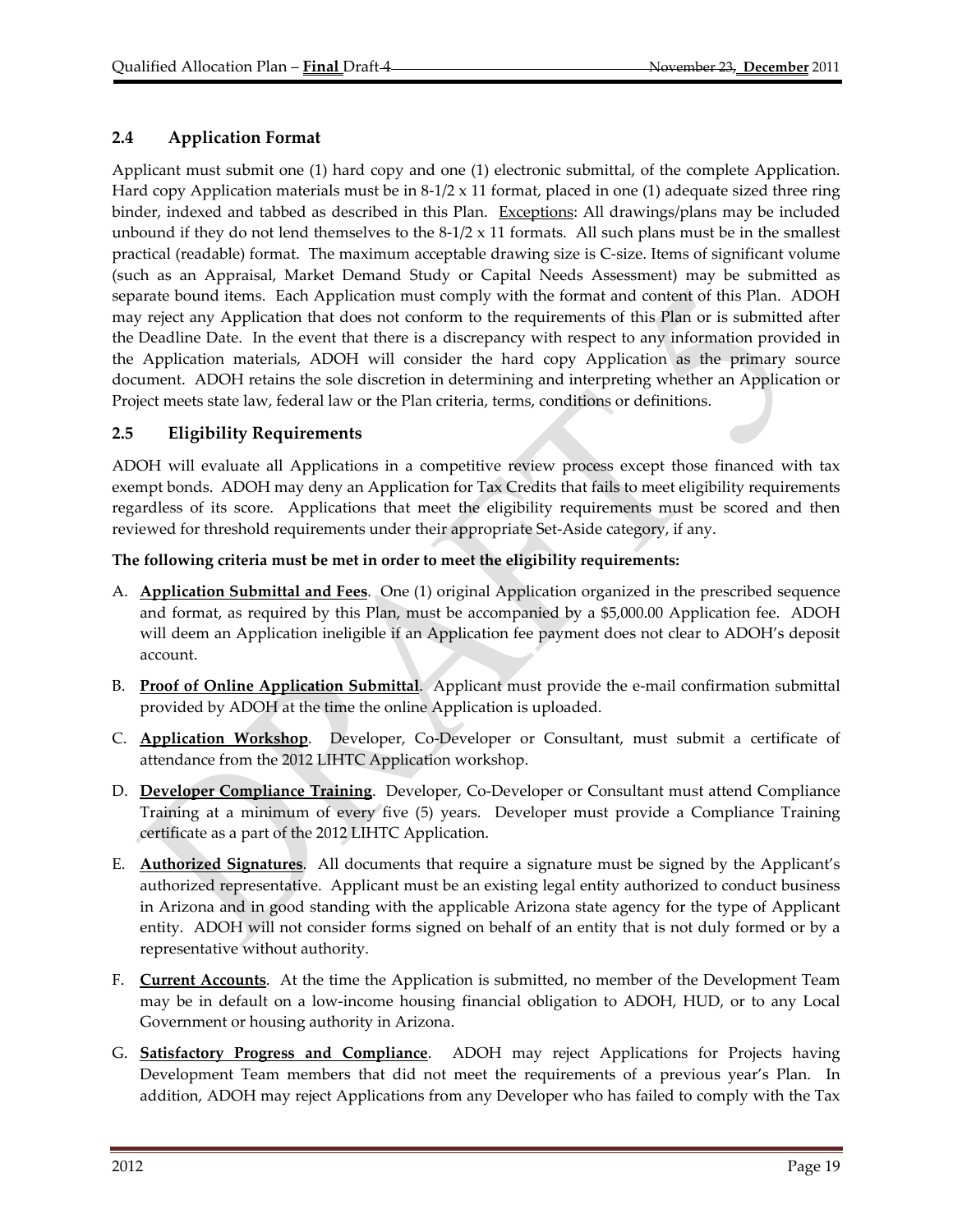## 2.4 Application Format

Applicant must submit one (1) hard copy and one (1) electronic submittal, of the complete Application. Hard copy Application materials must be in 8-1/2 x 11 format, placed in one (1) adequate sized three ring binder, indexed and tabbed as described in this Plan. Exceptions: All drawings/plans may be included unbound if they do not lend themselves to the 8-1/2 x 11 formats. All such plans must be in the smallest practical (readable) format. The maximum acceptable drawing size is C-size. Items of significant volume (such as an Appraisal, Market Demand Study or Capital Needs Assessment) may be submitted as separate bound items. Each Application must comply with the format and content of this Plan. ADOH may reject any Application that does not conform to the requirements of this Plan or is submitted after the Deadline Date. In the event that there is a discrepancy with respect to any information provided in the Application materials, ADOH will consider the hard copy Application as the primary source document. ADOH retains the sole discretion in determining and interpreting whether an Application or Project meets state law, federal law or the Plan criteria, terms, conditions or definitions.

## 2.5 Eligibility Requirements

ADOH will evaluate all Applications in a competitive review process except those financed with tax exempt bonds. ADOH may deny an Application for Tax Credits that fails to meet eligibility requirements regardless of its score. Applications that meet the eligibility requirements must be scored and then reviewed for threshold requirements under their appropriate Set-Aside category, if any.

**The following criteria must be met in order to meet the eligibility requirements:**

A. **Application Submittal and Fees**. One (1) original Application organized in the prescribed sequence and format, as required by this Plan, must be accompanied by a $5,000.00 Application fee. ADOH will deem an Application ineligible if an Application fee payment does not clear to ADOH's deposit account.

B. **Proof of Online Application Submittal**. Applicant must provide the e-mail confirmation submittal provided by ADOH at the time the online Application is uploaded.

C. **Application Workshop**. Developer, Co-Developer or Consultant, must submit a certificate of attendance from the 2012 LIHTC Application workshop.

D. **Developer Compliance Training**. Developer, Co-Developer or Consultant must attend Compliance Training at a minimum of every five (5) years. Developer must provide a Compliance Training certificate as a part of the 2012 LIHTC Application.

E. **Authorized Signatures**. All documents that require a signature must be signed by the Applicant's authorized representative. Applicant must be an existing legal entity authorized to conduct business in Arizona and in good standing with the applicable Arizona state agency for the type of Applicant entity. ADOH will not consider forms signed on behalf of an entity that is not duly formed or by a representative without authority.

F. **Current Accounts**. At the time the Application is submitted, no member of the Development Team may be in default on a low-income housing financial obligation to ADOH, HUD, or to any Local Government or housing authority in Arizona.

G. **Satisfactory Progress and Compliance**. ADOH may reject Applications for Projects having Development Team members that did not meet the requirements of a previous year's Plan. In addition, ADOH may reject Applications from any Developer who has failed to comply with the Tax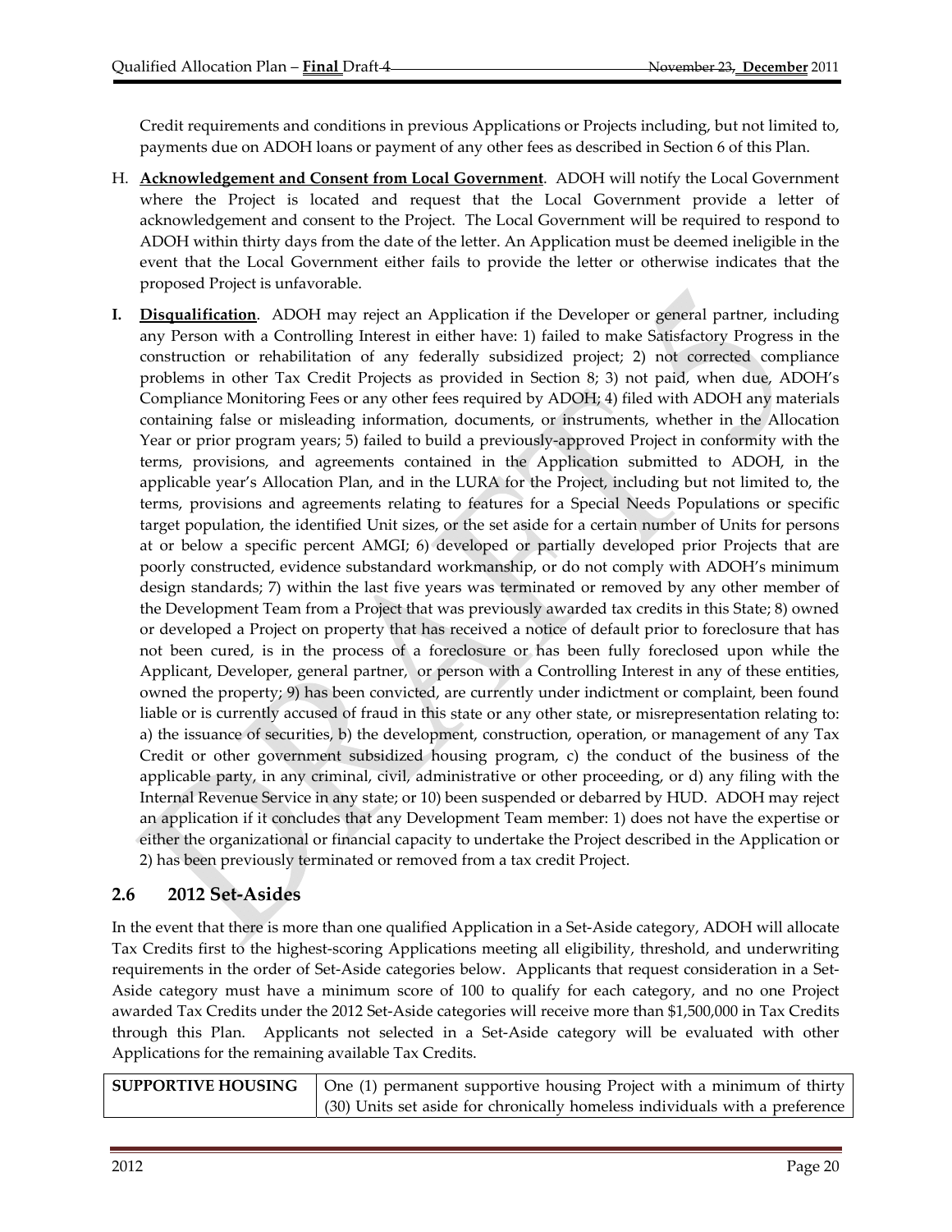Credit requirements and conditions in previous Applications or Projects including, but not limited to, payments due on ADOH loans or payment of any other fees as described in Section 6 of this Plan.

H. **Acknowledgement and Consent from Local Government**. ADOH will notify the Local Government where the Project is located and request that the Local Government provide a letter of acknowledgement and consent to the Project. The Local Government will be required to respond to ADOH within thirty days from the date of the letter. An Application must be deemed ineligible in the event that the Local Government either fails to provide the letter or otherwise indicates that the proposed Project is unfavorable.

**I. Disqualification**. ADOH may reject an Application if the Developer or general partner, including any Person with a Controlling Interest in either have: 1) failed to make Satisfactory Progress in the construction or rehabilitation of any federally subsidized project; 2) not corrected compliance problems in other Tax Credit Projects as provided in Section 8; 3) not paid, when due, ADOH's Compliance Monitoring Fees or any other fees required by ADOH; 4) filed with ADOH any materials containing false or misleading information, documents, or instruments, whether in the Allocation Year or prior program years; 5) failed to build a previously-approved Project in conformity with the terms, provisions, and agreements contained in the Application submitted to ADOH, in the applicable year's Allocation Plan, and in the LURA for the Project, including but not limited to, the terms, provisions and agreements relating to features for a Special Needs Populations or specific target population, the identified Unit sizes, or the set aside for a certain number of Units for persons at or below a specific percent AMGI; 6) developed or partially developed prior Projects that are poorly constructed, evidence substandard workmanship, or do not comply with ADOH's minimum design standards; 7) within the last five years was terminated or removed by any other member of the Development Team from a Project that was previously awarded tax credits in this State; 8) owned or developed a Project on property that has received a notice of default prior to foreclosure that has not been cured, is in the process of a foreclosure or has been fully foreclosed upon while the Applicant, Developer, general partner, or person with a Controlling Interest in any of these entities, owned the property; 9) has been convicted, are currently under indictment or complaint, been found liable or is currently accused of fraud in this state or any other state, or misrepresentation relating to: a) the issuance of securities, b) the development, construction, operation, or management of any Tax Credit or other government subsidized housing program, c) the conduct of the business of the applicable party, in any criminal, civil, administrative or other proceeding, or d) any filing with the Internal Revenue Service in any state; or 10) been suspended or debarred by HUD. ADOH may reject an application if it concludes that any Development Team member: 1) does not have the expertise or either the organizational or financial capacity to undertake the Project described in the Application or 2) has been previously terminated or removed from a tax credit Project.

## 2.6 2012 Set-Asides

In the event that there is more than one qualified Application in a Set-Aside category, ADOH will allocate Tax Credits first to the highest-scoring Applications meeting all eligibility, threshold, and underwriting requirements in the order of Set-Aside categories below. Applicants that request consideration in a Set-Aside category must have a minimum score of 100 to qualify for each category, and no one Project awarded Tax Credits under the 2012 Set-Aside categories will receive more than $1,500,000 in Tax Credits through this Plan. Applicants not selected in a Set-Aside category will be evaluated with other Applications for the remaining available Tax Credits.

| **SUPPORTIVE HOUSING** | One (1) permanent supportive housing Project with a minimum of thirty (30) Units set aside for chronically homeless individuals with a preference |
|---|---|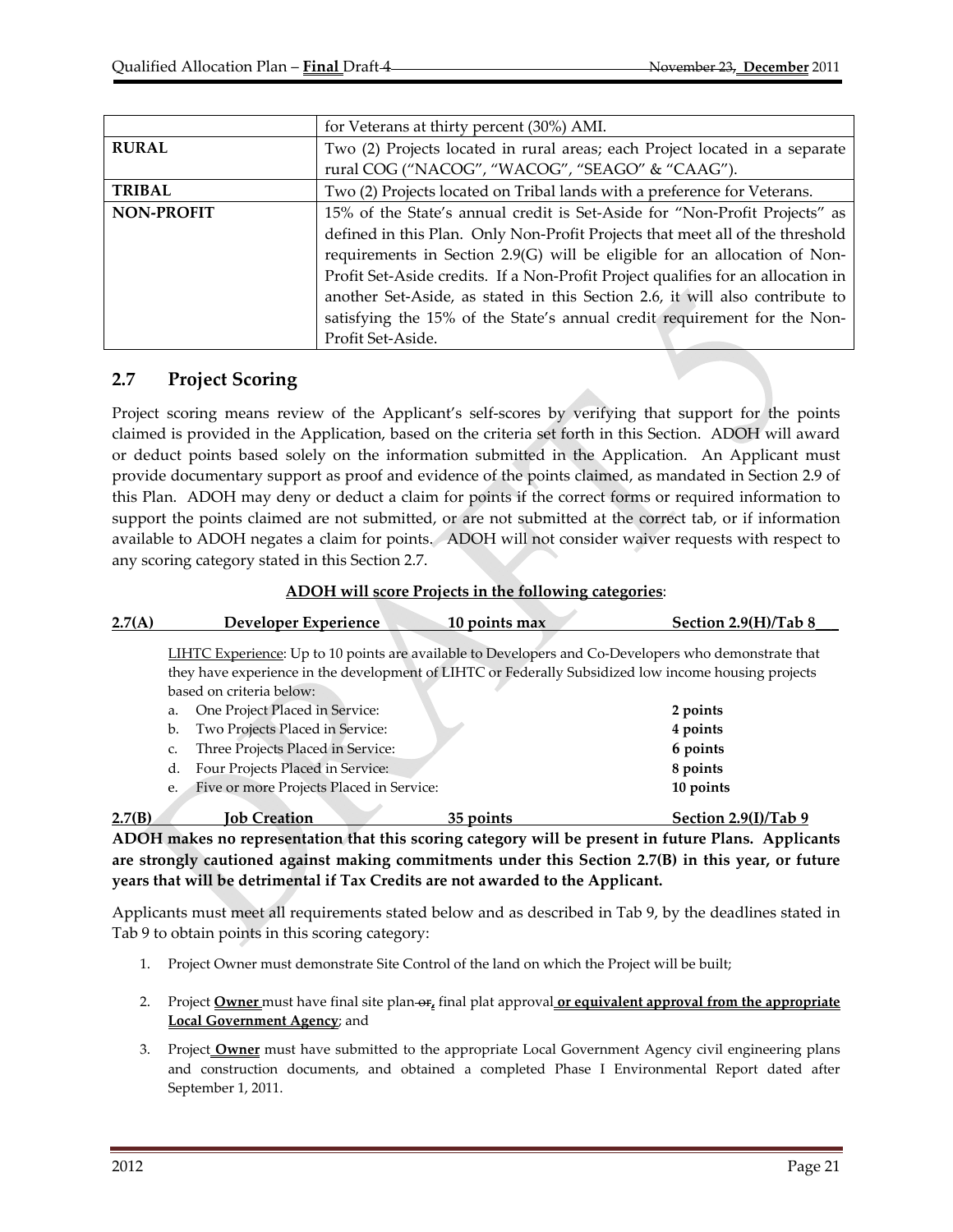| | for Veterans at thirty percent (30%) AMI. |
|---|---|
| **RURAL** | Two (2) Projects located in rural areas; each Project located in a separate rural COG ("NACOG", "WACOG", "SEAGO" & "CAAG"). |
| **TRIBAL** | Two (2) Projects located on Tribal lands with a preference for Veterans. |
| **NON-PROFIT** | 15% of the State's annual credit is Set-Aside for "Non-Profit Projects" as defined in this Plan. Only Non-Profit Projects that meet all of the threshold requirements in Section 2.9(G) will be eligible for an allocation of Non-Profit Set-Aside credits. If a Non-Profit Project qualifies for an allocation in another Set-Aside, as stated in this Section 2.6, it will also contribute to satisfying the 15% of the State's annual credit requirement for the Non-Profit Set-Aside. |

## 2.7 Project Scoring

Project scoring means review of the Applicant's self-scores by verifying that support for the points claimed is provided in the Application, based on the criteria set forth in this Section. ADOH will award or deduct points based solely on the information submitted in the Application. An Applicant must provide documentary support as proof and evidence of the points claimed, as mandated in Section 2.9 of this Plan. ADOH may deny or deduct a claim for points if the correct forms or required information to support the points claimed are not submitted, or are not submitted at the correct tab, or if information available to ADOH negates a claim for points. ADOH will not consider waiver requests with respect to any scoring category stated in this Section 2.7.

**ADOH will score Projects in the following categories**:

**2.7(A) Developer Experience 10 points max Section 2.9(H)/Tab 8**

LIHTC Experience: Up to 10 points are available to Developers and Co-Developers who demonstrate that they have experience in the development of LIHTC or Federally Subsidized low income housing projects based on criteria below:

| | | |
|---|---|---|
| a. | One Project Placed in Service: | **2 points** |
| b. | Two Projects Placed in Service: | **4 points** |
| c. | Three Projects Placed in Service: | **6 points** |
| d. | Four Projects Placed in Service: | **8 points** |
| e. | Five or more Projects Placed in Service: | **10 points** |

**2.7(B) Job Creation 35 points Section 2.9(I)/Tab 9**

**ADOH makes no representation that this scoring category will be present in future Plans. Applicants are strongly cautioned against making commitments under this Section 2.7(B) in this year, or future years that will be detrimental if Tax Credits are not awarded to the Applicant.**

Applicants must meet all requirements stated below and as described in Tab 9, by the deadlines stated in Tab 9 to obtain points in this scoring category:

1. Project Owner must demonstrate Site Control of the land on which the Project will be built;
2. Project **Owner** must have final site plan ~~or~~**,** final plat approval **or equivalent approval from the appropriate Local Government Agency**; and
3. Project **Owner** must have submitted to the appropriate Local Government Agency civil engineering plans and construction documents, and obtained a completed Phase I Environmental Report dated after September 1, 2011.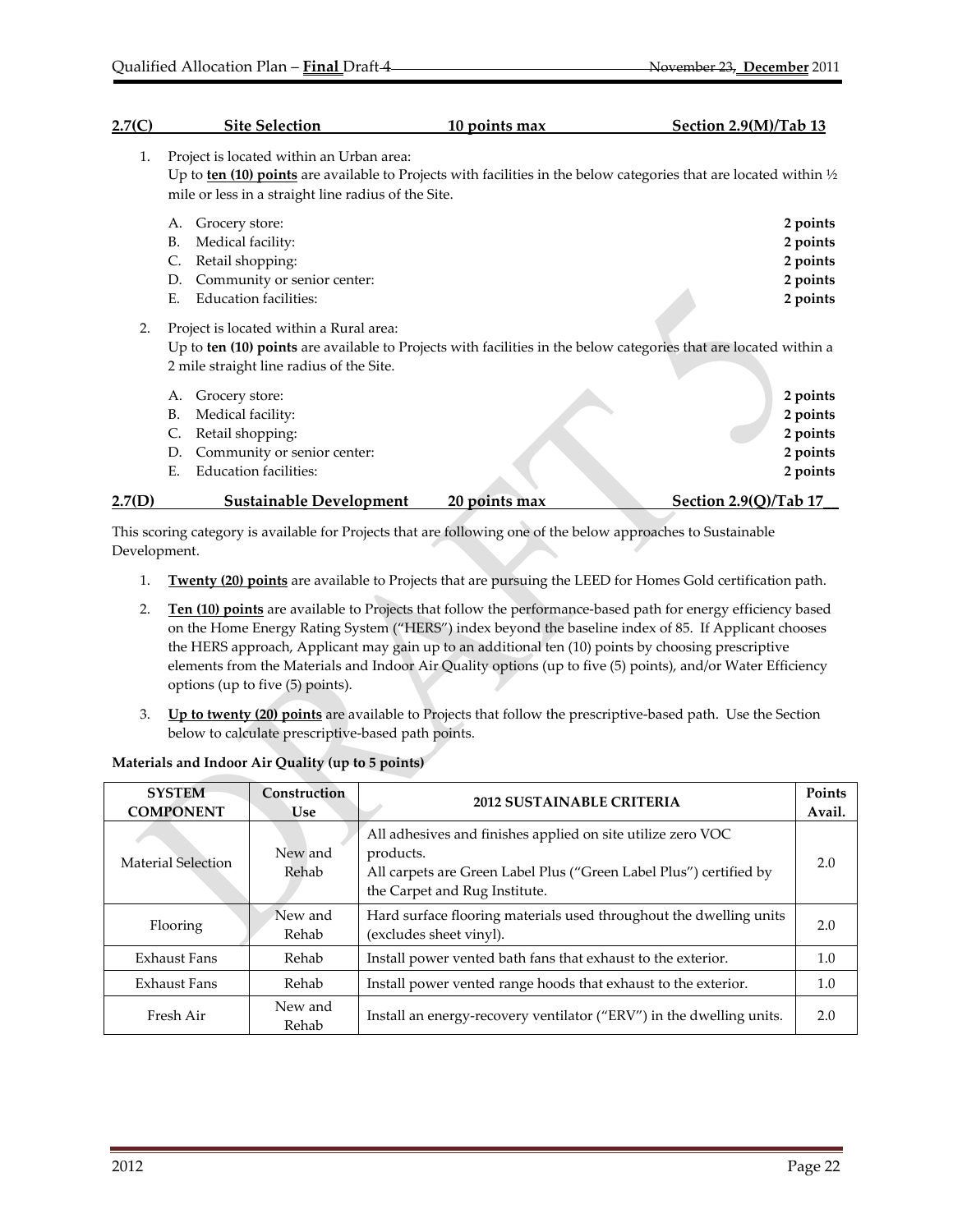**2.7(C) Site Selection 10 points max Section 2.9(M)/Tab 13**

1. Project is located within an Urban area:
   Up to **ten (10) points** are available to Projects with facilities in the below categories that are located within ½ mile or less in a straight line radius of the Site.

   A. Grocery store: **2 points**
   B. Medical facility: **2 points**
   C. Retail shopping: **2 points**
   D. Community or senior center: **2 points**
   E. Education facilities: **2 points**

2. Project is located within a Rural area:
   Up to **ten (10) points** are available to Projects with facilities in the below categories that are located within a 2 mile straight line radius of the Site.

   A. Grocery store: **2 points**
   B. Medical facility: **2 points**
   C. Retail shopping: **2 points**
   D. Community or senior center: **2 points**
   E. Education facilities: **2 points**

**2.7(D) Sustainable Development 20 points max Section 2.9(Q)/Tab 17**

This scoring category is available for Projects that are following one of the below approaches to Sustainable Development.

1. **Twenty (20) points** are available to Projects that are pursuing the LEED for Homes Gold certification path.
2. **Ten (10) points** are available to Projects that follow the performance-based path for energy efficiency based on the Home Energy Rating System ("HERS") index beyond the baseline index of 85. If Applicant chooses the HERS approach, Applicant may gain up to an additional ten (10) points by choosing prescriptive elements from the Materials and Indoor Air Quality options (up to five (5) points), and/or Water Efficiency options (up to five (5) points).
3. **Up to twenty (20) points** are available to Projects that follow the prescriptive-based path. Use the Section below to calculate prescriptive-based path points.

**Materials and Indoor Air Quality (up to 5 points)**

| SYSTEM COMPONENT | Construction Use | 2012 SUSTAINABLE CRITERIA | Points Avail. |
|---|---|---|---|
| Material Selection | New and Rehab | All adhesives and finishes applied on site utilize zero VOC products. All carpets are Green Label Plus ("Green Label Plus") certified by the Carpet and Rug Institute. | 2.0 |
| Flooring | New and Rehab | Hard surface flooring materials used throughout the dwelling units (excludes sheet vinyl). | 2.0 |
| Exhaust Fans | Rehab | Install power vented bath fans that exhaust to the exterior. | 1.0 |
| Exhaust Fans | Rehab | Install power vented range hoods that exhaust to the exterior. | 1.0 |
| Fresh Air | New and Rehab | Install an energy-recovery ventilator ("ERV") in the dwelling units. | 2.0 |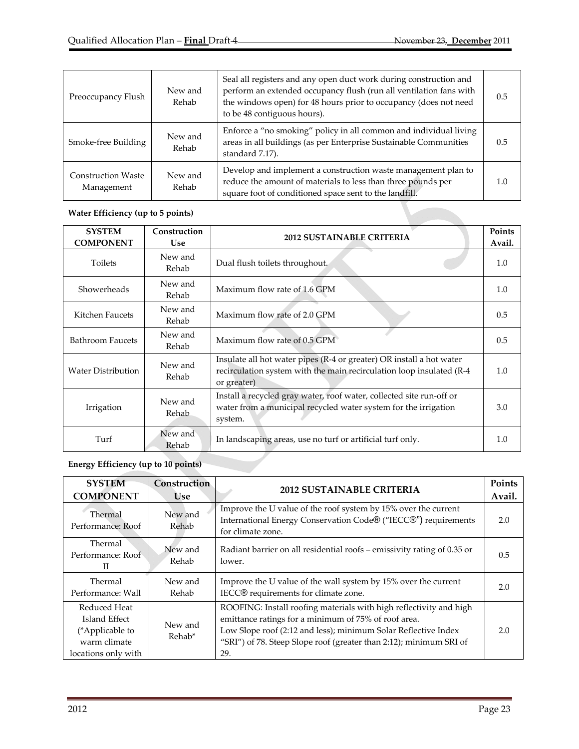| Preoccupancy Flush | New and Rehab | Seal all registers and any open duct work during construction and perform an extended occupancy flush (run all ventilation fans with the windows open) for 48 hours prior to occupancy (does not need to be 48 contiguous hours). | 0.5 |
|---|---|---|---|
| Smoke-free Building | New and Rehab | Enforce a "no smoking" policy in all common and individual living areas in all buildings (as per Enterprise Sustainable Communities standard 7.17). | 0.5 |
| Construction Waste Management | New and Rehab | Develop and implement a construction waste management plan to reduce the amount of materials to less than three pounds per square foot of conditioned space sent to the landfill. | 1.0 |

**Water Efficiency (up to 5 points)**

| SYSTEM COMPONENT | Construction Use | 2012 SUSTAINABLE CRITERIA | Points Avail. |
|---|---|---|---|
| Toilets | New and Rehab | Dual flush toilets throughout. | 1.0 |
| Showerheads | New and Rehab | Maximum flow rate of 1.6 GPM | 1.0 |
| Kitchen Faucets | New and Rehab | Maximum flow rate of 2.0 GPM | 0.5 |
| Bathroom Faucets | New and Rehab | Maximum flow rate of 0.5 GPM | 0.5 |
| Water Distribution | New and Rehab | Insulate all hot water pipes (R-4 or greater) OR install a hot water recirculation system with the main recirculation loop insulated (R-4 or greater) | 1.0 |
| Irrigation | New and Rehab | Install a recycled gray water, roof water, collected site run-off or water from a municipal recycled water system for the irrigation system. | 3.0 |
| Turf | New and Rehab | In landscaping areas, use no turf or artificial turf only. | 1.0 |

**Energy Efficiency (up to 10 points)**

| SYSTEM COMPONENT | Construction Use | 2012 SUSTAINABLE CRITERIA | Points Avail. |
|---|---|---|---|
| Thermal Performance: Roof | New and Rehab | Improve the U value of the roof system by 15% over the current International Energy Conservation Code® ("IECC®") requirements for climate zone. | 2.0 |
| Thermal Performance: Roof II | New and Rehab | Radiant barrier on all residential roofs – emissivity rating of 0.35 or lower. | 0.5 |
| Thermal Performance: Wall | New and Rehab | Improve the U value of the wall system by 15% over the current IECC® requirements for climate zone. | 2.0 |
| Reduced Heat Island Effect (*Applicable to warm climate locations only with | New and Rehab* | ROOFING: Install roofing materials with high reflectivity and high emittance ratings for a minimum of 75% of roof area. Low Slope roof (2:12 and less); minimum Solar Reflective Index "SRI") of 78. Steep Slope roof (greater than 2:12); minimum SRI of 29. | 2.0 |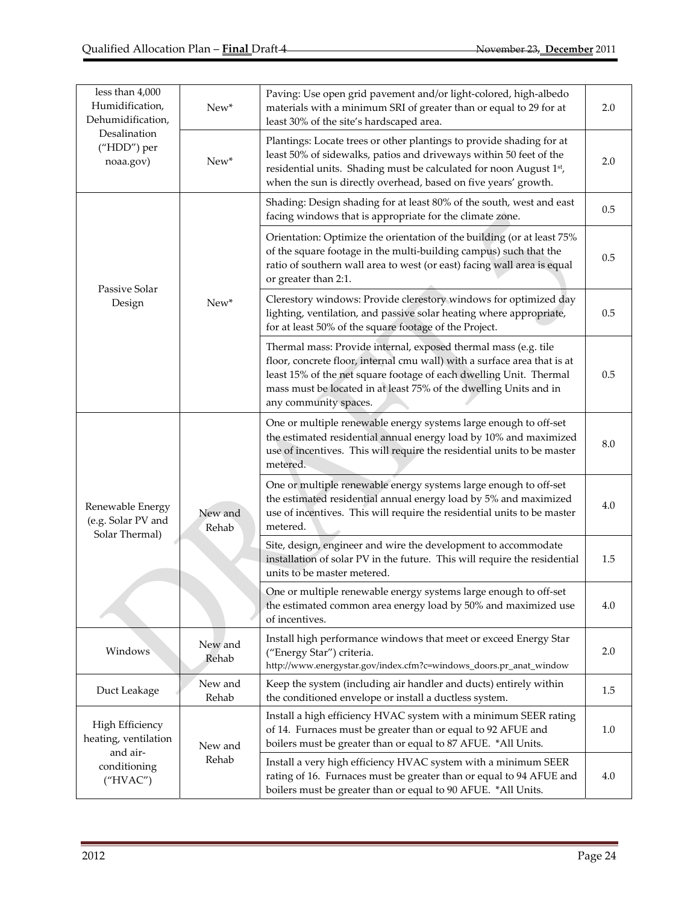| | | | |
|---|---|---|---|
| less than 4,000 Humidification, Dehumidification, Desalination ("HDD") per noaa.gov) | New* | Paving: Use open grid pavement and/or light-colored, high-albedo materials with a minimum SRI of greater than or equal to 29 for at least 30% of the site's hardscaped area. | 2.0 |
| | New* | Plantings: Locate trees or other plantings to provide shading for at least 50% of sidewalks, patios and driveways within 50 feet of the residential units. Shading must be calculated for noon August 1st, when the sun is directly overhead, based on five years' growth. | 2.0 |
| Passive Solar Design | New* | Shading: Design shading for at least 80% of the south, west and east facing windows that is appropriate for the climate zone. | 0.5 |
| | | Orientation: Optimize the orientation of the building (or at least 75% of the square footage in the multi-building campus) such that the ratio of southern wall area to west (or east) facing wall area is equal or greater than 2:1. | 0.5 |
| | | Clerestory windows: Provide clerestory windows for optimized day lighting, ventilation, and passive solar heating where appropriate, for at least 50% of the square footage of the Project. | 0.5 |
| | | Thermal mass: Provide internal, exposed thermal mass (e.g. tile floor, concrete floor, internal cmu wall) with a surface area that is at least 15% of the net square footage of each dwelling Unit. Thermal mass must be located in at least 75% of the dwelling Units and in any community spaces. | 0.5 |
| Renewable Energy (e.g. Solar PV and Solar Thermal) | New and Rehab | One or multiple renewable energy systems large enough to off-set the estimated residential annual energy load by 10% and maximized use of incentives. This will require the residential units to be master metered. | 8.0 |
| | | One or multiple renewable energy systems large enough to off-set the estimated residential annual energy load by 5% and maximized use of incentives. This will require the residential units to be master metered. | 4.0 |
| | | Site, design, engineer and wire the development to accommodate installation of solar PV in the future. This will require the residential units to be master metered. | 1.5 |
| | | One or multiple renewable energy systems large enough to off-set the estimated common area energy load by 50% and maximized use of incentives. | 4.0 |
| Windows | New and Rehab | Install high performance windows that meet or exceed Energy Star ("Energy Star") criteria. http://www.energystar.gov/index.cfm?c=windows_doors.pr_anat_window | 2.0 |
| Duct Leakage | New and Rehab | Keep the system (including air handler and ducts) entirely within the conditioned envelope or install a ductless system. | 1.5 |
| High Efficiency heating, ventilation and air-conditioning ("HVAC") | New and Rehab | Install a high efficiency HVAC system with a minimum SEER rating of 14. Furnaces must be greater than or equal to 92 AFUE and boilers must be greater than or equal to 87 AFUE. *All Units. | 1.0 |
| | | Install a very high efficiency HVAC system with a minimum SEER rating of 16. Furnaces must be greater than or equal to 94 AFUE and boilers must be greater than or equal to 90 AFUE. *All Units. | 4.0 |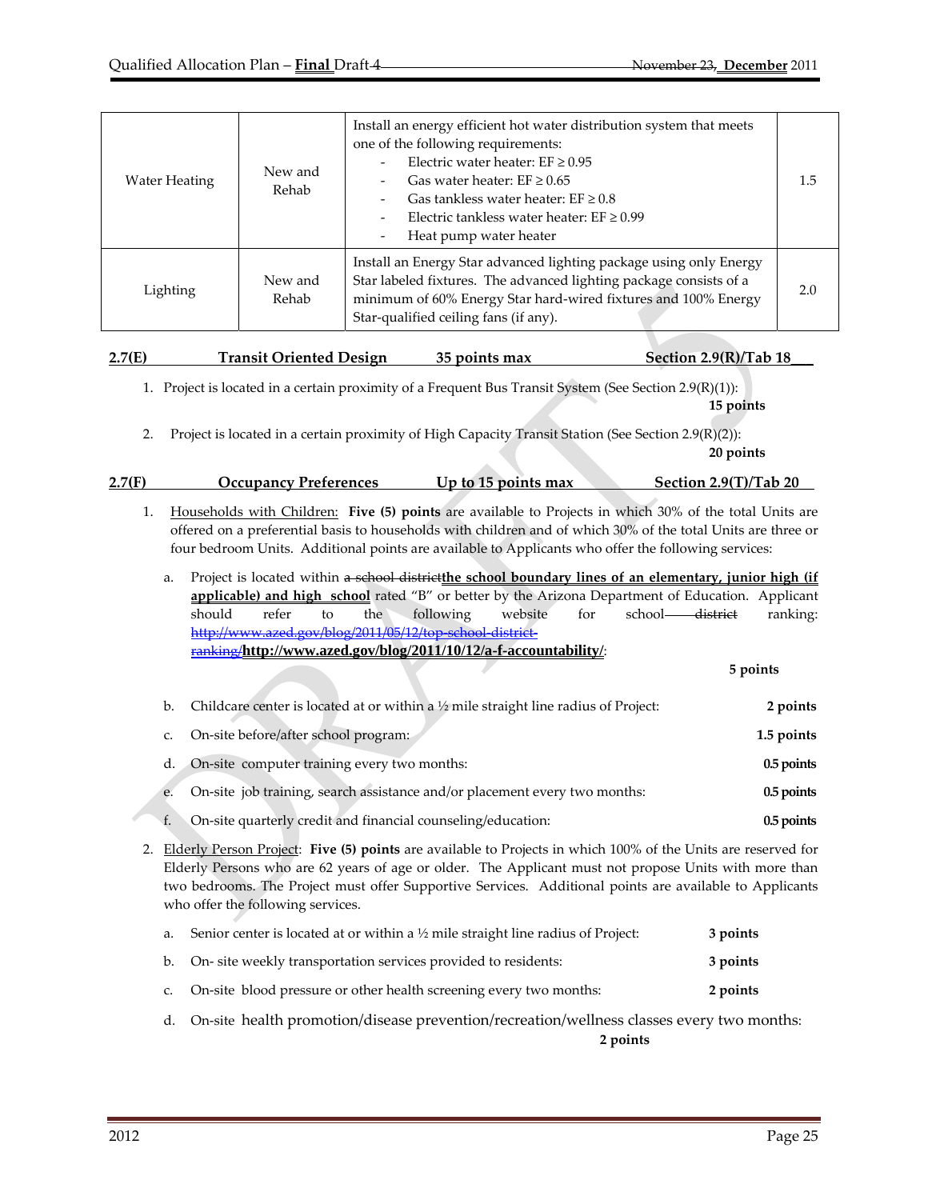| Water Heating | New and Rehab | Install an energy efficient hot water distribution system that meets one of the following requirements:<br>- Electric water heater: EF ≥ 0.95<br>- Gas water heater: EF ≥ 0.65<br>- Gas tankless water heater: EF ≥ 0.8<br>- Electric tankless water heater: EF ≥ 0.99<br>- Heat pump water heater | 1.5 |
|---|---|---|---|
| Lighting | New and Rehab | Install an Energy Star advanced lighting package using only Energy Star labeled fixtures. The advanced lighting package consists of a minimum of 60% Energy Star hard-wired fixtures and 100% Energy Star-qualified ceiling fans (if any). | 2.0 |

**2.7(E) Transit Oriented Design 35 points max Section 2.9(R)/Tab 18**

1. Project is located in a certain proximity of a Frequent Bus Transit System (See Section 2.9(R)(1)): **15 points**

2. Project is located in a certain proximity of High Capacity Transit Station (See Section 2.9(R)(2)): **20 points**

**2.7(F) Occupancy Preferences Up to 15 points max Section 2.9(T)/Tab 20**

1. Households with Children: **Five (5) points** are available to Projects in which 30% of the total Units are offered on a preferential basis to households with children and of which 30% of the total Units are three or four bedroom Units. Additional points are available to Applicants who offer the following services:

   a. Project is located within ~~a school district~~**the school boundary lines of an elementary, junior high (if applicable) and high school** rated "B" or better by the Arizona Department of Education. Applicant should refer to the following website for school ~~district~~ ranking: ~~http://www.azed.gov/blog/2011/05/12/top-school-district-ranking/~~**http://www.azed.gov/blog/2011/10/12/a-f-accountability/**: **5 points**

   b. Childcare center is located at or within a ½ mile straight line radius of Project: **2 points**

   c. On-site before/after school program: **1.5 points**

   d. On-site computer training every two months: **0.5 points**

   e. On-site job training, search assistance and/or placement every two months: **0.5 points**

   f. On-site quarterly credit and financial counseling/education: **0.5 points**

2. Elderly Person Project: **Five (5) points** are available to Projects in which 100% of the Units are reserved for Elderly Persons who are 62 years of age or older. The Applicant must not propose Units with more than two bedrooms. The Project must offer Supportive Services. Additional points are available to Applicants who offer the following services.

   a. Senior center is located at or within a ½ mile straight line radius of Project: **3 points**

   b. On- site weekly transportation services provided to residents: **3 points**

   c. On-site blood pressure or other health screening every two months: **2 points**

   d. On-site health promotion/disease prevention/recreation/wellness classes every two months: **2 points**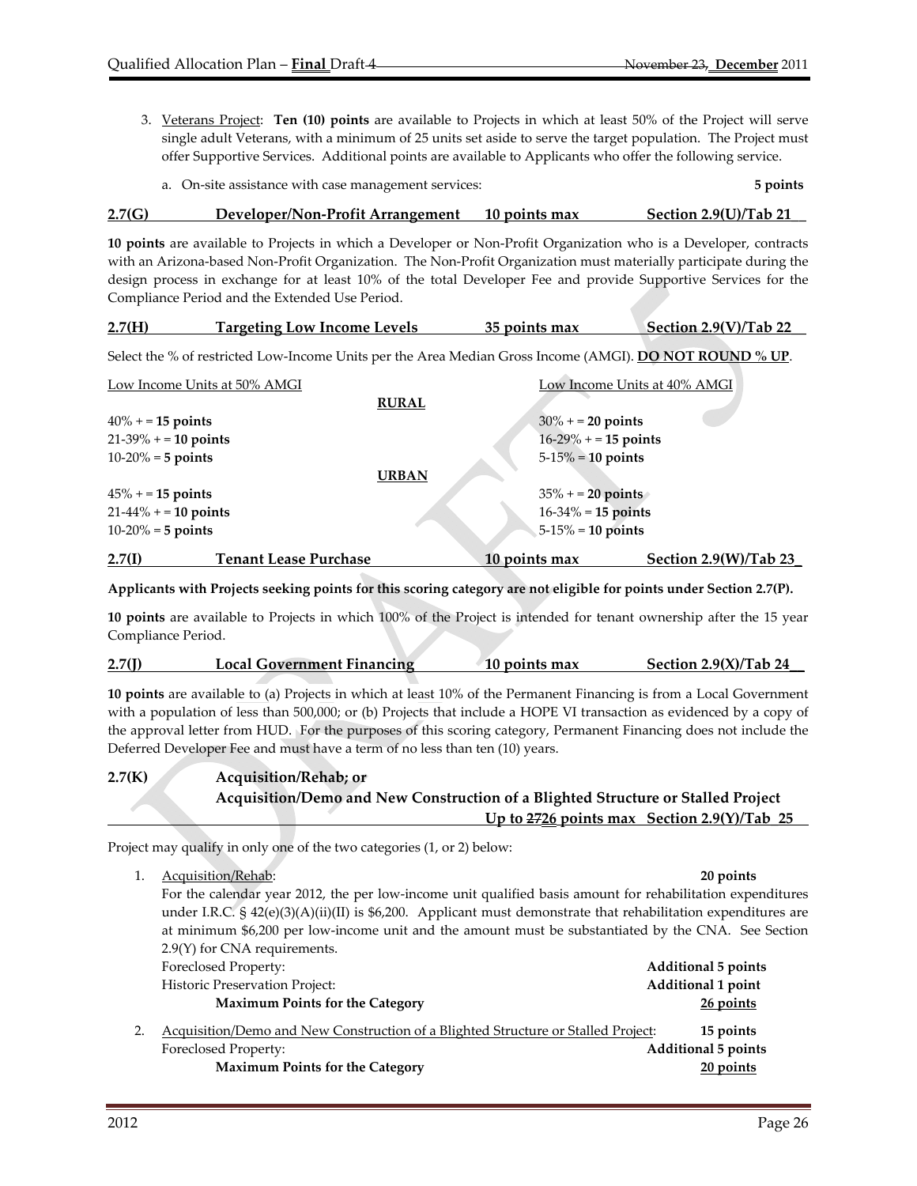3. Veterans Project: **Ten (10) points** are available to Projects in which at least 50% of the Project will serve single adult Veterans, with a minimum of 25 units set aside to serve the target population. The Project must offer Supportive Services. Additional points are available to Applicants who offer the following service.

   a. On-site assistance with case management services: **5 points**

**2.7(G) Developer/Non-Profit Arrangement 10 points max Section 2.9(U)/Tab 21**

**10 points** are available to Projects in which a Developer or Non-Profit Organization who is a Developer, contracts with an Arizona-based Non-Profit Organization. The Non-Profit Organization must materially participate during the design process in exchange for at least 10% of the total Developer Fee and provide Supportive Services for the Compliance Period and the Extended Use Period.

**2.7(H) Targeting Low Income Levels 35 points max Section 2.9(V)/Tab 22**

Select the % of restricted Low-Income Units per the Area Median Gross Income (AMGI). **DO NOT ROUND % UP**.

| Low Income Units at 50% AMGI | Low Income Units at 40% AMGI |
|---|---|
| **RURAL** | |
| 40% + = **15 points** | 30% + = **20 points** |
| 21-39% + = **10 points** | 16-29% + = **15 points** |
| 10-20% = **5 points** | 5-15% = **10 points** |
| **URBAN** | |
| 45% + = **15 points** | 35% + = **20 points** |
| 21-44% + = **10 points** | 16-34% = **15 points** |
| 10-20% = **5 points** | 5-15% = **10 points** |

**2.7(I) Tenant Lease Purchase 10 points max Section 2.9(W)/Tab 23**

**Applicants with Projects seeking points for this scoring category are not eligible for points under Section 2.7(P).**

**10 points** are available to Projects in which 100% of the Project is intended for tenant ownership after the 15 year Compliance Period.

**2.7(J) Local Government Financing 10 points max Section 2.9(X)/Tab 24**

**10 points** are available to (a) Projects in which at least 10% of the Permanent Financing is from a Local Government with a population of less than 500,000; or (b) Projects that include a HOPE VI transaction as evidenced by a copy of the approval letter from HUD. For the purposes of this scoring category, Permanent Financing does not include the Deferred Developer Fee and must have a term of no less than ten (10) years.

**2.7(K) Acquisition/Rehab; or**
**Acquisition/Demo and New Construction of a Blighted Structure or Stalled Project**
**Up to ~~27~~26 points max Section 2.9(Y)/Tab 25**

Project may qualify in only one of the two categories (1, or 2) below:

1. Acquisition/Rehab: **20 points**

   For the calendar year 2012, the per low-income unit qualified basis amount for rehabilitation expenditures under I.R.C. § 42(e)(3)(A)(ii)(II) is $6,200. Applicant must demonstrate that rehabilitation expenditures are at minimum $6,200 per low-income unit and the amount must be substantiated by the CNA. See Section 2.9(Y) for CNA requirements.

   Foreclosed Property: **Additional 5 points**
   Historic Preservation Project: **Additional 1 point**
   **Maximum Points for the Category** **26 points**

2. Acquisition/Demo and New Construction of a Blighted Structure or Stalled Project: **15 points**

   Foreclosed Property: **Additional 5 points**
   **Maximum Points for the Category** **20 points**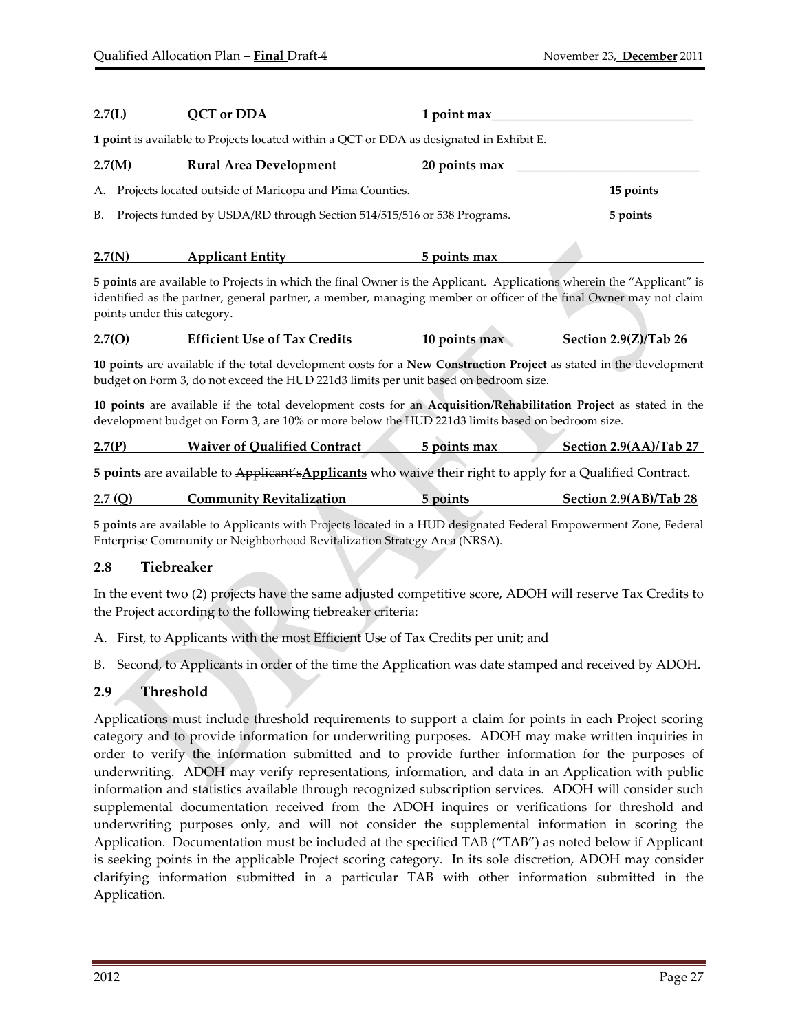**2.7(L) QCT or DDA 1 point max**

**1 point** is available to Projects located within a QCT or DDA as designated in Exhibit E.

**2.7(M) Rural Area Development 20 points max**

| | | |
|---|---|---|
| A. | Projects located outside of Maricopa and Pima Counties. | **15 points** |
| B. | Projects funded by USDA/RD through Section 514/515/516 or 538 Programs. | **5 points** |

**2.7(N) Applicant Entity 5 points max**

**5 points** are available to Projects in which the final Owner is the Applicant. Applications wherein the "Applicant" is identified as the partner, general partner, a member, managing member or officer of the final Owner may not claim points under this category.

**2.7(O) Efficient Use of Tax Credits 10 points max Section 2.9(Z)/Tab 26**

**10 points** are available if the total development costs for a **New Construction Project** as stated in the development budget on Form 3, do not exceed the HUD 221d3 limits per unit based on bedroom size.

**10 points** are available if the total development costs for an **Acquisition/Rehabilitation Project** as stated in the development budget on Form 3, are 10% or more below the HUD 221d3 limits based on bedroom size.

**2.7(P) Waiver of Qualified Contract 5 points max Section 2.9(AA)/Tab 27**

**5 points** are available to ~~Applicant's~~**Applicants** who waive their right to apply for a Qualified Contract.

**2.7 (Q) Community Revitalization 5 points Section 2.9(AB)/Tab 28**

**5 points** are available to Applicants with Projects located in a HUD designated Federal Empowerment Zone, Federal Enterprise Community or Neighborhood Revitalization Strategy Area (NRSA).

## 2.8 Tiebreaker

In the event two (2) projects have the same adjusted competitive score, ADOH will reserve Tax Credits to the Project according to the following tiebreaker criteria:

A. First, to Applicants with the most Efficient Use of Tax Credits per unit; and

B. Second, to Applicants in order of the time the Application was date stamped and received by ADOH.

## 2.9 Threshold

Applications must include threshold requirements to support a claim for points in each Project scoring category and to provide information for underwriting purposes. ADOH may make written inquiries in order to verify the information submitted and to provide further information for the purposes of underwriting. ADOH may verify representations, information, and data in an Application with public information and statistics available through recognized subscription services. ADOH will consider such supplemental documentation received from the ADOH inquires or verifications for threshold and underwriting purposes only, and will not consider the supplemental information in scoring the Application. Documentation must be included at the specified TAB ("TAB") as noted below if Applicant is seeking points in the applicable Project scoring category. In its sole discretion, ADOH may consider clarifying information submitted in a particular TAB with other information submitted in the Application.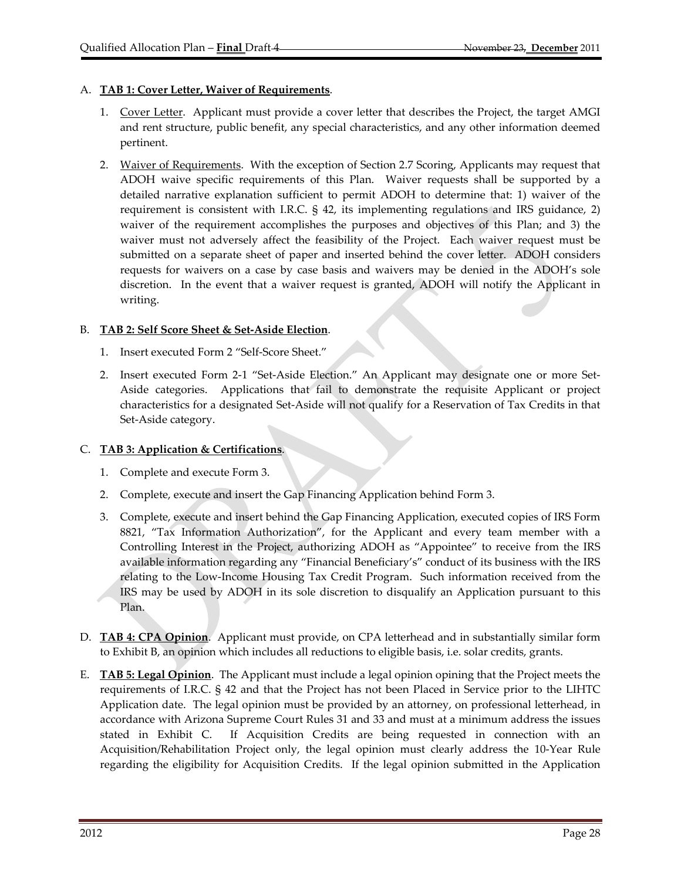A. **TAB 1: Cover Letter, Waiver of Requirements**.

1. Cover Letter. Applicant must provide a cover letter that describes the Project, the target AMGI and rent structure, public benefit, any special characteristics, and any other information deemed pertinent.

2. Waiver of Requirements. With the exception of Section 2.7 Scoring, Applicants may request that ADOH waive specific requirements of this Plan. Waiver requests shall be supported by a detailed narrative explanation sufficient to permit ADOH to determine that: 1) waiver of the requirement is consistent with I.R.C. § 42, its implementing regulations and IRS guidance, 2) waiver of the requirement accomplishes the purposes and objectives of this Plan; and 3) the waiver must not adversely affect the feasibility of the Project. Each waiver request must be submitted on a separate sheet of paper and inserted behind the cover letter. ADOH considers requests for waivers on a case by case basis and waivers may be denied in the ADOH's sole discretion. In the event that a waiver request is granted, ADOH will notify the Applicant in writing.

B. **TAB 2: Self Score Sheet & Set-Aside Election**.

1. Insert executed Form 2 "Self-Score Sheet."

2. Insert executed Form 2-1 "Set-Aside Election." An Applicant may designate one or more Set-Aside categories. Applications that fail to demonstrate the requisite Applicant or project characteristics for a designated Set-Aside will not qualify for a Reservation of Tax Credits in that Set-Aside category.

C. **TAB 3: Application & Certifications**.

1. Complete and execute Form 3.

2. Complete, execute and insert the Gap Financing Application behind Form 3.

3. Complete, execute and insert behind the Gap Financing Application, executed copies of IRS Form 8821, "Tax Information Authorization", for the Applicant and every team member with a Controlling Interest in the Project, authorizing ADOH as "Appointee" to receive from the IRS available information regarding any "Financial Beneficiary's" conduct of its business with the IRS relating to the Low-Income Housing Tax Credit Program. Such information received from the IRS may be used by ADOH in its sole discretion to disqualify an Application pursuant to this Plan.

D. **TAB 4: CPA Opinion**. Applicant must provide, on CPA letterhead and in substantially similar form to Exhibit B, an opinion which includes all reductions to eligible basis, i.e. solar credits, grants.

E. **TAB 5: Legal Opinion**. The Applicant must include a legal opinion opining that the Project meets the requirements of I.R.C. § 42 and that the Project has not been Placed in Service prior to the LIHTC Application date. The legal opinion must be provided by an attorney, on professional letterhead, in accordance with Arizona Supreme Court Rules 31 and 33 and must at a minimum address the issues stated in Exhibit C. If Acquisition Credits are being requested in connection with an Acquisition/Rehabilitation Project only, the legal opinion must clearly address the 10-Year Rule regarding the eligibility for Acquisition Credits. If the legal opinion submitted in the Application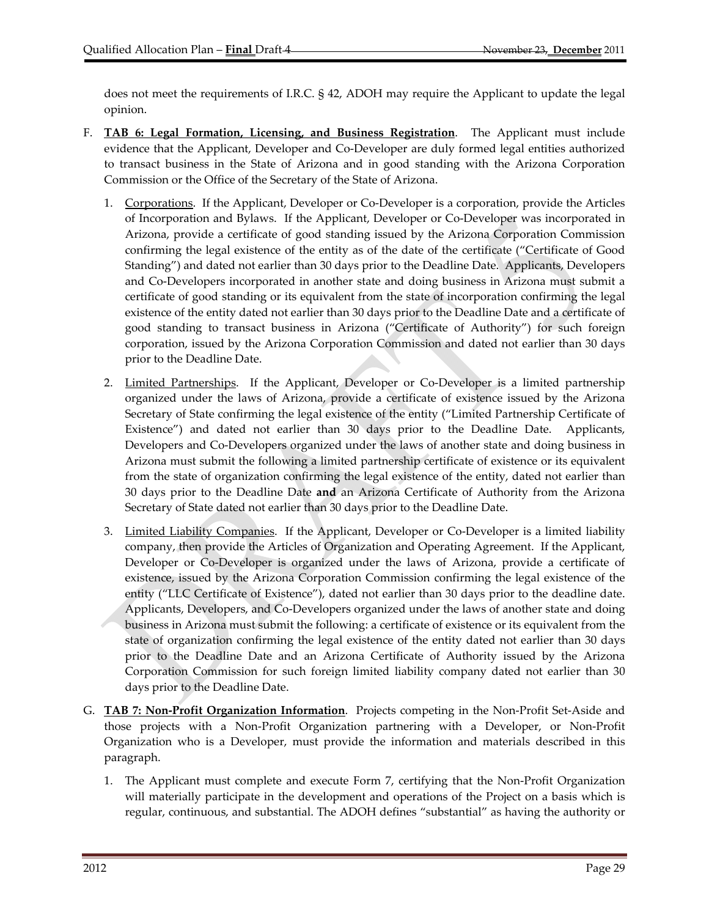does not meet the requirements of I.R.C. § 42, ADOH may require the Applicant to update the legal opinion.

F. **TAB 6: Legal Formation, Licensing, and Business Registration**. The Applicant must include evidence that the Applicant, Developer and Co-Developer are duly formed legal entities authorized to transact business in the State of Arizona and in good standing with the Arizona Corporation Commission or the Office of the Secretary of the State of Arizona.

   1. Corporations. If the Applicant, Developer or Co-Developer is a corporation, provide the Articles of Incorporation and Bylaws. If the Applicant, Developer or Co-Developer was incorporated in Arizona, provide a certificate of good standing issued by the Arizona Corporation Commission confirming the legal existence of the entity as of the date of the certificate ("Certificate of Good Standing") and dated not earlier than 30 days prior to the Deadline Date. Applicants, Developers and Co-Developers incorporated in another state and doing business in Arizona must submit a certificate of good standing or its equivalent from the state of incorporation confirming the legal existence of the entity dated not earlier than 30 days prior to the Deadline Date and a certificate of good standing to transact business in Arizona ("Certificate of Authority") for such foreign corporation, issued by the Arizona Corporation Commission and dated not earlier than 30 days prior to the Deadline Date.

   2. Limited Partnerships. If the Applicant, Developer or Co-Developer is a limited partnership organized under the laws of Arizona, provide a certificate of existence issued by the Arizona Secretary of State confirming the legal existence of the entity ("Limited Partnership Certificate of Existence") and dated not earlier than 30 days prior to the Deadline Date. Applicants, Developers and Co-Developers organized under the laws of another state and doing business in Arizona must submit the following a limited partnership certificate of existence or its equivalent from the state of organization confirming the legal existence of the entity, dated not earlier than 30 days prior to the Deadline Date **and** an Arizona Certificate of Authority from the Arizona Secretary of State dated not earlier than 30 days prior to the Deadline Date.

   3. Limited Liability Companies. If the Applicant, Developer or Co-Developer is a limited liability company, then provide the Articles of Organization and Operating Agreement. If the Applicant, Developer or Co-Developer is organized under the laws of Arizona, provide a certificate of existence, issued by the Arizona Corporation Commission confirming the legal existence of the entity ("LLC Certificate of Existence"), dated not earlier than 30 days prior to the deadline date. Applicants, Developers, and Co-Developers organized under the laws of another state and doing business in Arizona must submit the following: a certificate of existence or its equivalent from the state of organization confirming the legal existence of the entity dated not earlier than 30 days prior to the Deadline Date and an Arizona Certificate of Authority issued by the Arizona Corporation Commission for such foreign limited liability company dated not earlier than 30 days prior to the Deadline Date.

G. **TAB 7: Non-Profit Organization Information**. Projects competing in the Non-Profit Set-Aside and those projects with a Non-Profit Organization partnering with a Developer, or Non-Profit Organization who is a Developer, must provide the information and materials described in this paragraph.

   1. The Applicant must complete and execute Form 7, certifying that the Non-Profit Organization will materially participate in the development and operations of the Project on a basis which is regular, continuous, and substantial. The ADOH defines "substantial" as having the authority or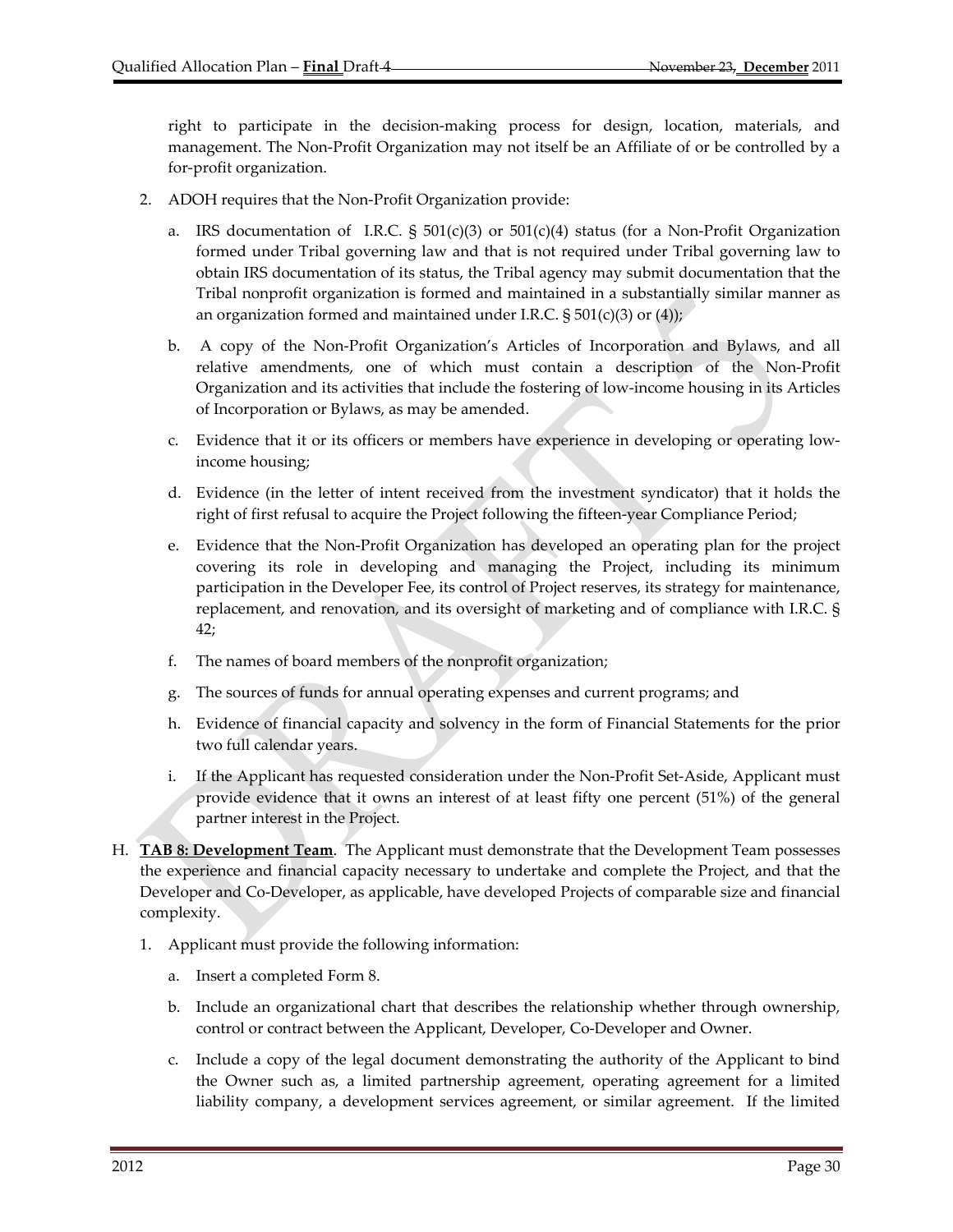right to participate in the decision-making process for design, location, materials, and management. The Non-Profit Organization may not itself be an Affiliate of or be controlled by a for-profit organization.

2. ADOH requires that the Non-Profit Organization provide:

   a. IRS documentation of I.R.C. § 501(c)(3) or 501(c)(4) status (for a Non-Profit Organization formed under Tribal governing law and that is not required under Tribal governing law to obtain IRS documentation of its status, the Tribal agency may submit documentation that the Tribal nonprofit organization is formed and maintained in a substantially similar manner as an organization formed and maintained under I.R.C. § 501(c)(3) or (4));

   b. A copy of the Non-Profit Organization's Articles of Incorporation and Bylaws, and all relative amendments, one of which must contain a description of the Non-Profit Organization and its activities that include the fostering of low-income housing in its Articles of Incorporation or Bylaws, as may be amended.

   c. Evidence that it or its officers or members have experience in developing or operating low-income housing;

   d. Evidence (in the letter of intent received from the investment syndicator) that it holds the right of first refusal to acquire the Project following the fifteen-year Compliance Period;

   e. Evidence that the Non-Profit Organization has developed an operating plan for the project covering its role in developing and managing the Project, including its minimum participation in the Developer Fee, its control of Project reserves, its strategy for maintenance, replacement, and renovation, and its oversight of marketing and of compliance with I.R.C. § 42;

   f. The names of board members of the nonprofit organization;

   g. The sources of funds for annual operating expenses and current programs; and

   h. Evidence of financial capacity and solvency in the form of Financial Statements for the prior two full calendar years.

   i. If the Applicant has requested consideration under the Non-Profit Set-Aside, Applicant must provide evidence that it owns an interest of at least fifty one percent (51%) of the general partner interest in the Project.

H. **TAB 8: Development Team**. The Applicant must demonstrate that the Development Team possesses the experience and financial capacity necessary to undertake and complete the Project, and that the Developer and Co-Developer, as applicable, have developed Projects of comparable size and financial complexity.

   1. Applicant must provide the following information:

      a. Insert a completed Form 8.

      b. Include an organizational chart that describes the relationship whether through ownership, control or contract between the Applicant, Developer, Co-Developer and Owner.

      c. Include a copy of the legal document demonstrating the authority of the Applicant to bind the Owner such as, a limited partnership agreement, operating agreement for a limited liability company, a development services agreement, or similar agreement. If the limited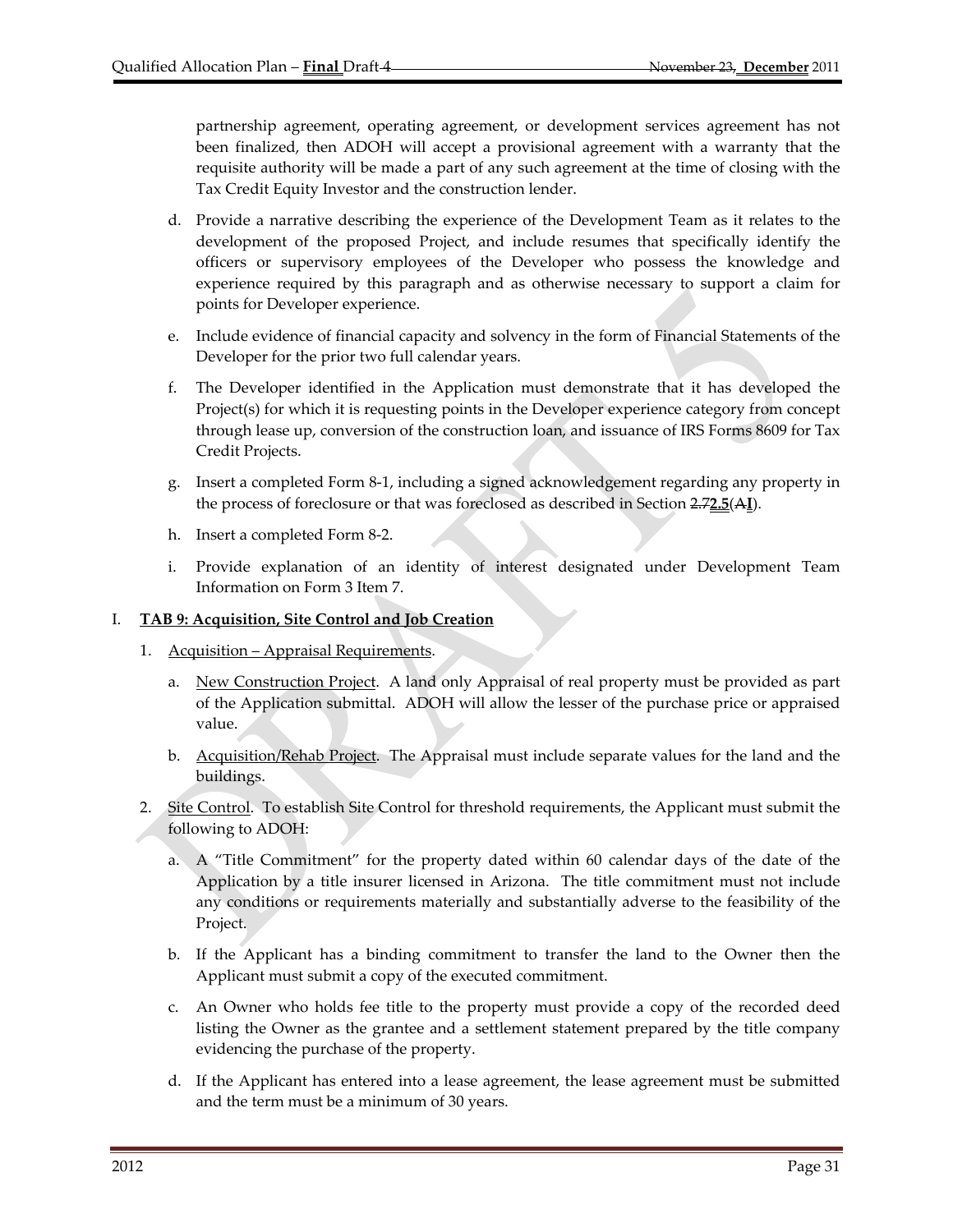partnership agreement, operating agreement, or development services agreement has not been finalized, then ADOH will accept a provisional agreement with a warranty that the requisite authority will be made a part of any such agreement at the time of closing with the Tax Credit Equity Investor and the construction lender.

d. Provide a narrative describing the experience of the Development Team as it relates to the development of the proposed Project, and include resumes that specifically identify the officers or supervisory employees of the Developer who possess the knowledge and experience required by this paragraph and as otherwise necessary to support a claim for points for Developer experience.

e. Include evidence of financial capacity and solvency in the form of Financial Statements of the Developer for the prior two full calendar years.

f. The Developer identified in the Application must demonstrate that it has developed the Project(s) for which it is requesting points in the Developer experience category from concept through lease up, conversion of the construction loan, and issuance of IRS Forms 8609 for Tax Credit Projects.

g. Insert a completed Form 8-1, including a signed acknowledgement regarding any property in the process of foreclosure or that was foreclosed as described in Section ~~2.7~~**2.5**(~~A~~**I**).

h. Insert a completed Form 8-2.

i. Provide explanation of an identity of interest designated under Development Team Information on Form 3 Item 7.

I. **TAB 9: Acquisition, Site Control and Job Creation**

1. Acquisition – Appraisal Requirements.

   a. New Construction Project. A land only Appraisal of real property must be provided as part of the Application submittal. ADOH will allow the lesser of the purchase price or appraised value.

   b. Acquisition/Rehab Project. The Appraisal must include separate values for the land and the buildings.

2. Site Control. To establish Site Control for threshold requirements, the Applicant must submit the following to ADOH:

   a. A "Title Commitment" for the property dated within 60 calendar days of the date of the Application by a title insurer licensed in Arizona. The title commitment must not include any conditions or requirements materially and substantially adverse to the feasibility of the Project.

   b. If the Applicant has a binding commitment to transfer the land to the Owner then the Applicant must submit a copy of the executed commitment.

   c. An Owner who holds fee title to the property must provide a copy of the recorded deed listing the Owner as the grantee and a settlement statement prepared by the title company evidencing the purchase of the property.

   d. If the Applicant has entered into a lease agreement, the lease agreement must be submitted and the term must be a minimum of 30 years.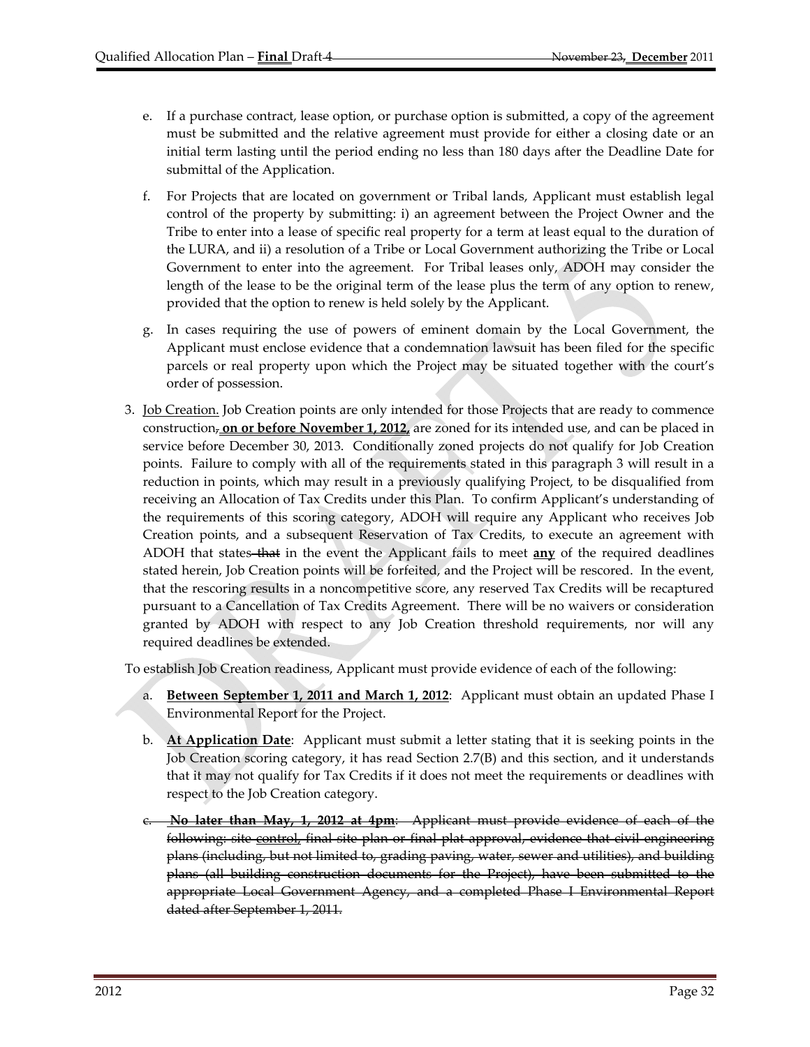e. If a purchase contract, lease option, or purchase option is submitted, a copy of the agreement must be submitted and the relative agreement must provide for either a closing date or an initial term lasting until the period ending no less than 180 days after the Deadline Date for submittal of the Application.

f. For Projects that are located on government or Tribal lands, Applicant must establish legal control of the property by submitting: i) an agreement between the Project Owner and the Tribe to enter into a lease of specific real property for a term at least equal to the duration of the LURA, and ii) a resolution of a Tribe or Local Government authorizing the Tribe or Local Government to enter into the agreement. For Tribal leases only, ADOH may consider the length of the lease to be the original term of the lease plus the term of any option to renew, provided that the option to renew is held solely by the Applicant.

g. In cases requiring the use of powers of eminent domain by the Local Government, the Applicant must enclose evidence that a condemnation lawsuit has been filed for the specific parcels or real property upon which the Project may be situated together with the court's order of possession.

3. Job Creation. Job Creation points are only intended for those Projects that are ready to commence construction~~,~~ **on or before November 1, 2012,** are zoned for its intended use, and can be placed in service before December 30, 2013. Conditionally zoned projects do not qualify for Job Creation points. Failure to comply with all of the requirements stated in this paragraph 3 will result in a reduction in points, which may result in a previously qualifying Project, to be disqualified from receiving an Allocation of Tax Credits under this Plan. To confirm Applicant's understanding of the requirements of this scoring category, ADOH will require any Applicant who receives Job Creation points, and a subsequent Reservation of Tax Credits, to execute an agreement with ADOH that states ~~that~~ in the event the Applicant fails to meet **any** of the required deadlines stated herein, Job Creation points will be forfeited, and the Project will be rescored. In the event, that the rescoring results in a noncompetitive score, any reserved Tax Credits will be recaptured pursuant to a Cancellation of Tax Credits Agreement. There will be no waivers or consideration granted by ADOH with respect to any Job Creation threshold requirements, nor will any required deadlines be extended.

To establish Job Creation readiness, Applicant must provide evidence of each of the following:

a. **Between September 1, 2011 and March 1, 2012**: Applicant must obtain an updated Phase I Environmental Report for the Project.

b. **At Application Date**: Applicant must submit a letter stating that it is seeking points in the Job Creation scoring category, it has read Section 2.7(B) and this section, and it understands that it may not qualify for Tax Credits if it does not meet the requirements or deadlines with respect to the Job Creation category.

~~c. **No later than May, 1, 2012 at 4pm**: Applicant must provide evidence of each of the following: site control, final site plan or final plat approval, evidence that civil engineering plans (including, but not limited to, grading paving, water, sewer and utilities), and building plans (all building construction documents for the Project), have been submitted to the appropriate Local Government Agency, and a completed Phase I Environmental Report dated after September 1, 2011.~~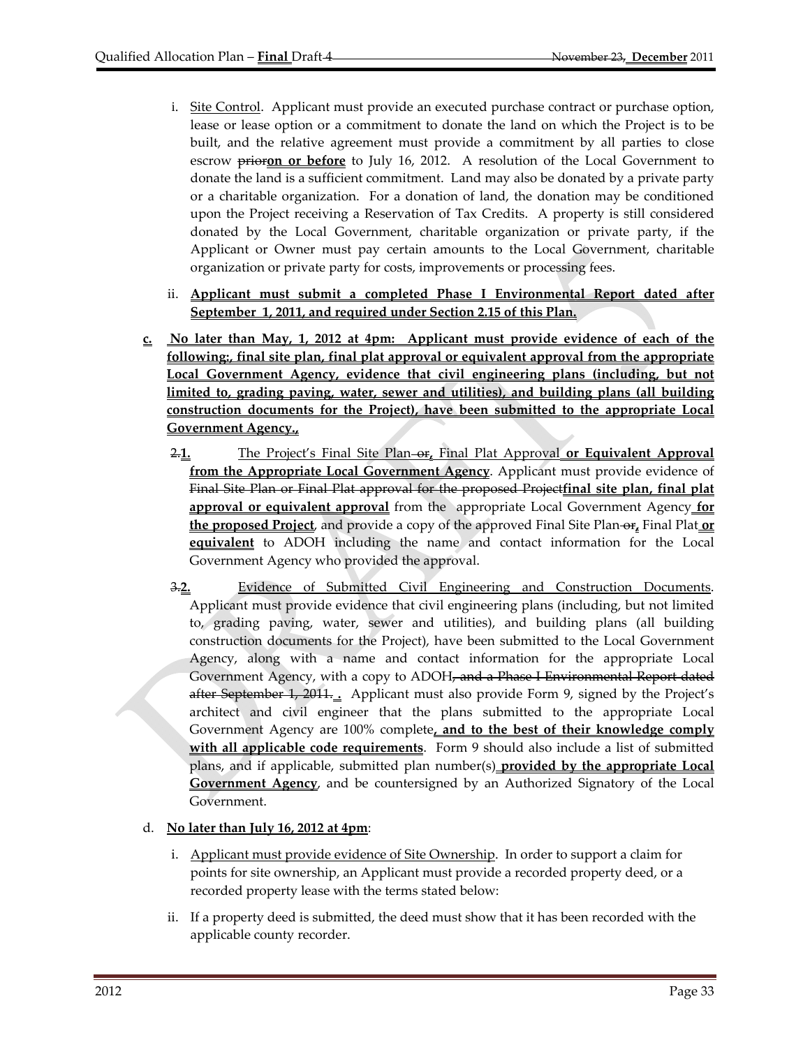i. Site Control. Applicant must provide an executed purchase contract or purchase option, lease or lease option or a commitment to donate the land on which the Project is to be built, and the relative agreement must provide a commitment by all parties to close escrow ~~prior~~**on or before** to July 16, 2012. A resolution of the Local Government to donate the land is a sufficient commitment. Land may also be donated by a private party or a charitable organization. For a donation of land, the donation may be conditioned upon the Project receiving a Reservation of Tax Credits. A property is still considered donated by the Local Government, charitable organization or private party, if the Applicant or Owner must pay certain amounts to the Local Government, charitable organization or private party for costs, improvements or processing fees.

ii. **Applicant must submit a completed Phase I Environmental Report dated after September 1, 2011, and required under Section 2.15 of this Plan.**

**c. No later than May, 1, 2012 at 4pm: Applicant must provide evidence of each of the following:, final site plan, final plat approval or equivalent approval from the appropriate Local Government Agency, evidence that civil engineering plans (including, but not limited to, grading paving, water, sewer and utilities), and building plans (all building construction documents for the Project), have been submitted to the appropriate Local Government Agency.,**

~~2.~~**1.** The Project's Final Site Plan ~~or~~**,** Final Plat Approval **or Equivalent Approval from the Appropriate Local Government Agency**. Applicant must provide evidence of ~~Final Site Plan or Final Plat approval for the proposed Project~~**final site plan, final plat approval or equivalent approval** from the appropriate Local Government Agency **for the proposed Project**, and provide a copy of the approved Final Site Plan ~~or~~**,** Final Plat **or equivalent** to ADOH including the name and contact information for the Local Government Agency who provided the approval.

~~3.~~**2.** Evidence of Submitted Civil Engineering and Construction Documents. Applicant must provide evidence that civil engineering plans (including, but not limited to, grading paving, water, sewer and utilities), and building plans (all building construction documents for the Project), have been submitted to the Local Government Agency, along with a name and contact information for the appropriate Local Government Agency, with a copy to ADOH~~, and a Phase I Environmental Report dated after September 1, 2011.~~ **.** Applicant must also provide Form 9, signed by the Project's architect and civil engineer that the plans submitted to the appropriate Local Government Agency are 100% complete**, and to the best of their knowledge comply with all applicable code requirements**. Form 9 should also include a list of submitted plans, and if applicable, submitted plan number(s) **provided by the appropriate Local Government Agency**, and be countersigned by an Authorized Signatory of the Local Government.

d. **No later than July 16, 2012 at 4pm**:

i. Applicant must provide evidence of Site Ownership. In order to support a claim for points for site ownership, an Applicant must provide a recorded property deed, or a recorded property lease with the terms stated below:

ii. If a property deed is submitted, the deed must show that it has been recorded with the applicable county recorder.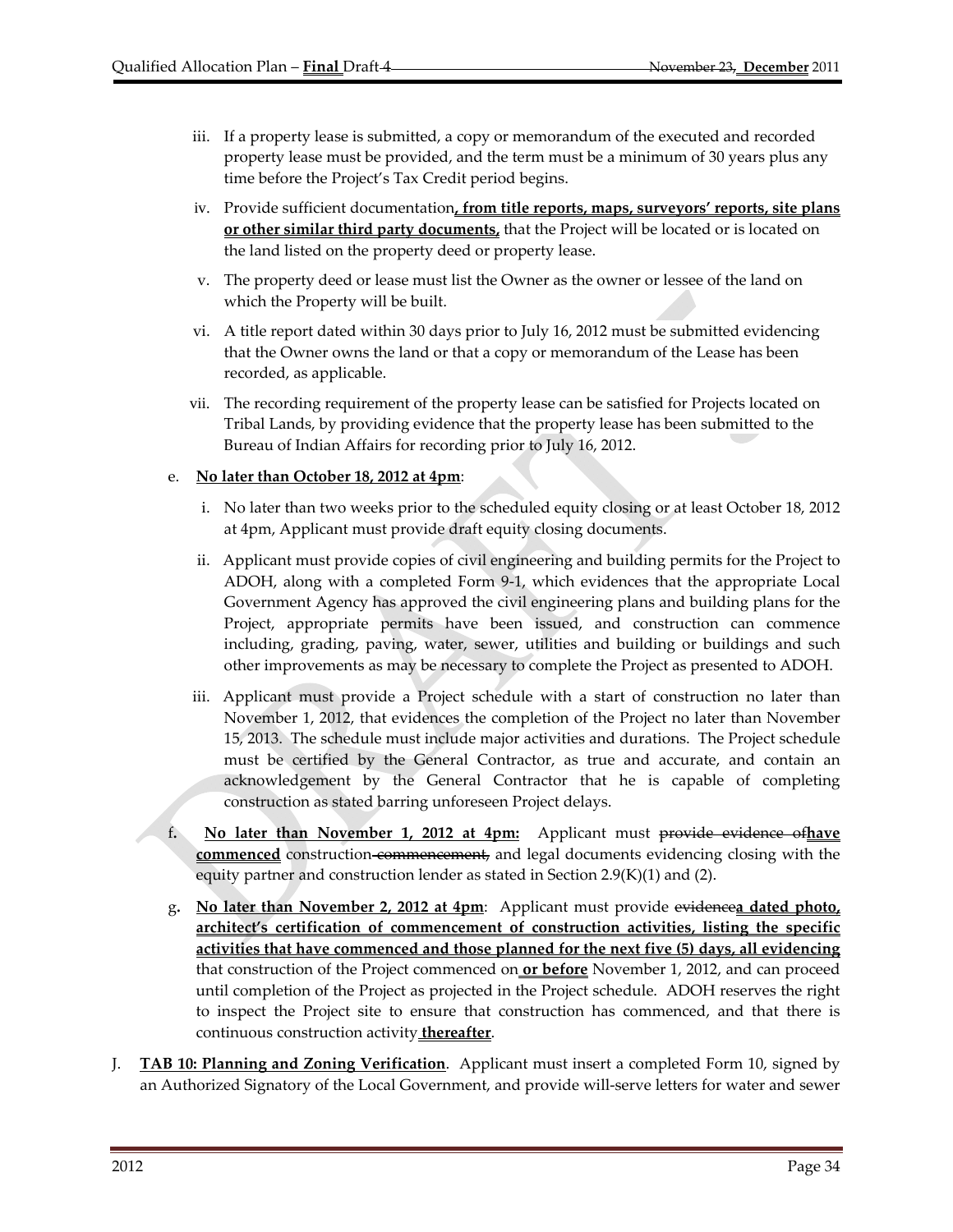iii. If a property lease is submitted, a copy or memorandum of the executed and recorded property lease must be provided, and the term must be a minimum of 30 years plus any time before the Project's Tax Credit period begins.

iv. Provide sufficient documentation**, from title reports, maps, surveyors' reports, site plans or other similar third party documents,** that the Project will be located or is located on the land listed on the property deed or property lease.

v. The property deed or lease must list the Owner as the owner or lessee of the land on which the Property will be built.

vi. A title report dated within 30 days prior to July 16, 2012 must be submitted evidencing that the Owner owns the land or that a copy or memorandum of the Lease has been recorded, as applicable.

vii. The recording requirement of the property lease can be satisfied for Projects located on Tribal Lands, by providing evidence that the property lease has been submitted to the Bureau of Indian Affairs for recording prior to July 16, 2012.

e. **No later than October 18, 2012 at 4pm**:

i. No later than two weeks prior to the scheduled equity closing or at least October 18, 2012 at 4pm, Applicant must provide draft equity closing documents.

ii. Applicant must provide copies of civil engineering and building permits for the Project to ADOH, along with a completed Form 9-1, which evidences that the appropriate Local Government Agency has approved the civil engineering plans and building plans for the Project, appropriate permits have been issued, and construction can commence including, grading, paving, water, sewer, utilities and building or buildings and such other improvements as may be necessary to complete the Project as presented to ADOH.

iii. Applicant must provide a Project schedule with a start of construction no later than November 1, 2012, that evidences the completion of the Project no later than November 15, 2013. The schedule must include major activities and durations. The Project schedule must be certified by the General Contractor, as true and accurate, and contain an acknowledgement by the General Contractor that he is capable of completing construction as stated barring unforeseen Project delays.

f. **No later than November 1, 2012 at 4pm:** Applicant must ~~provide evidence of~~**have commenced** construction ~~commencement,~~ and legal documents evidencing closing with the equity partner and construction lender as stated in Section 2.9(K)(1) and (2).

g. **No later than November 2, 2012 at 4pm**: Applicant must provide ~~evidence~~**a dated photo, architect's certification of commencement of construction activities, listing the specific activities that have commenced and those planned for the next five (5) days, all evidencing** that construction of the Project commenced on **or before** November 1, 2012, and can proceed until completion of the Project as projected in the Project schedule. ADOH reserves the right to inspect the Project site to ensure that construction has commenced, and that there is continuous construction activity **thereafter**.

J. **TAB 10: Planning and Zoning Verification**. Applicant must insert a completed Form 10, signed by an Authorized Signatory of the Local Government, and provide will-serve letters for water and sewer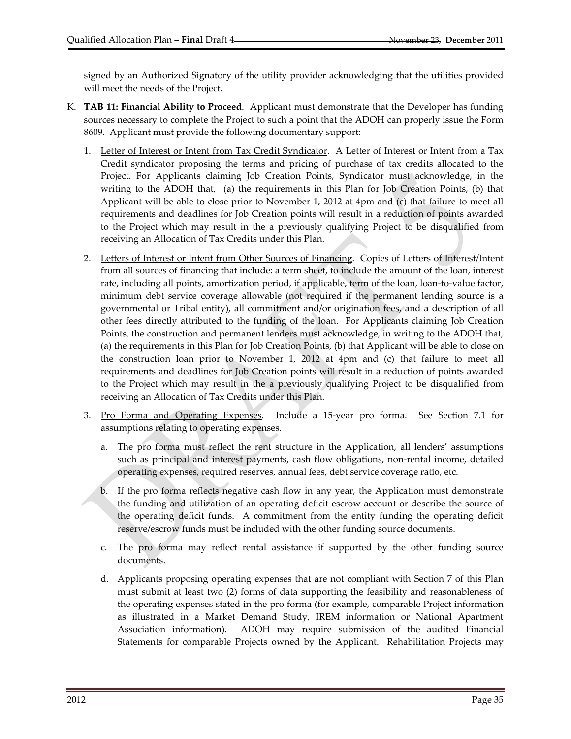signed by an Authorized Signatory of the utility provider acknowledging that the utilities provided will meet the needs of the Project.

K. **TAB 11: Financial Ability to Proceed**. Applicant must demonstrate that the Developer has funding sources necessary to complete the Project to such a point that the ADOH can properly issue the Form 8609. Applicant must provide the following documentary support:

   1. Letter of Interest or Intent from Tax Credit Syndicator. A Letter of Interest or Intent from a Tax Credit syndicator proposing the terms and pricing of purchase of tax credits allocated to the Project. For Applicants claiming Job Creation Points, Syndicator must acknowledge, in the writing to the ADOH that, (a) the requirements in this Plan for Job Creation Points, (b) that Applicant will be able to close prior to November 1, 2012 at 4pm and (c) that failure to meet all requirements and deadlines for Job Creation points will result in a reduction of points awarded to the Project which may result in the a previously qualifying Project to be disqualified from receiving an Allocation of Tax Credits under this Plan.

   2. Letters of Interest or Intent from Other Sources of Financing. Copies of Letters of Interest/Intent from all sources of financing that include: a term sheet, to include the amount of the loan, interest rate, including all points, amortization period, if applicable, term of the loan, loan-to-value factor, minimum debt service coverage allowable (not required if the permanent lending source is a governmental or Tribal entity), all commitment and/or origination fees, and a description of all other fees directly attributed to the funding of the loan. For Applicants claiming Job Creation Points, the construction and permanent lenders must acknowledge, in writing to the ADOH that, (a) the requirements in this Plan for Job Creation Points, (b) that Applicant will be able to close on the construction loan prior to November 1, 2012 at 4pm and (c) that failure to meet all requirements and deadlines for Job Creation points will result in a reduction of points awarded to the Project which may result in the a previously qualifying Project to be disqualified from receiving an Allocation of Tax Credits under this Plan.

   3. Pro Forma and Operating Expenses. Include a 15-year pro forma. See Section 7.1 for assumptions relating to operating expenses.

      a. The pro forma must reflect the rent structure in the Application, all lenders' assumptions such as principal and interest payments, cash flow obligations, non-rental income, detailed operating expenses, required reserves, annual fees, debt service coverage ratio, etc.

      b. If the pro forma reflects negative cash flow in any year, the Application must demonstrate the funding and utilization of an operating deficit escrow account or describe the source of the operating deficit funds. A commitment from the entity funding the operating deficit reserve/escrow funds must be included with the other funding source documents.

      c. The pro forma may reflect rental assistance if supported by the other funding source documents.

      d. Applicants proposing operating expenses that are not compliant with Section 7 of this Plan must submit at least two (2) forms of data supporting the feasibility and reasonableness of the operating expenses stated in the pro forma (for example, comparable Project information as illustrated in a Market Demand Study, IREM information or National Apartment Association information). ADOH may require submission of the audited Financial Statements for comparable Projects owned by the Applicant. Rehabilitation Projects may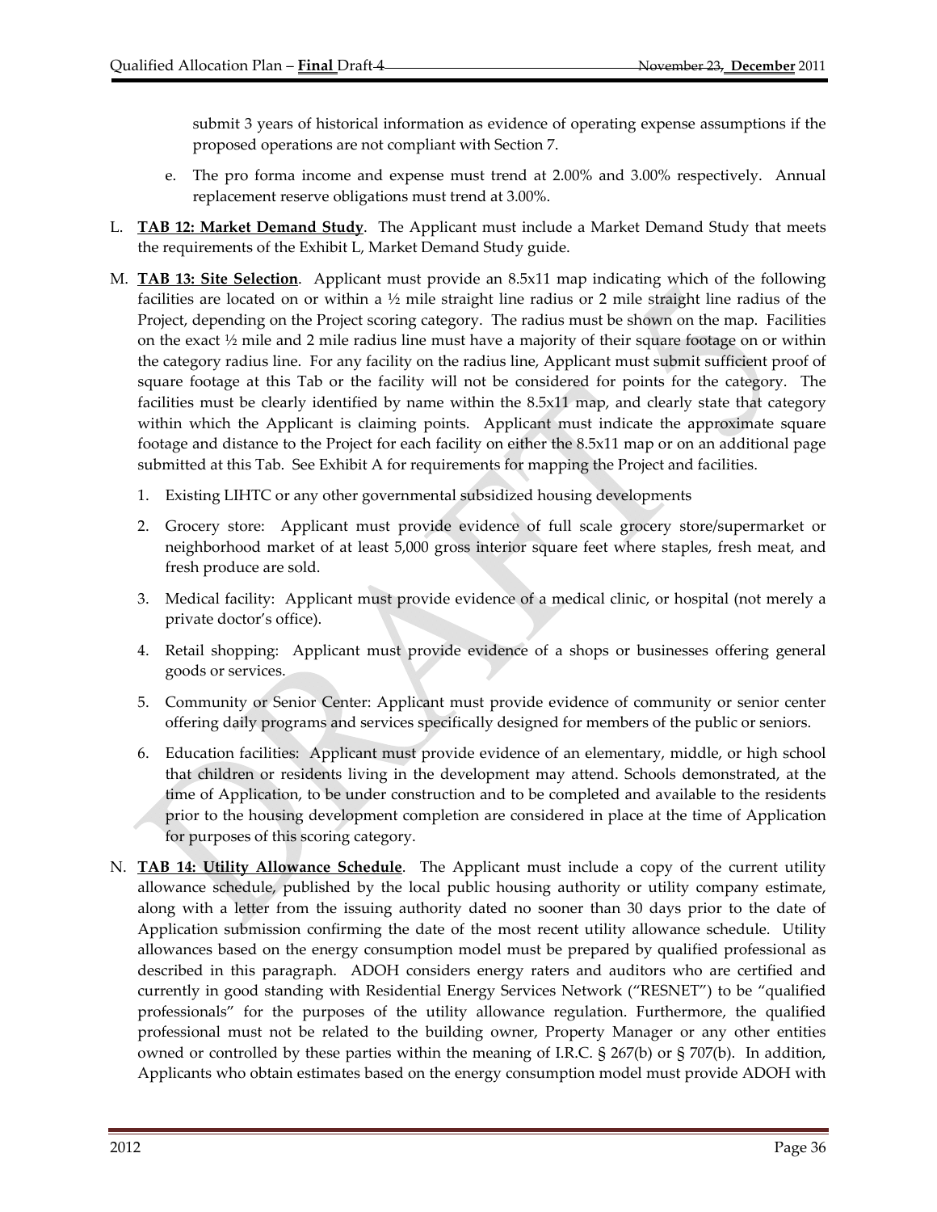submit 3 years of historical information as evidence of operating expense assumptions if the proposed operations are not compliant with Section 7.

e. The pro forma income and expense must trend at 2.00% and 3.00% respectively. Annual replacement reserve obligations must trend at 3.00%.

L. **TAB 12: Market Demand Study**. The Applicant must include a Market Demand Study that meets the requirements of the Exhibit L, Market Demand Study guide.

M. **TAB 13: Site Selection**. Applicant must provide an 8.5x11 map indicating which of the following facilities are located on or within a ½ mile straight line radius or 2 mile straight line radius of the Project, depending on the Project scoring category. The radius must be shown on the map. Facilities on the exact ½ mile and 2 mile radius line must have a majority of their square footage on or within the category radius line. For any facility on the radius line, Applicant must submit sufficient proof of square footage at this Tab or the facility will not be considered for points for the category. The facilities must be clearly identified by name within the 8.5x11 map, and clearly state that category within which the Applicant is claiming points. Applicant must indicate the approximate square footage and distance to the Project for each facility on either the 8.5x11 map or on an additional page submitted at this Tab. See Exhibit A for requirements for mapping the Project and facilities.

1. Existing LIHTC or any other governmental subsidized housing developments

2. Grocery store: Applicant must provide evidence of full scale grocery store/supermarket or neighborhood market of at least 5,000 gross interior square feet where staples, fresh meat, and fresh produce are sold.

3. Medical facility: Applicant must provide evidence of a medical clinic, or hospital (not merely a private doctor's office).

4. Retail shopping: Applicant must provide evidence of a shops or businesses offering general goods or services.

5. Community or Senior Center: Applicant must provide evidence of community or senior center offering daily programs and services specifically designed for members of the public or seniors.

6. Education facilities: Applicant must provide evidence of an elementary, middle, or high school that children or residents living in the development may attend. Schools demonstrated, at the time of Application, to be under construction and to be completed and available to the residents prior to the housing development completion are considered in place at the time of Application for purposes of this scoring category.

N. **TAB 14: Utility Allowance Schedule**. The Applicant must include a copy of the current utility allowance schedule, published by the local public housing authority or utility company estimate, along with a letter from the issuing authority dated no sooner than 30 days prior to the date of Application submission confirming the date of the most recent utility allowance schedule. Utility allowances based on the energy consumption model must be prepared by qualified professional as described in this paragraph. ADOH considers energy raters and auditors who are certified and currently in good standing with Residential Energy Services Network ("RESNET") to be "qualified professionals" for the purposes of the utility allowance regulation. Furthermore, the qualified professional must not be related to the building owner, Property Manager or any other entities owned or controlled by these parties within the meaning of I.R.C. § 267(b) or § 707(b). In addition, Applicants who obtain estimates based on the energy consumption model must provide ADOH with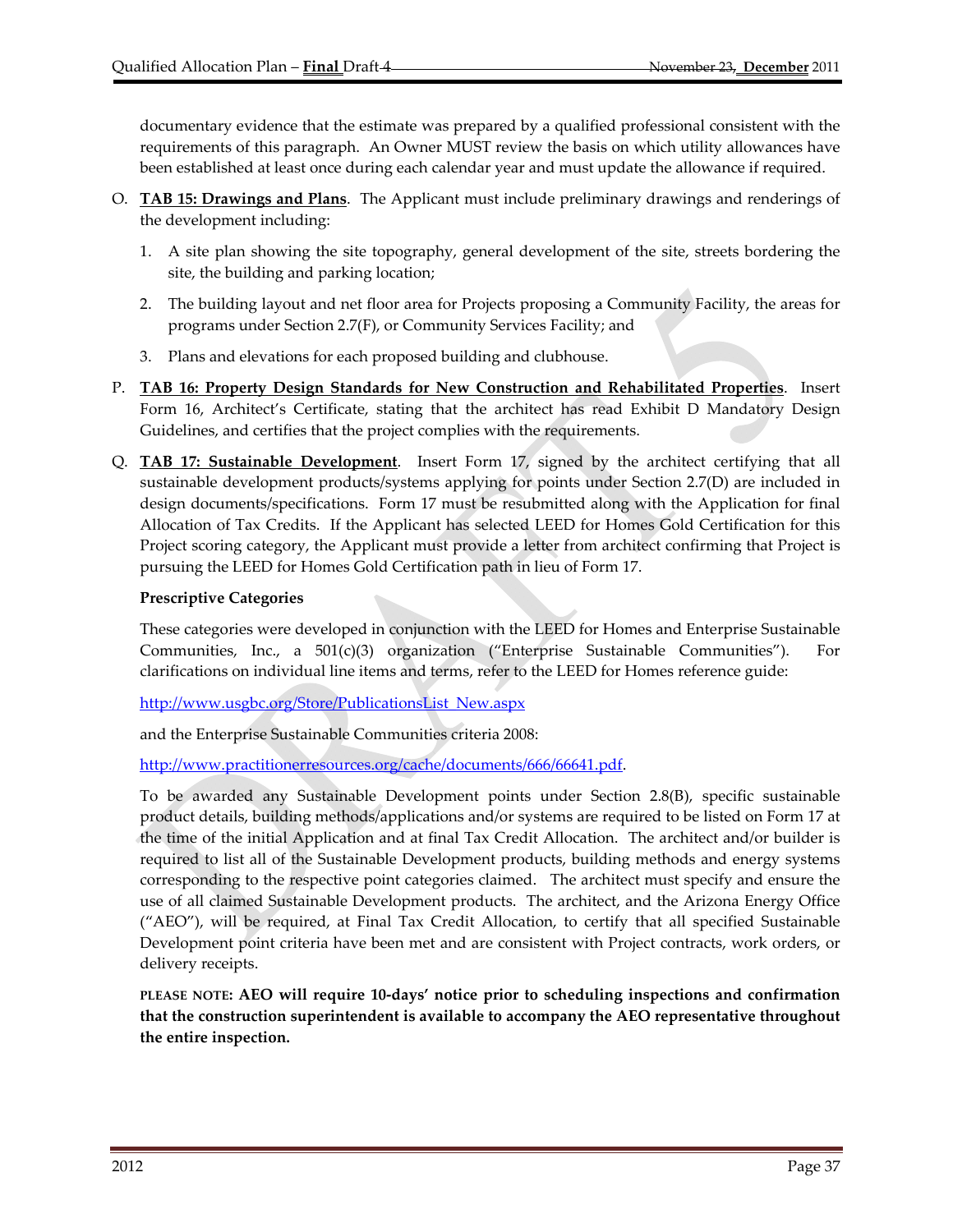documentary evidence that the estimate was prepared by a qualified professional consistent with the requirements of this paragraph. An Owner MUST review the basis on which utility allowances have been established at least once during each calendar year and must update the allowance if required.

O. **TAB 15: Drawings and Plans**. The Applicant must include preliminary drawings and renderings of the development including:

   1. A site plan showing the site topography, general development of the site, streets bordering the site, the building and parking location;

   2. The building layout and net floor area for Projects proposing a Community Facility, the areas for programs under Section 2.7(F), or Community Services Facility; and

   3. Plans and elevations for each proposed building and clubhouse.

P. **TAB 16: Property Design Standards for New Construction and Rehabilitated Properties**. Insert Form 16, Architect's Certificate, stating that the architect has read Exhibit D Mandatory Design Guidelines, and certifies that the project complies with the requirements.

Q. **TAB 17: Sustainable Development**. Insert Form 17, signed by the architect certifying that all sustainable development products/systems applying for points under Section 2.7(D) are included in design documents/specifications. Form 17 must be resubmitted along with the Application for final Allocation of Tax Credits. If the Applicant has selected LEED for Homes Gold Certification for this Project scoring category, the Applicant must provide a letter from architect confirming that Project is pursuing the LEED for Homes Gold Certification path in lieu of Form 17.

   **Prescriptive Categories**

   These categories were developed in conjunction with the LEED for Homes and Enterprise Sustainable Communities, Inc., a 501(c)(3) organization ("Enterprise Sustainable Communities"). For clarifications on individual line items and terms, refer to the LEED for Homes reference guide:

   http://www.usgbc.org/Store/PublicationsList_New.aspx

   and the Enterprise Sustainable Communities criteria 2008:

   http://www.practitionerresources.org/cache/documents/666/66641.pdf.

   To be awarded any Sustainable Development points under Section 2.8(B), specific sustainable product details, building methods/applications and/or systems are required to be listed on Form 17 at the time of the initial Application and at final Tax Credit Allocation. The architect and/or builder is required to list all of the Sustainable Development products, building methods and energy systems corresponding to the respective point categories claimed. The architect must specify and ensure the use of all claimed Sustainable Development products. The architect, and the Arizona Energy Office ("AEO"), will be required, at Final Tax Credit Allocation, to certify that all specified Sustainable Development point criteria have been met and are consistent with Project contracts, work orders, or delivery receipts.

   **PLEASE NOTE: AEO will require 10-days' notice prior to scheduling inspections and confirmation that the construction superintendent is available to accompany the AEO representative throughout the entire inspection.**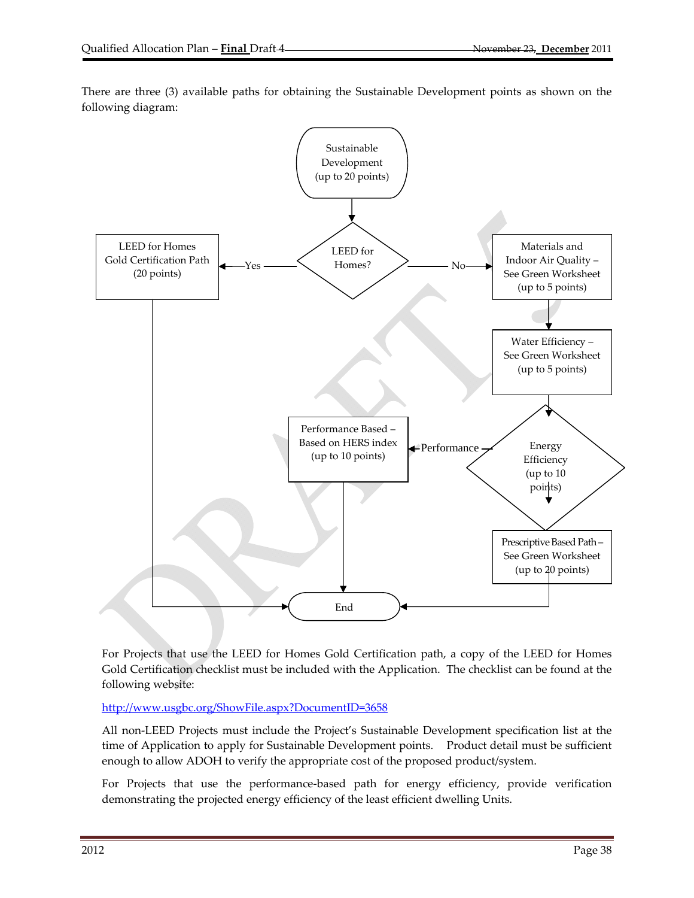There are three (3) available paths for obtaining the Sustainable Development points as shown on the following diagram:

Sustainable Development (up to 20 points)

LEED for Homes?

Yes → LEED for Homes Gold Certification Path (20 points) → End

No → Materials and Indoor Air Quality – See Green Worksheet (up to 5 points) → Water Efficiency – See Green Worksheet (up to 5 points) → Energy Efficiency (up to 10 points)

- Performance → Performance Based – Based on HERS index (up to 10 points) → End
- Prescriptive Based Path – See Green Worksheet (up to 20 points) → End

For Projects that use the LEED for Homes Gold Certification path, a copy of the LEED for Homes Gold Certification checklist must be included with the Application. The checklist can be found at the following website:

http://www.usgbc.org/ShowFile.aspx?DocumentID=3658

All non-LEED Projects must include the Project's Sustainable Development specification list at the time of Application to apply for Sustainable Development points. Product detail must be sufficient enough to allow ADOH to verify the appropriate cost of the proposed product/system.

For Projects that use the performance-based path for energy efficiency, provide verification demonstrating the projected energy efficiency of the least efficient dwelling Units.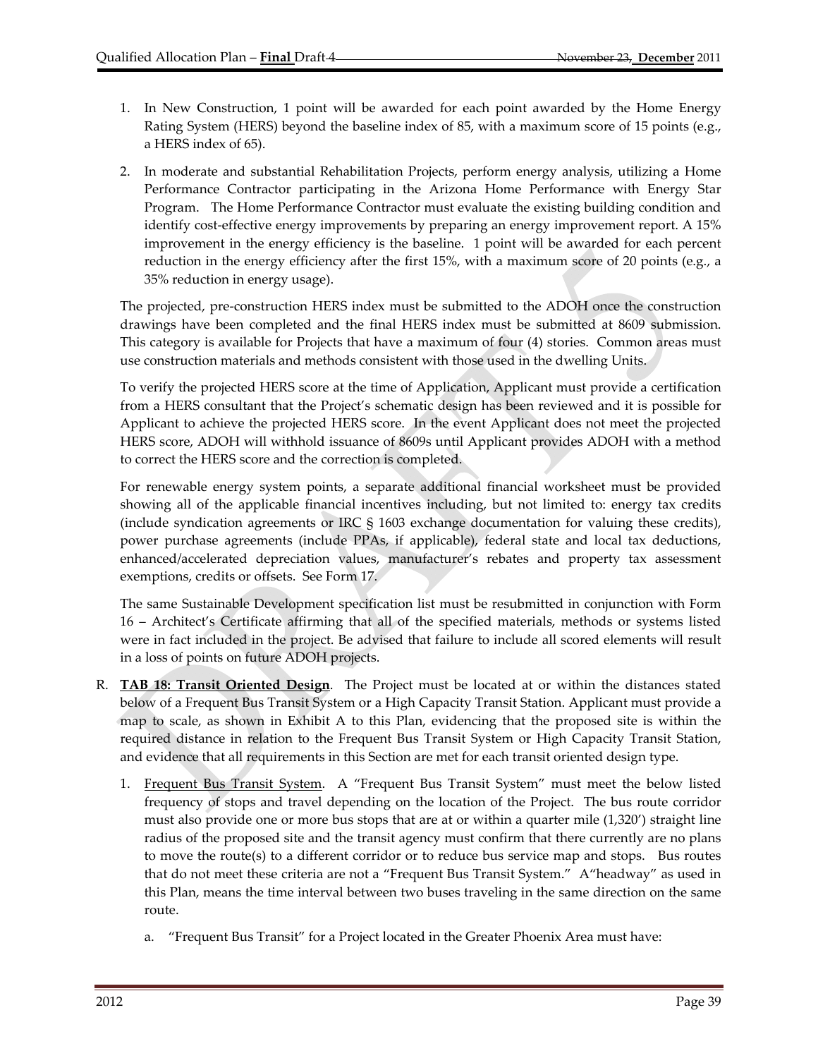1. In New Construction, 1 point will be awarded for each point awarded by the Home Energy Rating System (HERS) beyond the baseline index of 85, with a maximum score of 15 points (e.g., a HERS index of 65).

2. In moderate and substantial Rehabilitation Projects, perform energy analysis, utilizing a Home Performance Contractor participating in the Arizona Home Performance with Energy Star Program. The Home Performance Contractor must evaluate the existing building condition and identify cost-effective energy improvements by preparing an energy improvement report. A 15% improvement in the energy efficiency is the baseline. 1 point will be awarded for each percent reduction in the energy efficiency after the first 15%, with a maximum score of 20 points (e.g., a 35% reduction in energy usage).

The projected, pre-construction HERS index must be submitted to the ADOH once the construction drawings have been completed and the final HERS index must be submitted at 8609 submission. This category is available for Projects that have a maximum of four (4) stories. Common areas must use construction materials and methods consistent with those used in the dwelling Units.

To verify the projected HERS score at the time of Application, Applicant must provide a certification from a HERS consultant that the Project's schematic design has been reviewed and it is possible for Applicant to achieve the projected HERS score. In the event Applicant does not meet the projected HERS score, ADOH will withhold issuance of 8609s until Applicant provides ADOH with a method to correct the HERS score and the correction is completed.

For renewable energy system points, a separate additional financial worksheet must be provided showing all of the applicable financial incentives including, but not limited to: energy tax credits (include syndication agreements or IRC § 1603 exchange documentation for valuing these credits), power purchase agreements (include PPAs, if applicable), federal state and local tax deductions, enhanced/accelerated depreciation values, manufacturer's rebates and property tax assessment exemptions, credits or offsets. See Form 17.

The same Sustainable Development specification list must be resubmitted in conjunction with Form 16 – Architect's Certificate affirming that all of the specified materials, methods or systems listed were in fact included in the project. Be advised that failure to include all scored elements will result in a loss of points on future ADOH projects.

R. **TAB 18: Transit Oriented Design**. The Project must be located at or within the distances stated below of a Frequent Bus Transit System or a High Capacity Transit Station. Applicant must provide a map to scale, as shown in Exhibit A to this Plan, evidencing that the proposed site is within the required distance in relation to the Frequent Bus Transit System or High Capacity Transit Station, and evidence that all requirements in this Section are met for each transit oriented design type.

   1. Frequent Bus Transit System. A "Frequent Bus Transit System" must meet the below listed frequency of stops and travel depending on the location of the Project. The bus route corridor must also provide one or more bus stops that are at or within a quarter mile (1,320') straight line radius of the proposed site and the transit agency must confirm that there currently are no plans to move the route(s) to a different corridor or to reduce bus service map and stops. Bus routes that do not meet these criteria are not a "Frequent Bus Transit System." A "headway" as used in this Plan, means the time interval between two buses traveling in the same direction on the same route.

      a. "Frequent Bus Transit" for a Project located in the Greater Phoenix Area must have: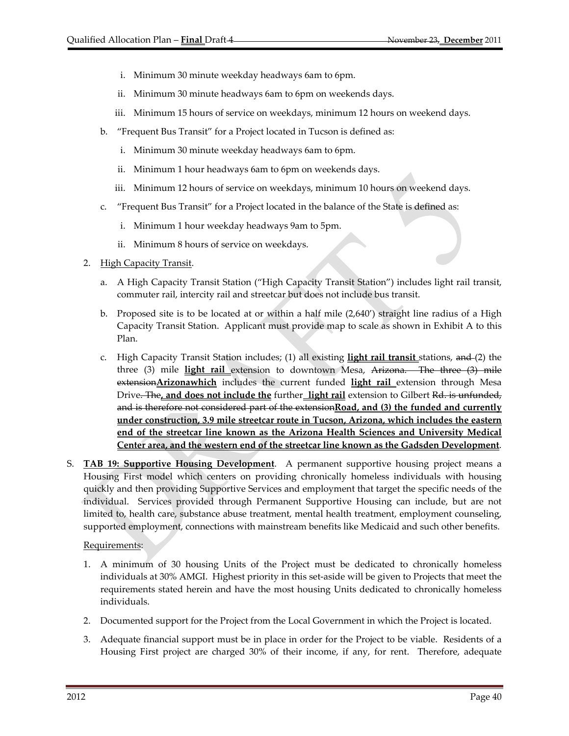i. Minimum 30 minute weekday headways 6am to 6pm.

ii. Minimum 30 minute headways 6am to 6pm on weekends days.

iii. Minimum 15 hours of service on weekdays, minimum 12 hours on weekend days.

b. "Frequent Bus Transit" for a Project located in Tucson is defined as:

i. Minimum 30 minute weekday headways 6am to 6pm.

ii. Minimum 1 hour headways 6am to 6pm on weekends days.

iii. Minimum 12 hours of service on weekdays, minimum 10 hours on weekend days.

c. "Frequent Bus Transit" for a Project located in the balance of the State is defined as:

i. Minimum 1 hour weekday headways 9am to 5pm.

ii. Minimum 8 hours of service on weekdays.

2. High Capacity Transit.

a. A High Capacity Transit Station ("High Capacity Transit Station") includes light rail transit, commuter rail, intercity rail and streetcar but does not include bus transit.

b. Proposed site is to be located at or within a half mile (2,640') straight line radius of a High Capacity Transit Station. Applicant must provide map to scale as shown in Exhibit A to this Plan.

c. High Capacity Transit Station includes; (1) all existing **light rail transit** stations, ~~and~~ (2) the three (3) mile **light rail** extension to downtown Mesa, ~~Arizona. The three (3) mile extension~~**Arizonawhich** includes the current funded **light rail** extension through Mesa Drive~~. The~~**, and does not include the** further **light rail** extension to Gilbert ~~Rd. is unfunded, and is therefore not considered part of the extension~~**Road, and (3) the funded and currently under construction, 3.9 mile streetcar route in Tucson, Arizona, which includes the eastern end of the streetcar line known as the Arizona Health Sciences and University Medical Center area, and the western end of the streetcar line known as the Gadsden Development**.

S. **TAB 19: Supportive Housing Development**. A permanent supportive housing project means a Housing First model which centers on providing chronically homeless individuals with housing quickly and then providing Supportive Services and employment that target the specific needs of the individual. Services provided through Permanent Supportive Housing can include, but are not limited to, health care, substance abuse treatment, mental health treatment, employment counseling, supported employment, connections with mainstream benefits like Medicaid and such other benefits.

Requirements:

1. A minimum of 30 housing Units of the Project must be dedicated to chronically homeless individuals at 30% AMGI. Highest priority in this set-aside will be given to Projects that meet the requirements stated herein and have the most housing Units dedicated to chronically homeless individuals.

2. Documented support for the Project from the Local Government in which the Project is located.

3. Adequate financial support must be in place in order for the Project to be viable. Residents of a Housing First project are charged 30% of their income, if any, for rent. Therefore, adequate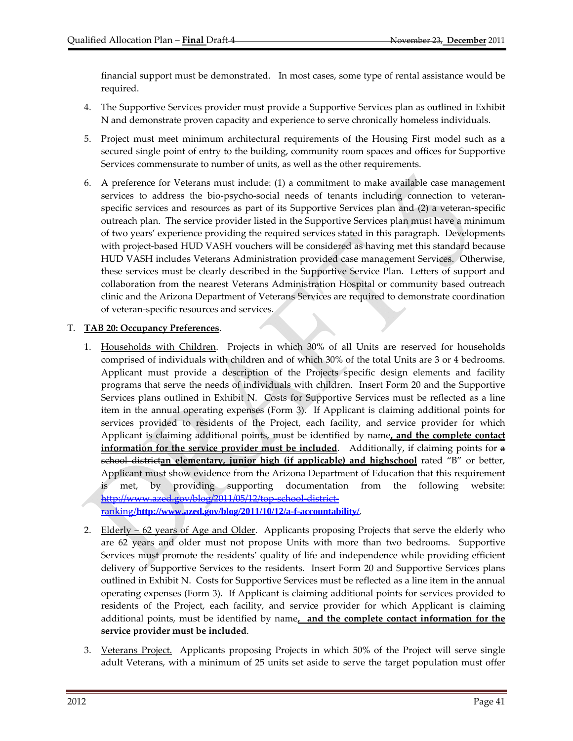financial support must be demonstrated. In most cases, some type of rental assistance would be required.

4. The Supportive Services provider must provide a Supportive Services plan as outlined in Exhibit N and demonstrate proven capacity and experience to serve chronically homeless individuals.

5. Project must meet minimum architectural requirements of the Housing First model such as a secured single point of entry to the building, community room spaces and offices for Supportive Services commensurate to number of units, as well as the other requirements.

6. A preference for Veterans must include: (1) a commitment to make available case management services to address the bio-psycho-social needs of tenants including connection to veteran-specific services and resources as part of its Supportive Services plan and (2) a veteran-specific outreach plan. The service provider listed in the Supportive Services plan must have a minimum of two years' experience providing the required services stated in this paragraph. Developments with project-based HUD VASH vouchers will be considered as having met this standard because HUD VASH includes Veterans Administration provided case management Services. Otherwise, these services must be clearly described in the Supportive Service Plan. Letters of support and collaboration from the nearest Veterans Administration Hospital or community based outreach clinic and the Arizona Department of Veterans Services are required to demonstrate coordination of veteran-specific resources and services.

T. **TAB 20: Occupancy Preferences**.

1. Households with Children. Projects in which 30% of all Units are reserved for households comprised of individuals with children and of which 30% of the total Units are 3 or 4 bedrooms. Applicant must provide a description of the Projects specific design elements and facility programs that serve the needs of individuals with children. Insert Form 20 and the Supportive Services plans outlined in Exhibit N. Costs for Supportive Services must be reflected as a line item in the annual operating expenses (Form 3). If Applicant is claiming additional points for services provided to residents of the Project, each facility, and service provider for which Applicant is claiming additional points, must be identified by name**, and the complete contact information for the service provider must be included**. Additionally, if claiming points for ~~a school district~~**an elementary, junior high (if applicable) and highschool** rated "B" or better, Applicant must show evidence from the Arizona Department of Education that this requirement is met, by providing supporting documentation from the following website: ~~http://www.azed.gov/blog/2011/05/12/top-school-district-ranking/~~**http://www.azed.gov/blog/2011/10/12/a-f-accountability/**.

2. Elderly – 62 years of Age and Older. Applicants proposing Projects that serve the elderly who are 62 years and older must not propose Units with more than two bedrooms. Supportive Services must promote the residents' quality of life and independence while providing efficient delivery of Supportive Services to the residents. Insert Form 20 and Supportive Services plans outlined in Exhibit N. Costs for Supportive Services must be reflected as a line item in the annual operating expenses (Form 3). If Applicant is claiming additional points for services provided to residents of the Project, each facility, and service provider for which Applicant is claiming additional points, must be identified by name**, and the complete contact information for the service provider must be included**.

3. Veterans Project. Applicants proposing Projects in which 50% of the Project will serve single adult Veterans, with a minimum of 25 units set aside to serve the target population must offer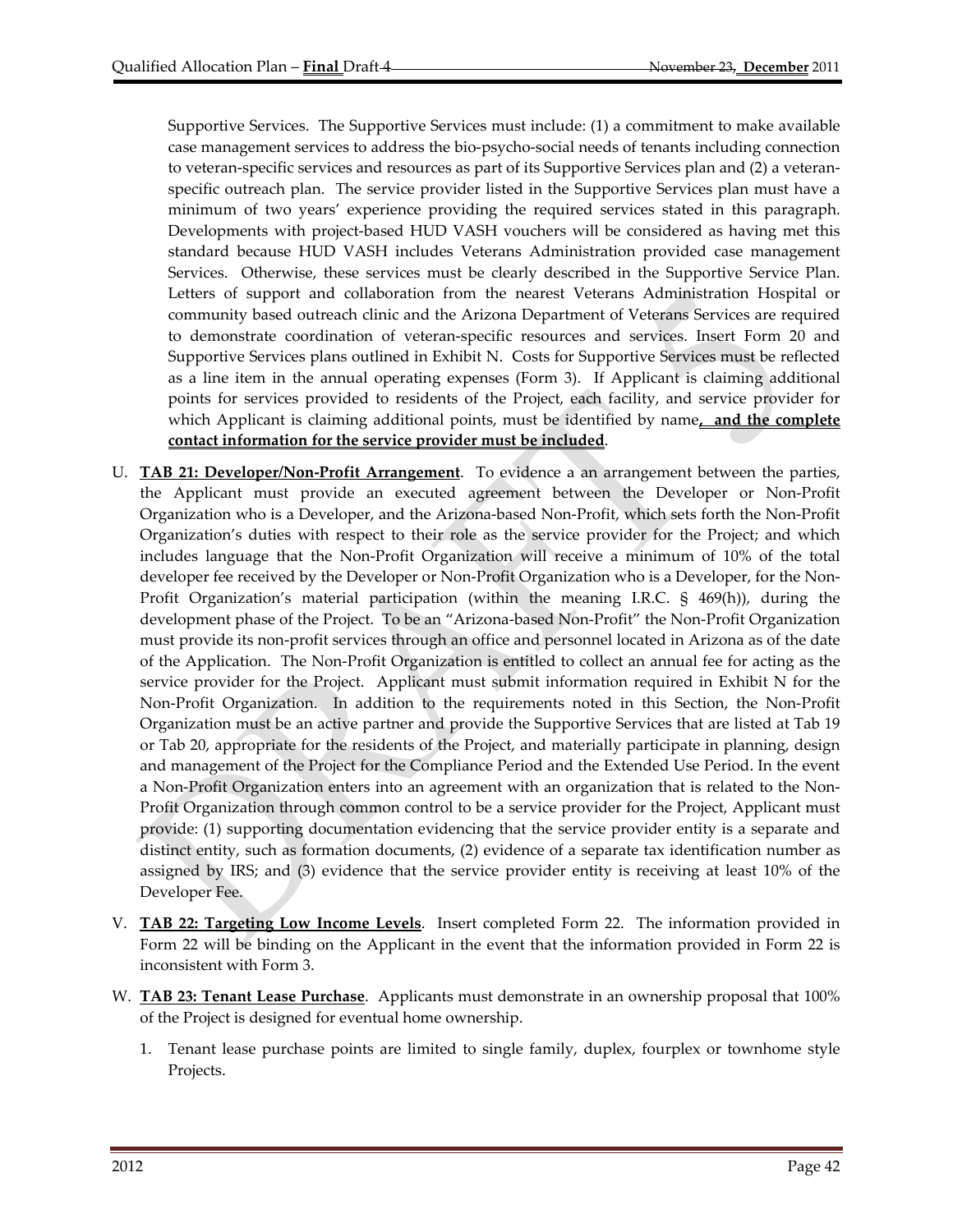Supportive Services. The Supportive Services must include: (1) a commitment to make available case management services to address the bio-psycho-social needs of tenants including connection to veteran-specific services and resources as part of its Supportive Services plan and (2) a veteran-specific outreach plan. The service provider listed in the Supportive Services plan must have a minimum of two years' experience providing the required services stated in this paragraph. Developments with project-based HUD VASH vouchers will be considered as having met this standard because HUD VASH includes Veterans Administration provided case management Services. Otherwise, these services must be clearly described in the Supportive Service Plan. Letters of support and collaboration from the nearest Veterans Administration Hospital or community based outreach clinic and the Arizona Department of Veterans Services are required to demonstrate coordination of veteran-specific resources and services. Insert Form 20 and Supportive Services plans outlined in Exhibit N. Costs for Supportive Services must be reflected as a line item in the annual operating expenses (Form 3). If Applicant is claiming additional points for services provided to residents of the Project, each facility, and service provider for which Applicant is claiming additional points, must be identified by name**, and the complete contact information for the service provider must be included**.

U. **TAB 21: Developer/Non-Profit Arrangement**. To evidence a an arrangement between the parties, the Applicant must provide an executed agreement between the Developer or Non-Profit Organization who is a Developer, and the Arizona-based Non-Profit, which sets forth the Non-Profit Organization's duties with respect to their role as the service provider for the Project; and which includes language that the Non-Profit Organization will receive a minimum of 10% of the total developer fee received by the Developer or Non-Profit Organization who is a Developer, for the Non-Profit Organization's material participation (within the meaning I.R.C. § 469(h)), during the development phase of the Project. To be an "Arizona-based Non-Profit" the Non-Profit Organization must provide its non-profit services through an office and personnel located in Arizona as of the date of the Application. The Non-Profit Organization is entitled to collect an annual fee for acting as the service provider for the Project. Applicant must submit information required in Exhibit N for the Non-Profit Organization. In addition to the requirements noted in this Section, the Non-Profit Organization must be an active partner and provide the Supportive Services that are listed at Tab 19 or Tab 20, appropriate for the residents of the Project, and materially participate in planning, design and management of the Project for the Compliance Period and the Extended Use Period. In the event a Non-Profit Organization enters into an agreement with an organization that is related to the Non-Profit Organization through common control to be a service provider for the Project, Applicant must provide: (1) supporting documentation evidencing that the service provider entity is a separate and distinct entity, such as formation documents, (2) evidence of a separate tax identification number as assigned by IRS; and (3) evidence that the service provider entity is receiving at least 10% of the Developer Fee.

V. **TAB 22: Targeting Low Income Levels**. Insert completed Form 22. The information provided in Form 22 will be binding on the Applicant in the event that the information provided in Form 22 is inconsistent with Form 3.

W. **TAB 23: Tenant Lease Purchase**. Applicants must demonstrate in an ownership proposal that 100% of the Project is designed for eventual home ownership.

1. Tenant lease purchase points are limited to single family, duplex, fourplex or townhome style Projects.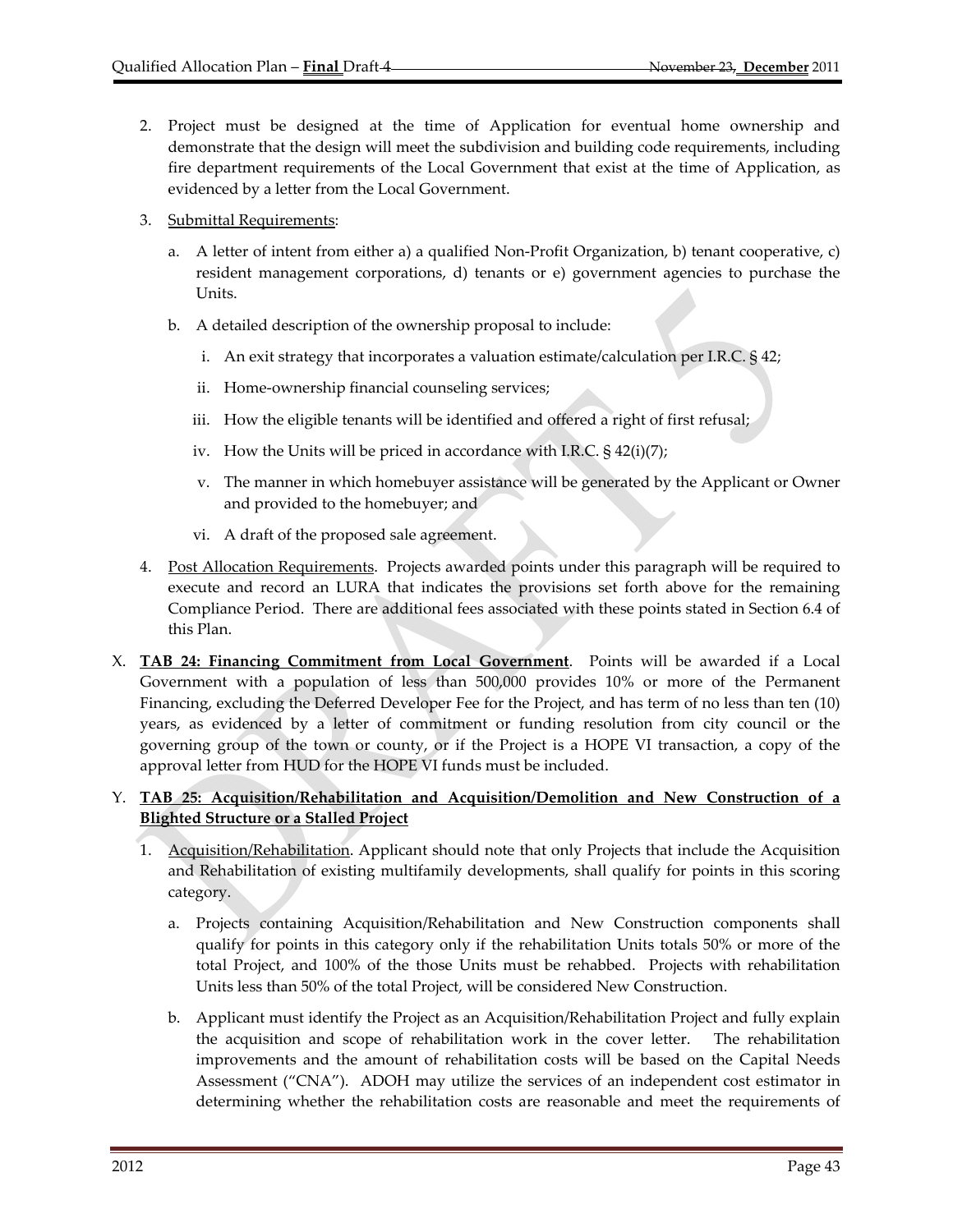2. Project must be designed at the time of Application for eventual home ownership and demonstrate that the design will meet the subdivision and building code requirements, including fire department requirements of the Local Government that exist at the time of Application, as evidenced by a letter from the Local Government.

3. Submittal Requirements:

   a. A letter of intent from either a) a qualified Non-Profit Organization, b) tenant cooperative, c) resident management corporations, d) tenants or e) government agencies to purchase the Units.

   b. A detailed description of the ownership proposal to include:

      i. An exit strategy that incorporates a valuation estimate/calculation per I.R.C. § 42;

      ii. Home-ownership financial counseling services;

      iii. How the eligible tenants will be identified and offered a right of first refusal;

      iv. How the Units will be priced in accordance with I.R.C. § 42(i)(7);

      v. The manner in which homebuyer assistance will be generated by the Applicant or Owner and provided to the homebuyer; and

      vi. A draft of the proposed sale agreement.

4. Post Allocation Requirements. Projects awarded points under this paragraph will be required to execute and record an LURA that indicates the provisions set forth above for the remaining Compliance Period. There are additional fees associated with these points stated in Section 6.4 of this Plan.

X. **TAB 24: Financing Commitment from Local Government**. Points will be awarded if a Local Government with a population of less than 500,000 provides 10% or more of the Permanent Financing, excluding the Deferred Developer Fee for the Project, and has term of no less than ten (10) years, as evidenced by a letter of commitment or funding resolution from city council or the governing group of the town or county, or if the Project is a HOPE VI transaction, a copy of the approval letter from HUD for the HOPE VI funds must be included.

Y. **TAB 25: Acquisition/Rehabilitation and Acquisition/Demolition and New Construction of a Blighted Structure or a Stalled Project**

1. Acquisition/Rehabilitation. Applicant should note that only Projects that include the Acquisition and Rehabilitation of existing multifamily developments, shall qualify for points in this scoring category.

   a. Projects containing Acquisition/Rehabilitation and New Construction components shall qualify for points in this category only if the rehabilitation Units totals 50% or more of the total Project, and 100% of the those Units must be rehabbed. Projects with rehabilitation Units less than 50% of the total Project, will be considered New Construction.

   b. Applicant must identify the Project as an Acquisition/Rehabilitation Project and fully explain the acquisition and scope of rehabilitation work in the cover letter. The rehabilitation improvements and the amount of rehabilitation costs will be based on the Capital Needs Assessment ("CNA"). ADOH may utilize the services of an independent cost estimator in determining whether the rehabilitation costs are reasonable and meet the requirements of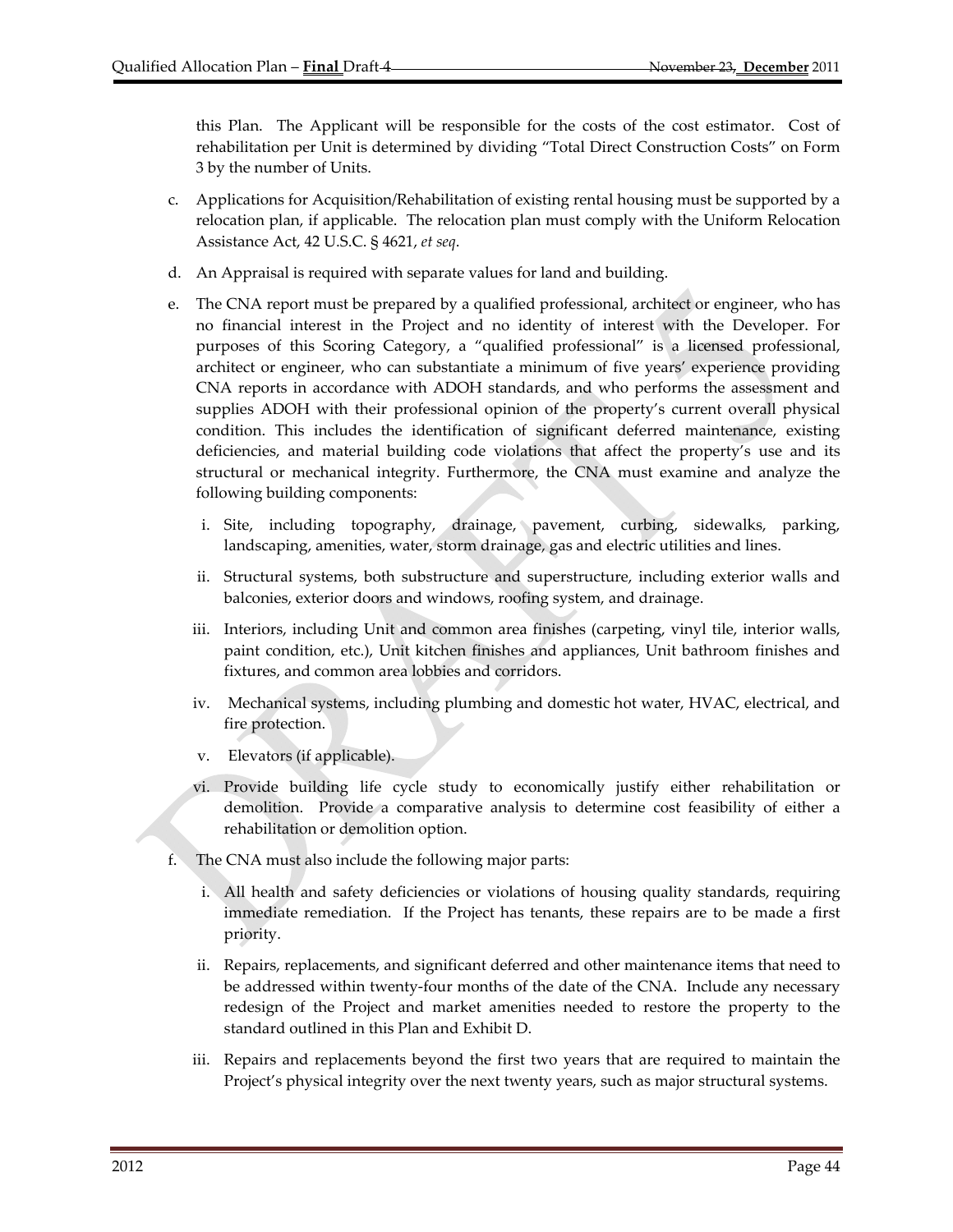this Plan. The Applicant will be responsible for the costs of the cost estimator. Cost of rehabilitation per Unit is determined by dividing "Total Direct Construction Costs" on Form 3 by the number of Units.

c. Applications for Acquisition/Rehabilitation of existing rental housing must be supported by a relocation plan, if applicable. The relocation plan must comply with the Uniform Relocation Assistance Act, 42 U.S.C. § 4621, *et seq*.

d. An Appraisal is required with separate values for land and building.

e. The CNA report must be prepared by a qualified professional, architect or engineer, who has no financial interest in the Project and no identity of interest with the Developer. For purposes of this Scoring Category, a "qualified professional" is a licensed professional, architect or engineer, who can substantiate a minimum of five years' experience providing CNA reports in accordance with ADOH standards, and who performs the assessment and supplies ADOH with their professional opinion of the property's current overall physical condition. This includes the identification of significant deferred maintenance, existing deficiencies, and material building code violations that affect the property's use and its structural or mechanical integrity. Furthermore, the CNA must examine and analyze the following building components:

   i. Site, including topography, drainage, pavement, curbing, sidewalks, parking, landscaping, amenities, water, storm drainage, gas and electric utilities and lines.

   ii. Structural systems, both substructure and superstructure, including exterior walls and balconies, exterior doors and windows, roofing system, and drainage.

   iii. Interiors, including Unit and common area finishes (carpeting, vinyl tile, interior walls, paint condition, etc.), Unit kitchen finishes and appliances, Unit bathroom finishes and fixtures, and common area lobbies and corridors.

   iv. Mechanical systems, including plumbing and domestic hot water, HVAC, electrical, and fire protection.

   v. Elevators (if applicable).

   vi. Provide building life cycle study to economically justify either rehabilitation or demolition. Provide a comparative analysis to determine cost feasibility of either a rehabilitation or demolition option.

f. The CNA must also include the following major parts:

   i. All health and safety deficiencies or violations of housing quality standards, requiring immediate remediation. If the Project has tenants, these repairs are to be made a first priority.

   ii. Repairs, replacements, and significant deferred and other maintenance items that need to be addressed within twenty-four months of the date of the CNA. Include any necessary redesign of the Project and market amenities needed to restore the property to the standard outlined in this Plan and Exhibit D.

   iii. Repairs and replacements beyond the first two years that are required to maintain the Project's physical integrity over the next twenty years, such as major structural systems.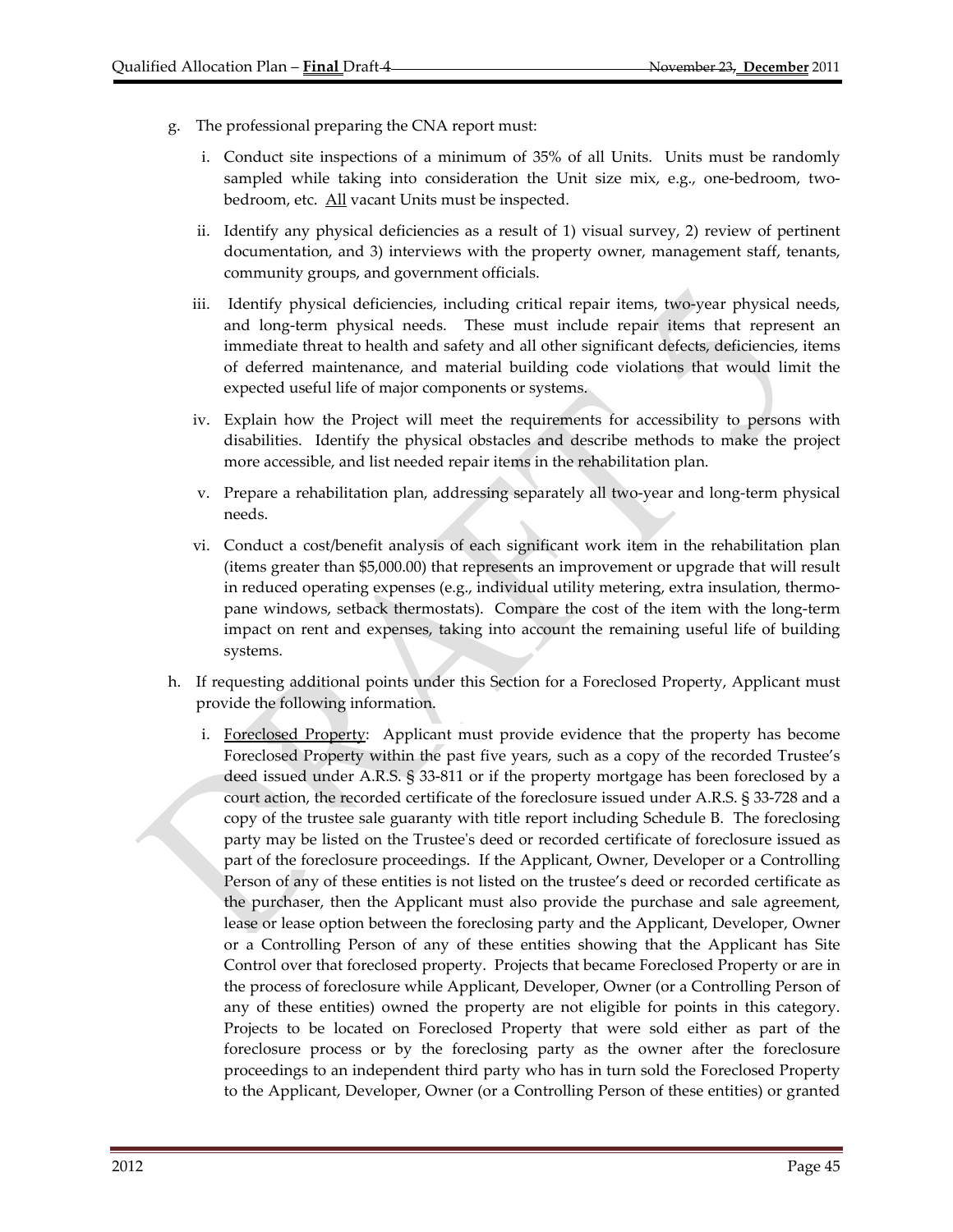g. The professional preparing the CNA report must:

   i. Conduct site inspections of a minimum of 35% of all Units. Units must be randomly sampled while taking into consideration the Unit size mix, e.g., one-bedroom, two-bedroom, etc. All vacant Units must be inspected.

   ii. Identify any physical deficiencies as a result of 1) visual survey, 2) review of pertinent documentation, and 3) interviews with the property owner, management staff, tenants, community groups, and government officials.

   iii. Identify physical deficiencies, including critical repair items, two-year physical needs, and long-term physical needs. These must include repair items that represent an immediate threat to health and safety and all other significant defects, deficiencies, items of deferred maintenance, and material building code violations that would limit the expected useful life of major components or systems.

   iv. Explain how the Project will meet the requirements for accessibility to persons with disabilities. Identify the physical obstacles and describe methods to make the project more accessible, and list needed repair items in the rehabilitation plan.

   v. Prepare a rehabilitation plan, addressing separately all two-year and long-term physical needs.

   vi. Conduct a cost/benefit analysis of each significant work item in the rehabilitation plan (items greater than $5,000.00) that represents an improvement or upgrade that will result in reduced operating expenses (e.g., individual utility metering, extra insulation, thermo-pane windows, setback thermostats). Compare the cost of the item with the long-term impact on rent and expenses, taking into account the remaining useful life of building systems.

h. If requesting additional points under this Section for a Foreclosed Property, Applicant must provide the following information.

   i. Foreclosed Property: Applicant must provide evidence that the property has become Foreclosed Property within the past five years, such as a copy of the recorded Trustee's deed issued under A.R.S. § 33-811 or if the property mortgage has been foreclosed by a court action, the recorded certificate of the foreclosure issued under A.R.S. § 33-728 and a copy of the trustee sale guaranty with title report including Schedule B. The foreclosing party may be listed on the Trustee's deed or recorded certificate of foreclosure issued as part of the foreclosure proceedings. If the Applicant, Owner, Developer or a Controlling Person of any of these entities is not listed on the trustee's deed or recorded certificate as the purchaser, then the Applicant must also provide the purchase and sale agreement, lease or lease option between the foreclosing party and the Applicant, Developer, Owner or a Controlling Person of any of these entities showing that the Applicant has Site Control over that foreclosed property. Projects that became Foreclosed Property or are in the process of foreclosure while Applicant, Developer, Owner (or a Controlling Person of any of these entities) owned the property are not eligible for points in this category. Projects to be located on Foreclosed Property that were sold either as part of the foreclosure process or by the foreclosing party as the owner after the foreclosure proceedings to an independent third party who has in turn sold the Foreclosed Property to the Applicant, Developer, Owner (or a Controlling Person of these entities) or granted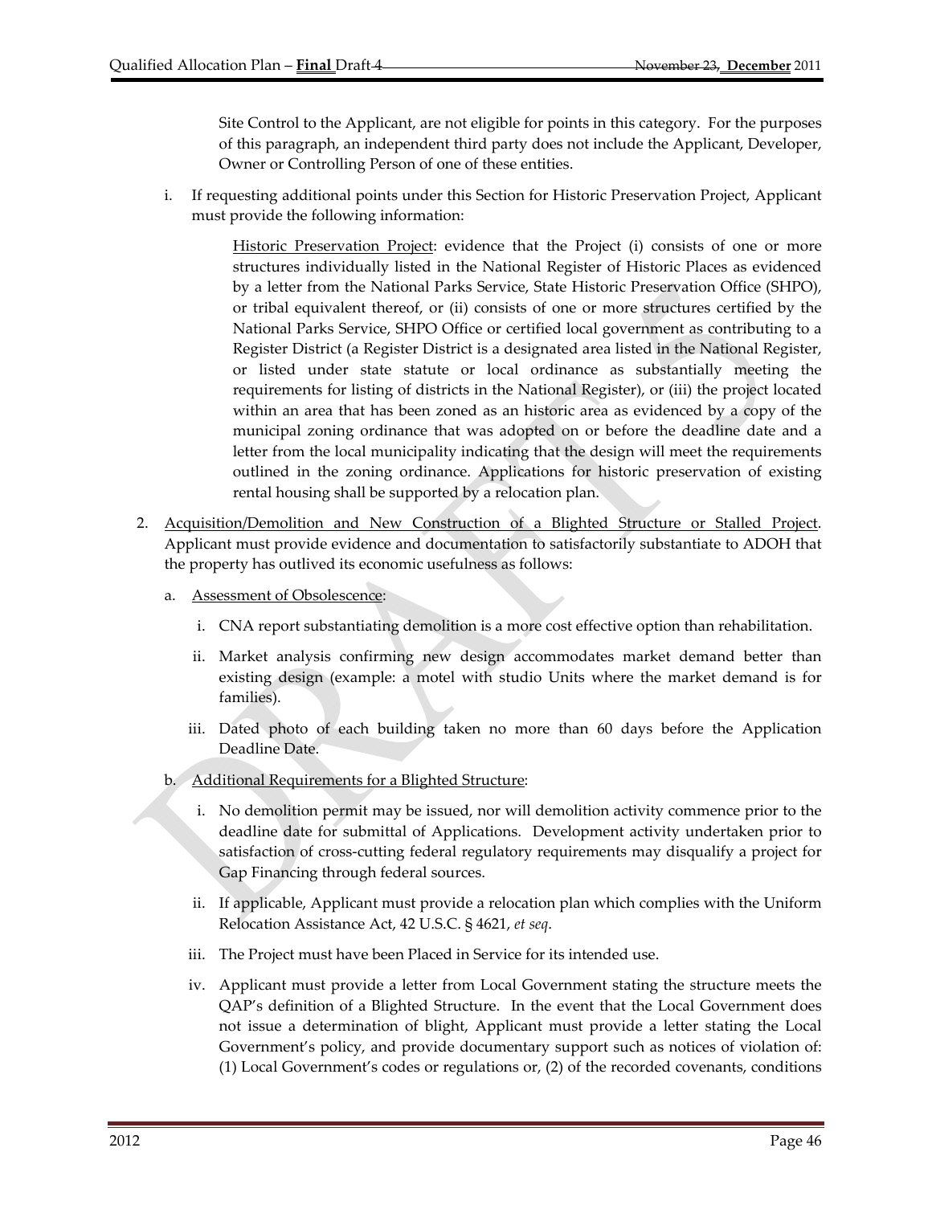Site Control to the Applicant, are not eligible for points in this category. For the purposes of this paragraph, an independent third party does not include the Applicant, Developer, Owner or Controlling Person of one of these entities.

i. If requesting additional points under this Section for Historic Preservation Project, Applicant must provide the following information:

   Historic Preservation Project: evidence that the Project (i) consists of one or more structures individually listed in the National Register of Historic Places as evidenced by a letter from the National Parks Service, State Historic Preservation Office (SHPO), or tribal equivalent thereof, or (ii) consists of one or more structures certified by the National Parks Service, SHPO Office or certified local government as contributing to a Register District (a Register District is a designated area listed in the National Register, or listed under state statute or local ordinance as substantially meeting the requirements for listing of districts in the National Register), or (iii) the project located within an area that has been zoned as an historic area as evidenced by a copy of the municipal zoning ordinance that was adopted on or before the deadline date and a letter from the local municipality indicating that the design will meet the requirements outlined in the zoning ordinance. Applications for historic preservation of existing rental housing shall be supported by a relocation plan.

2. Acquisition/Demolition and New Construction of a Blighted Structure or Stalled Project. Applicant must provide evidence and documentation to satisfactorily substantiate to ADOH that the property has outlived its economic usefulness as follows:

   a. Assessment of Obsolescence:

      i. CNA report substantiating demolition is a more cost effective option than rehabilitation.

      ii. Market analysis confirming new design accommodates market demand better than existing design (example: a motel with studio Units where the market demand is for families).

      iii. Dated photo of each building taken no more than 60 days before the Application Deadline Date.

   b. Additional Requirements for a Blighted Structure:

      i. No demolition permit may be issued, nor will demolition activity commence prior to the deadline date for submittal of Applications. Development activity undertaken prior to satisfaction of cross-cutting federal regulatory requirements may disqualify a project for Gap Financing through federal sources.

      ii. If applicable, Applicant must provide a relocation plan which complies with the Uniform Relocation Assistance Act, 42 U.S.C. § 4621, *et seq*.

      iii. The Project must have been Placed in Service for its intended use.

      iv. Applicant must provide a letter from Local Government stating the structure meets the QAP's definition of a Blighted Structure. In the event that the Local Government does not issue a determination of blight, Applicant must provide a letter stating the Local Government's policy, and provide documentary support such as notices of violation of: (1) Local Government's codes or regulations or, (2) of the recorded covenants, conditions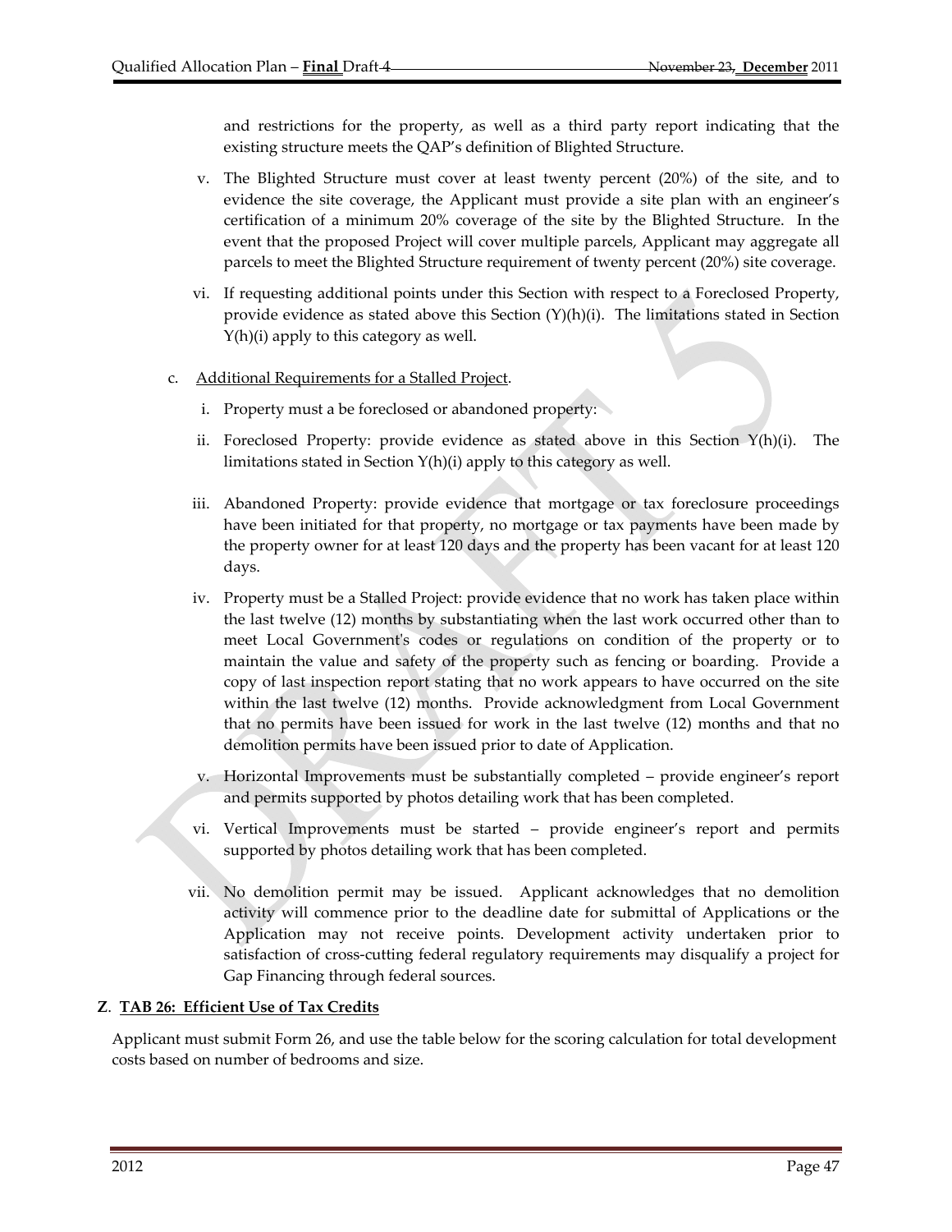and restrictions for the property, as well as a third party report indicating that the existing structure meets the QAP's definition of Blighted Structure.

v. The Blighted Structure must cover at least twenty percent (20%) of the site, and to evidence the site coverage, the Applicant must provide a site plan with an engineer's certification of a minimum 20% coverage of the site by the Blighted Structure. In the event that the proposed Project will cover multiple parcels, Applicant may aggregate all parcels to meet the Blighted Structure requirement of twenty percent (20%) site coverage.

vi. If requesting additional points under this Section with respect to a Foreclosed Property, provide evidence as stated above this Section (Y)(h)(i). The limitations stated in Section Y(h)(i) apply to this category as well.

c. Additional Requirements for a Stalled Project.

i. Property must a be foreclosed or abandoned property:

ii. Foreclosed Property: provide evidence as stated above in this Section Y(h)(i). The limitations stated in Section Y(h)(i) apply to this category as well.

iii. Abandoned Property: provide evidence that mortgage or tax foreclosure proceedings have been initiated for that property, no mortgage or tax payments have been made by the property owner for at least 120 days and the property has been vacant for at least 120 days.

iv. Property must be a Stalled Project: provide evidence that no work has taken place within the last twelve (12) months by substantiating when the last work occurred other than to meet Local Government's codes or regulations on condition of the property or to maintain the value and safety of the property such as fencing or boarding. Provide a copy of last inspection report stating that no work appears to have occurred on the site within the last twelve (12) months. Provide acknowledgment from Local Government that no permits have been issued for work in the last twelve (12) months and that no demolition permits have been issued prior to date of Application.

v. Horizontal Improvements must be substantially completed – provide engineer's report and permits supported by photos detailing work that has been completed.

vi. Vertical Improvements must be started – provide engineer's report and permits supported by photos detailing work that has been completed.

vii. No demolition permit may be issued. Applicant acknowledges that no demolition activity will commence prior to the deadline date for submittal of Applications or the Application may not receive points. Development activity undertaken prior to satisfaction of cross-cutting federal regulatory requirements may disqualify a project for Gap Financing through federal sources.

**Z. TAB 26: Efficient Use of Tax Credits**

Applicant must submit Form 26, and use the table below for the scoring calculation for total development costs based on number of bedrooms and size.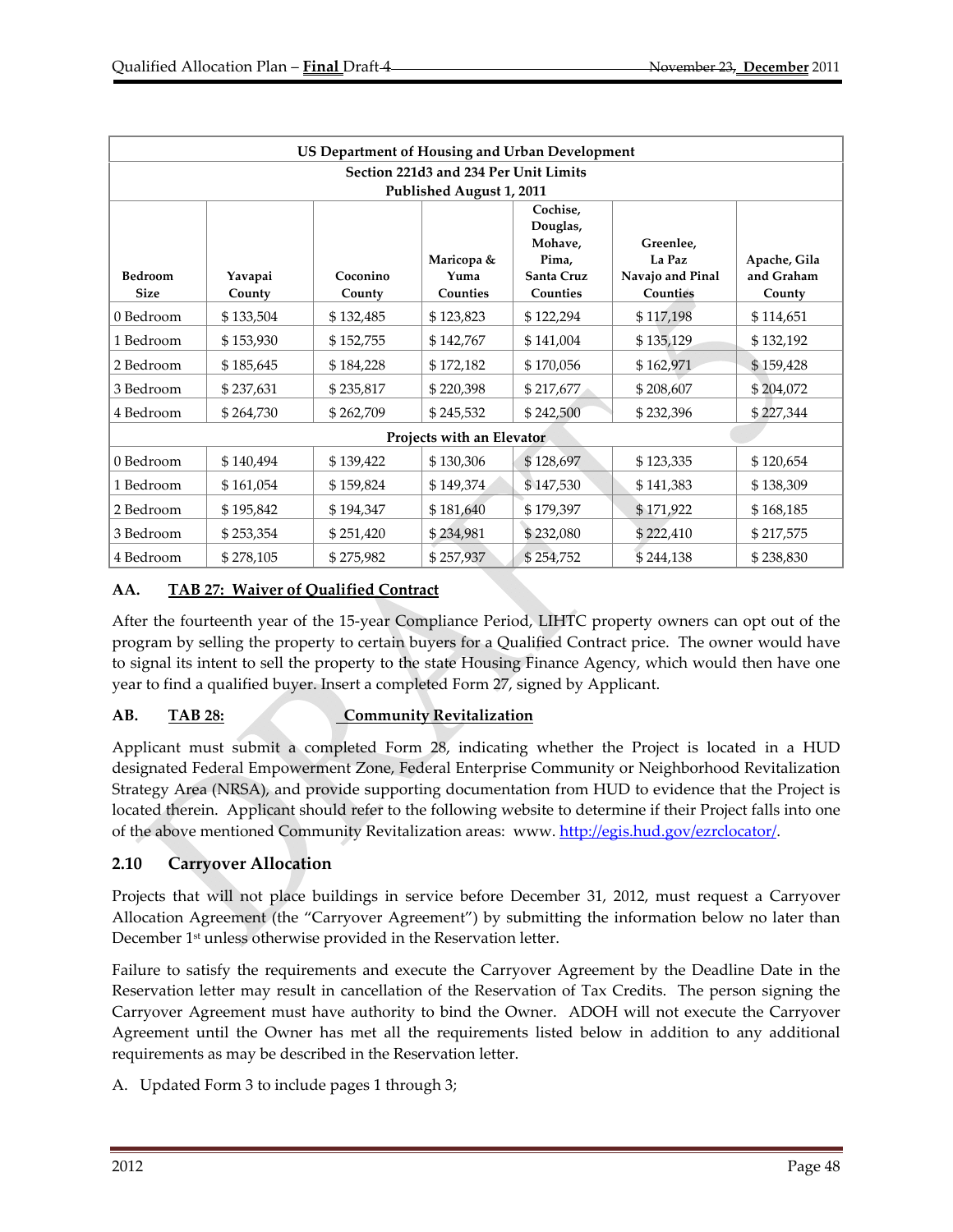| US Department of Housing and Urban Development | | | | | | |
|---|---|---|---|---|---|---|
| Section 221d3 and 234 Per Unit Limits Published August 1, 2011 | | | | | | |
| Bedroom Size | Yavapai County | Coconino County | Maricopa & Yuma Counties | Cochise, Douglas, Mohave, Pima, Santa Cruz Counties | Greenlee, La Paz Navajo and Pinal Counties | Apache, Gila and Graham County |
| 0 Bedroom | $ 133,504 | $ 132,485 | $ 123,823 | $ 122,294 | $ 117,198 | $ 114,651 |
| 1 Bedroom | $ 153,930 | $ 152,755 | $ 142,767 | $ 141,004 | $ 135,129 | $ 132,192 |
| 2 Bedroom | $ 185,645 | $ 184,228 | $ 172,182 | $ 170,056 | $ 162,971 | $ 159,428 |
| 3 Bedroom | $ 237,631 | $ 235,817 | $ 220,398 | $ 217,677 | $ 208,607 | $ 204,072 |
| 4 Bedroom | $ 264,730 | $ 262,709 | $ 245,532 | $ 242,500 | $ 232,396 | $ 227,344 |
| Projects with an Elevator | | | | | | |
| 0 Bedroom | $ 140,494 | $ 139,422 | $ 130,306 | $ 128,697 | $ 123,335 | $ 120,654 |
| 1 Bedroom | $ 161,054 | $ 159,824 | $ 149,374 | $ 147,530 | $ 141,383 | $ 138,309 |
| 2 Bedroom | $ 195,842 | $ 194,347 | $ 181,640 | $ 179,397 | $ 171,922 | $ 168,185 |
| 3 Bedroom | $ 253,354 | $ 251,420 | $ 234,981 | $ 232,080 | $ 222,410 | $ 217,575 |
| 4 Bedroom | $ 278,105 | $ 275,982 | $ 257,937 | $ 254,752 | $ 244,138 | $ 238,830 |

**AA. TAB 27: Waiver of Qualified Contract**

After the fourteenth year of the 15-year Compliance Period, LIHTC property owners can opt out of the program by selling the property to certain buyers for a Qualified Contract price. The owner would have to signal its intent to sell the property to the state Housing Finance Agency, which would then have one year to find a qualified buyer. Insert a completed Form 27, signed by Applicant.

**AB. TAB 28: Community Revitalization**

Applicant must submit a completed Form 28, indicating whether the Project is located in a HUD designated Federal Empowerment Zone, Federal Enterprise Community or Neighborhood Revitalization Strategy Area (NRSA), and provide supporting documentation from HUD to evidence that the Project is located therein. Applicant should refer to the following website to determine if their Project falls into one of the above mentioned Community Revitalization areas: www. http://egis.hud.gov/ezrclocator/.

## 2.10 Carryover Allocation

Projects that will not place buildings in service before December 31, 2012, must request a Carryover Allocation Agreement (the "Carryover Agreement") by submitting the information below no later than December 1st unless otherwise provided in the Reservation letter.

Failure to satisfy the requirements and execute the Carryover Agreement by the Deadline Date in the Reservation letter may result in cancellation of the Reservation of Tax Credits. The person signing the Carryover Agreement must have authority to bind the Owner. ADOH will not execute the Carryover Agreement until the Owner has met all the requirements listed below in addition to any additional requirements as may be described in the Reservation letter.

A. Updated Form 3 to include pages 1 through 3;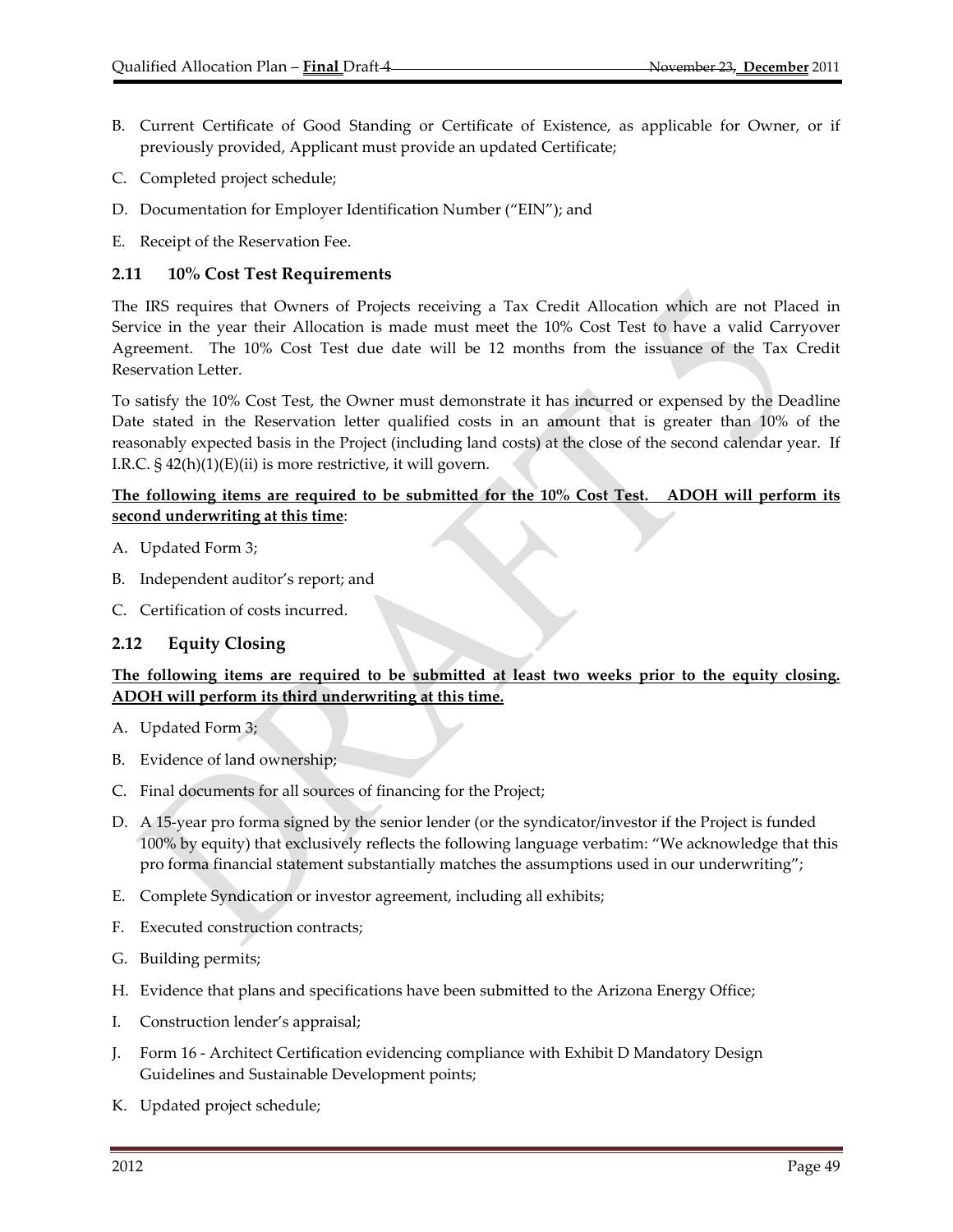B. Current Certificate of Good Standing or Certificate of Existence, as applicable for Owner, or if previously provided, Applicant must provide an updated Certificate;

C. Completed project schedule;

D. Documentation for Employer Identification Number ("EIN"); and

E. Receipt of the Reservation Fee.

### 2.11 10% Cost Test Requirements

The IRS requires that Owners of Projects receiving a Tax Credit Allocation which are not Placed in Service in the year their Allocation is made must meet the 10% Cost Test to have a valid Carryover Agreement. The 10% Cost Test due date will be 12 months from the issuance of the Tax Credit Reservation Letter.

To satisfy the 10% Cost Test, the Owner must demonstrate it has incurred or expensed by the Deadline Date stated in the Reservation letter qualified costs in an amount that is greater than 10% of the reasonably expected basis in the Project (including land costs) at the close of the second calendar year. If I.R.C. § 42(h)(1)(E)(ii) is more restrictive, it will govern.

**The following items are required to be submitted for the 10% Cost Test. ADOH will perform its second underwriting at this time**:

A. Updated Form 3;

B. Independent auditor's report; and

C. Certification of costs incurred.

### 2.12 Equity Closing

**The following items are required to be submitted at least two weeks prior to the equity closing. ADOH will perform its third underwriting at this time.**

A. Updated Form 3;

B. Evidence of land ownership;

C. Final documents for all sources of financing for the Project;

D. A 15-year pro forma signed by the senior lender (or the syndicator/investor if the Project is funded 100% by equity) that exclusively reflects the following language verbatim: "We acknowledge that this pro forma financial statement substantially matches the assumptions used in our underwriting";

E. Complete Syndication or investor agreement, including all exhibits;

F. Executed construction contracts;

G. Building permits;

H. Evidence that plans and specifications have been submitted to the Arizona Energy Office;

I. Construction lender's appraisal;

J. Form 16 - Architect Certification evidencing compliance with Exhibit D Mandatory Design Guidelines and Sustainable Development points;

K. Updated project schedule;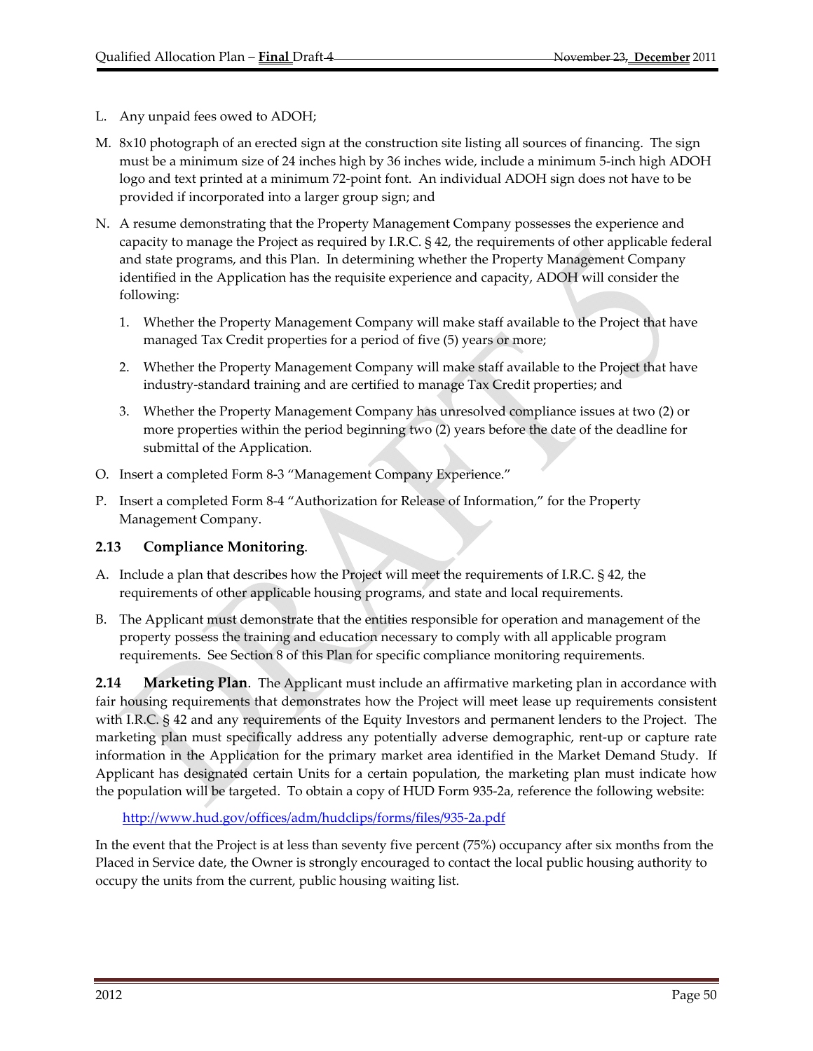L. Any unpaid fees owed to ADOH;

M. 8x10 photograph of an erected sign at the construction site listing all sources of financing. The sign must be a minimum size of 24 inches high by 36 inches wide, include a minimum 5-inch high ADOH logo and text printed at a minimum 72-point font. An individual ADOH sign does not have to be provided if incorporated into a larger group sign; and

N. A resume demonstrating that the Property Management Company possesses the experience and capacity to manage the Project as required by I.R.C. § 42, the requirements of other applicable federal and state programs, and this Plan. In determining whether the Property Management Company identified in the Application has the requisite experience and capacity, ADOH will consider the following:

   1. Whether the Property Management Company will make staff available to the Project that have managed Tax Credit properties for a period of five (5) years or more;

   2. Whether the Property Management Company will make staff available to the Project that have industry-standard training and are certified to manage Tax Credit properties; and

   3. Whether the Property Management Company has unresolved compliance issues at two (2) or more properties within the period beginning two (2) years before the date of the deadline for submittal of the Application.

O. Insert a completed Form 8-3 "Management Company Experience."

P. Insert a completed Form 8-4 "Authorization for Release of Information," for the Property Management Company.

### 2.13 Compliance Monitoring.

A. Include a plan that describes how the Project will meet the requirements of I.R.C. § 42, the requirements of other applicable housing programs, and state and local requirements.

B. The Applicant must demonstrate that the entities responsible for operation and management of the property possess the training and education necessary to comply with all applicable program requirements. See Section 8 of this Plan for specific compliance monitoring requirements.

**2.14 Marketing Plan**. The Applicant must include an affirmative marketing plan in accordance with fair housing requirements that demonstrates how the Project will meet lease up requirements consistent with I.R.C. § 42 and any requirements of the Equity Investors and permanent lenders to the Project. The marketing plan must specifically address any potentially adverse demographic, rent-up or capture rate information in the Application for the primary market area identified in the Market Demand Study. If Applicant has designated certain Units for a certain population, the marketing plan must indicate how the population will be targeted. To obtain a copy of HUD Form 935-2a, reference the following website:

http://www.hud.gov/offices/adm/hudclips/forms/files/935-2a.pdf

In the event that the Project is at less than seventy five percent (75%) occupancy after six months from the Placed in Service date, the Owner is strongly encouraged to contact the local public housing authority to occupy the units from the current, public housing waiting list.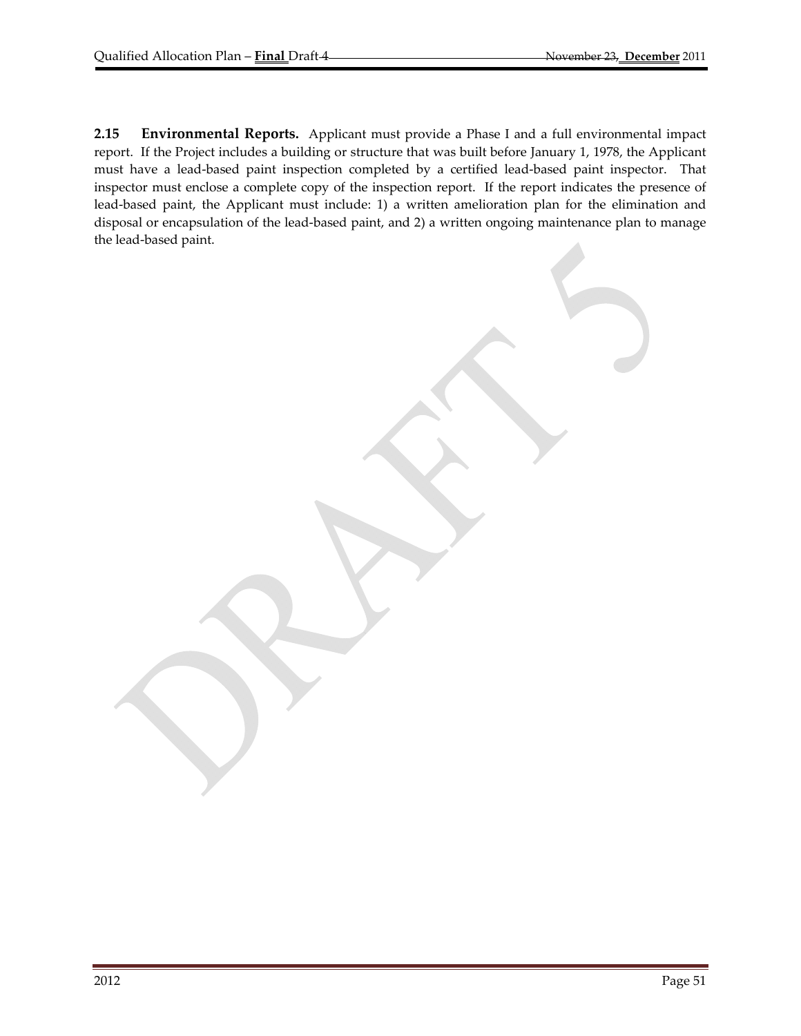**2.15 Environmental Reports.** Applicant must provide a Phase I and a full environmental impact report. If the Project includes a building or structure that was built before January 1, 1978, the Applicant must have a lead-based paint inspection completed by a certified lead-based paint inspector. That inspector must enclose a complete copy of the inspection report. If the report indicates the presence of lead-based paint, the Applicant must include: 1) a written amelioration plan for the elimination and disposal or encapsulation of the lead-based paint, and 2) a written ongoing maintenance plan to manage the lead-based paint.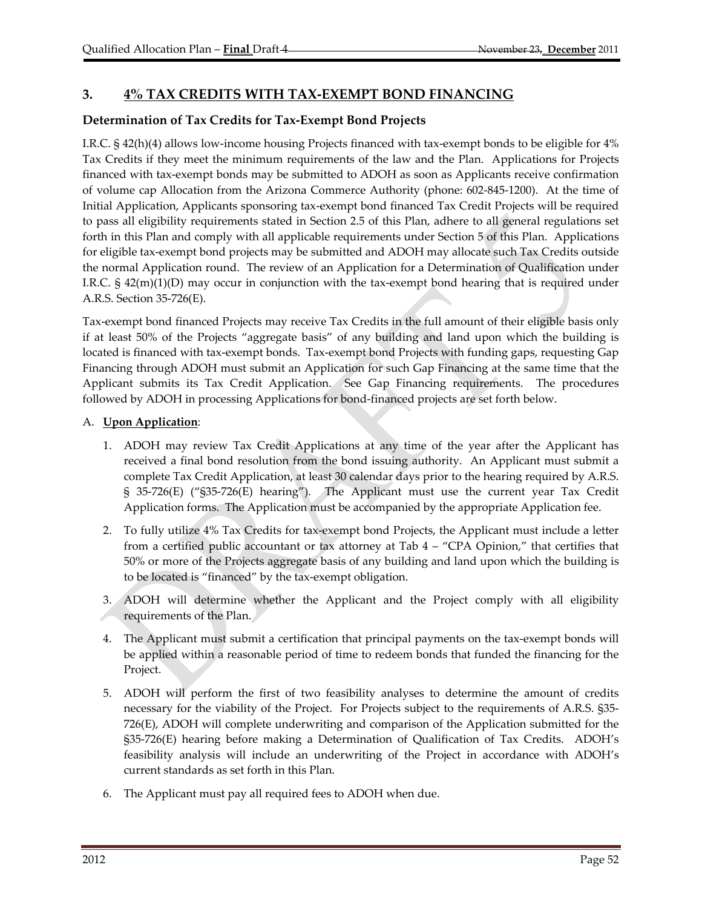## 3. 4% TAX CREDITS WITH TAX-EXEMPT BOND FINANCING

### Determination of Tax Credits for Tax-Exempt Bond Projects

I.R.C. § 42(h)(4) allows low-income housing Projects financed with tax-exempt bonds to be eligible for 4% Tax Credits if they meet the minimum requirements of the law and the Plan. Applications for Projects financed with tax-exempt bonds may be submitted to ADOH as soon as Applicants receive confirmation of volume cap Allocation from the Arizona Commerce Authority (phone: 602-845-1200). At the time of Initial Application, Applicants sponsoring tax-exempt bond financed Tax Credit Projects will be required to pass all eligibility requirements stated in Section 2.5 of this Plan, adhere to all general regulations set forth in this Plan and comply with all applicable requirements under Section 5 of this Plan. Applications for eligible tax-exempt bond projects may be submitted and ADOH may allocate such Tax Credits outside the normal Application round. The review of an Application for a Determination of Qualification under I.R.C. § 42(m)(1)(D) may occur in conjunction with the tax-exempt bond hearing that is required under A.R.S. Section 35-726(E).

Tax-exempt bond financed Projects may receive Tax Credits in the full amount of their eligible basis only if at least 50% of the Projects "aggregate basis" of any building and land upon which the building is located is financed with tax-exempt bonds. Tax-exempt bond Projects with funding gaps, requesting Gap Financing through ADOH must submit an Application for such Gap Financing at the same time that the Applicant submits its Tax Credit Application. See Gap Financing requirements. The procedures followed by ADOH in processing Applications for bond-financed projects are set forth below.

A. **Upon Application**:

1. ADOH may review Tax Credit Applications at any time of the year after the Applicant has received a final bond resolution from the bond issuing authority. An Applicant must submit a complete Tax Credit Application, at least 30 calendar days prior to the hearing required by A.R.S. § 35-726(E) ("§35-726(E) hearing"). The Applicant must use the current year Tax Credit Application forms. The Application must be accompanied by the appropriate Application fee.
2. To fully utilize 4% Tax Credits for tax-exempt bond Projects, the Applicant must include a letter from a certified public accountant or tax attorney at Tab 4 – "CPA Opinion," that certifies that 50% or more of the Projects aggregate basis of any building and land upon which the building is to be located is "financed" by the tax-exempt obligation.
3. ADOH will determine whether the Applicant and the Project comply with all eligibility requirements of the Plan.
4. The Applicant must submit a certification that principal payments on the tax-exempt bonds will be applied within a reasonable period of time to redeem bonds that funded the financing for the Project.
5. ADOH will perform the first of two feasibility analyses to determine the amount of credits necessary for the viability of the Project. For Projects subject to the requirements of A.R.S. §35-726(E), ADOH will complete underwriting and comparison of the Application submitted for the §35-726(E) hearing before making a Determination of Qualification of Tax Credits. ADOH's feasibility analysis will include an underwriting of the Project in accordance with ADOH's current standards as set forth in this Plan.
6. The Applicant must pay all required fees to ADOH when due.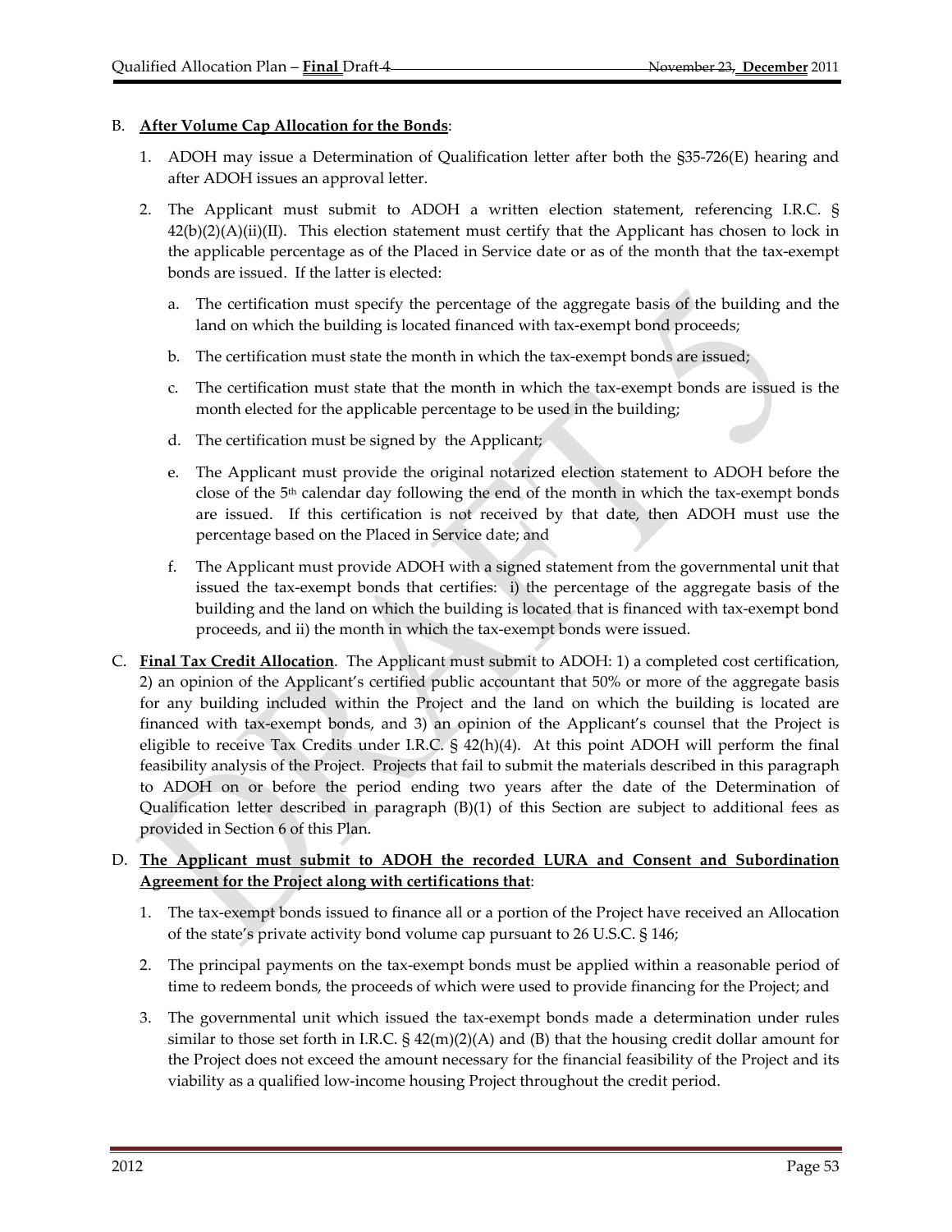B. **After Volume Cap Allocation for the Bonds**:

1. ADOH may issue a Determination of Qualification letter after both the §35-726(E) hearing and after ADOH issues an approval letter.

2. The Applicant must submit to ADOH a written election statement, referencing I.R.C. § 42(b)(2)(A)(ii)(II). This election statement must certify that the Applicant has chosen to lock in the applicable percentage as of the Placed in Service date or as of the month that the tax-exempt bonds are issued. If the latter is elected:

   a. The certification must specify the percentage of the aggregate basis of the building and the land on which the building is located financed with tax-exempt bond proceeds;

   b. The certification must state the month in which the tax-exempt bonds are issued;

   c. The certification must state that the month in which the tax-exempt bonds are issued is the month elected for the applicable percentage to be used in the building;

   d. The certification must be signed by the Applicant;

   e. The Applicant must provide the original notarized election statement to ADOH before the close of the 5th calendar day following the end of the month in which the tax-exempt bonds are issued. If this certification is not received by that date, then ADOH must use the percentage based on the Placed in Service date; and

   f. The Applicant must provide ADOH with a signed statement from the governmental unit that issued the tax-exempt bonds that certifies: i) the percentage of the aggregate basis of the building and the land on which the building is located that is financed with tax-exempt bond proceeds, and ii) the month in which the tax-exempt bonds were issued.

C. **Final Tax Credit Allocation**. The Applicant must submit to ADOH: 1) a completed cost certification, 2) an opinion of the Applicant's certified public accountant that 50% or more of the aggregate basis for any building included within the Project and the land on which the building is located are financed with tax-exempt bonds, and 3) an opinion of the Applicant's counsel that the Project is eligible to receive Tax Credits under I.R.C. § 42(h)(4). At this point ADOH will perform the final feasibility analysis of the Project. Projects that fail to submit the materials described in this paragraph to ADOH on or before the period ending two years after the date of the Determination of Qualification letter described in paragraph (B)(1) of this Section are subject to additional fees as provided in Section 6 of this Plan.

D. **The Applicant must submit to ADOH the recorded LURA and Consent and Subordination Agreement for the Project along with certifications that**:

1. The tax-exempt bonds issued to finance all or a portion of the Project have received an Allocation of the state's private activity bond volume cap pursuant to 26 U.S.C. § 146;

2. The principal payments on the tax-exempt bonds must be applied within a reasonable period of time to redeem bonds, the proceeds of which were used to provide financing for the Project; and

3. The governmental unit which issued the tax-exempt bonds made a determination under rules similar to those set forth in I.R.C. § 42(m)(2)(A) and (B) that the housing credit dollar amount for the Project does not exceed the amount necessary for the financial feasibility of the Project and its viability as a qualified low-income housing Project throughout the credit period.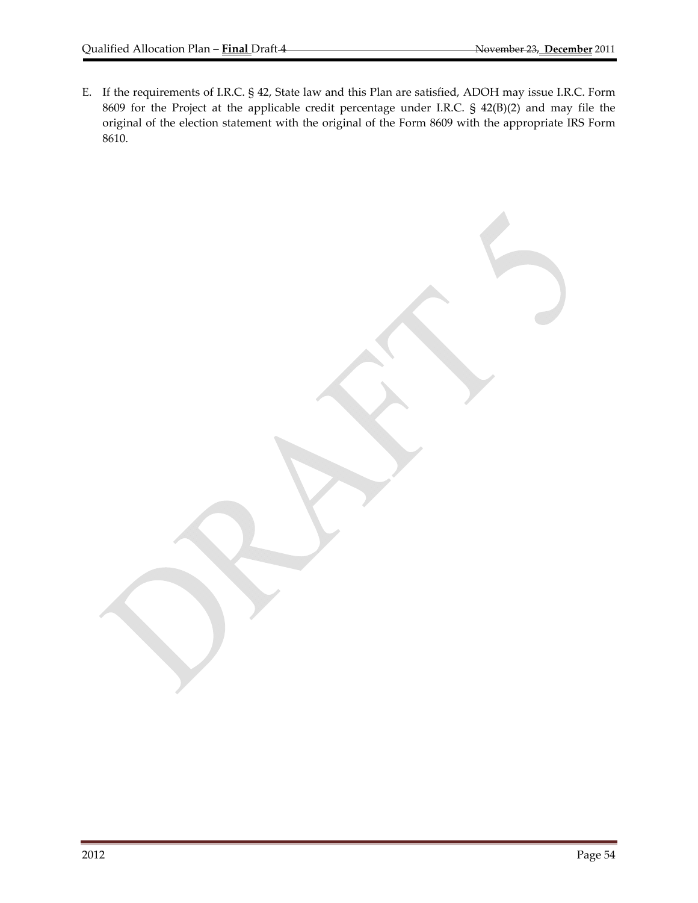E. If the requirements of I.R.C. § 42, State law and this Plan are satisfied, ADOH may issue I.R.C. Form 8609 for the Project at the applicable credit percentage under I.R.C. § 42(B)(2) and may file the original of the election statement with the original of the Form 8609 with the appropriate IRS Form 8610.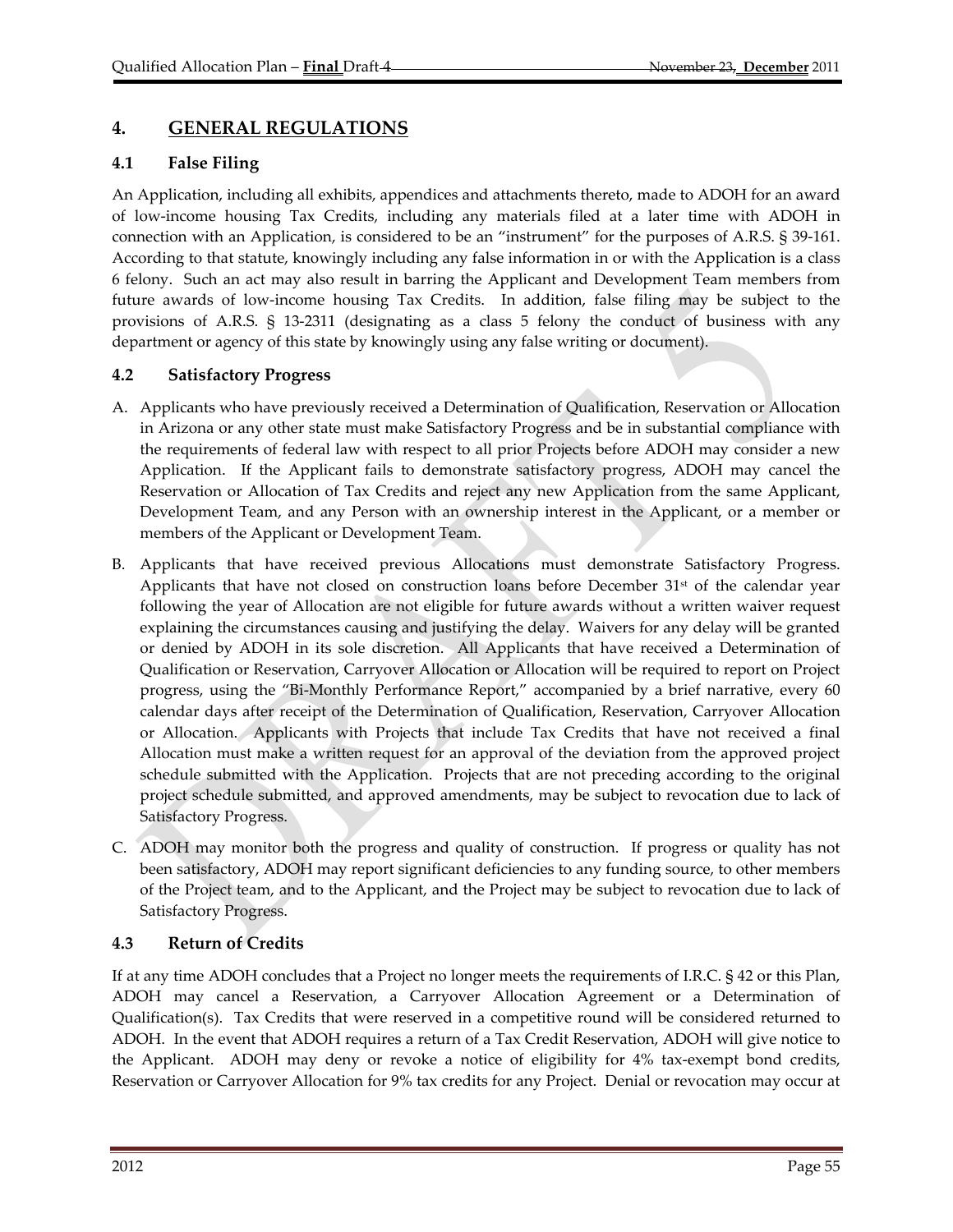## 4. GENERAL REGULATIONS

### 4.1 False Filing

An Application, including all exhibits, appendices and attachments thereto, made to ADOH for an award of low-income housing Tax Credits, including any materials filed at a later time with ADOH in connection with an Application, is considered to be an "instrument" for the purposes of A.R.S. § 39-161. According to that statute, knowingly including any false information in or with the Application is a class 6 felony. Such an act may also result in barring the Applicant and Development Team members from future awards of low-income housing Tax Credits. In addition, false filing may be subject to the provisions of A.R.S. § 13-2311 (designating as a class 5 felony the conduct of business with any department or agency of this state by knowingly using any false writing or document).

### 4.2 Satisfactory Progress

A. Applicants who have previously received a Determination of Qualification, Reservation or Allocation in Arizona or any other state must make Satisfactory Progress and be in substantial compliance with the requirements of federal law with respect to all prior Projects before ADOH may consider a new Application. If the Applicant fails to demonstrate satisfactory progress, ADOH may cancel the Reservation or Allocation of Tax Credits and reject any new Application from the same Applicant, Development Team, and any Person with an ownership interest in the Applicant, or a member or members of the Applicant or Development Team.

B. Applicants that have received previous Allocations must demonstrate Satisfactory Progress. Applicants that have not closed on construction loans before December 31st of the calendar year following the year of Allocation are not eligible for future awards without a written waiver request explaining the circumstances causing and justifying the delay. Waivers for any delay will be granted or denied by ADOH in its sole discretion. All Applicants that have received a Determination of Qualification or Reservation, Carryover Allocation or Allocation will be required to report on Project progress, using the "Bi-Monthly Performance Report," accompanied by a brief narrative, every 60 calendar days after receipt of the Determination of Qualification, Reservation, Carryover Allocation or Allocation. Applicants with Projects that include Tax Credits that have not received a final Allocation must make a written request for an approval of the deviation from the approved project schedule submitted with the Application. Projects that are not preceding according to the original project schedule submitted, and approved amendments, may be subject to revocation due to lack of Satisfactory Progress.

C. ADOH may monitor both the progress and quality of construction. If progress or quality has not been satisfactory, ADOH may report significant deficiencies to any funding source, to other members of the Project team, and to the Applicant, and the Project may be subject to revocation due to lack of Satisfactory Progress.

### 4.3 Return of Credits

If at any time ADOH concludes that a Project no longer meets the requirements of I.R.C. § 42 or this Plan, ADOH may cancel a Reservation, a Carryover Allocation Agreement or a Determination of Qualification(s). Tax Credits that were reserved in a competitive round will be considered returned to ADOH. In the event that ADOH requires a return of a Tax Credit Reservation, ADOH will give notice to the Applicant. ADOH may deny or revoke a notice of eligibility for 4% tax-exempt bond credits, Reservation or Carryover Allocation for 9% tax credits for any Project. Denial or revocation may occur at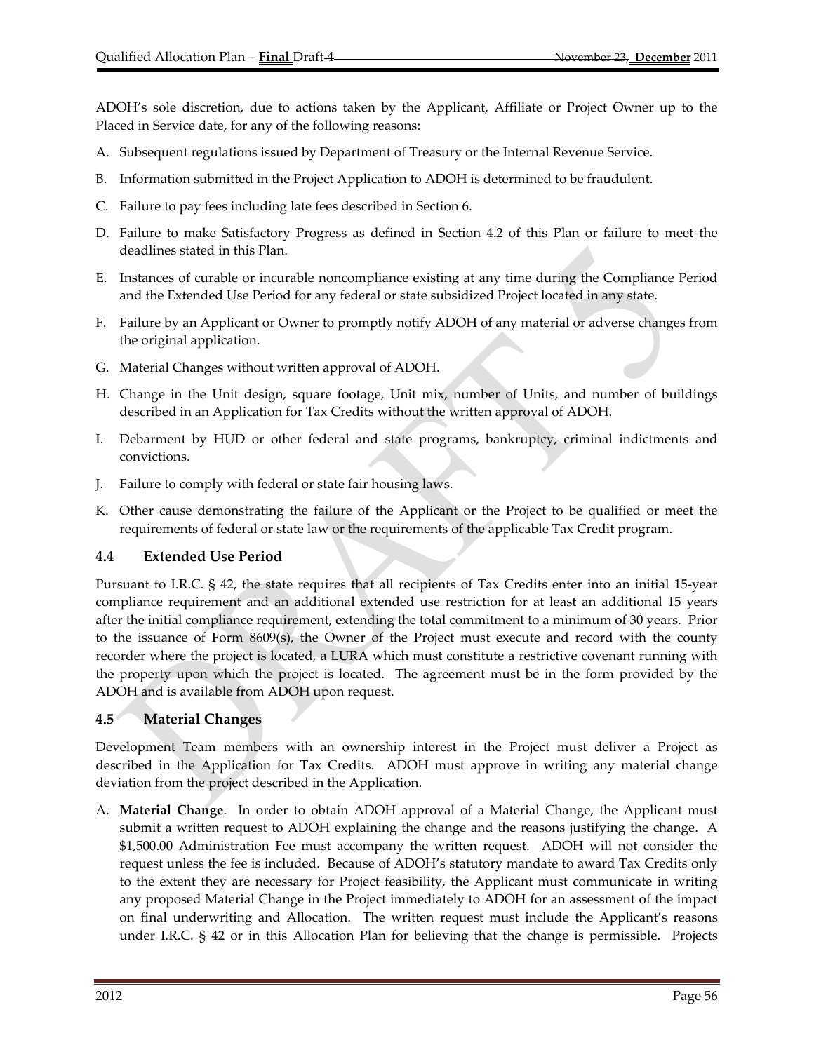ADOH's sole discretion, due to actions taken by the Applicant, Affiliate or Project Owner up to the Placed in Service date, for any of the following reasons:

A. Subsequent regulations issued by Department of Treasury or the Internal Revenue Service.

B. Information submitted in the Project Application to ADOH is determined to be fraudulent.

C. Failure to pay fees including late fees described in Section 6.

D. Failure to make Satisfactory Progress as defined in Section 4.2 of this Plan or failure to meet the deadlines stated in this Plan.

E. Instances of curable or incurable noncompliance existing at any time during the Compliance Period and the Extended Use Period for any federal or state subsidized Project located in any state.

F. Failure by an Applicant or Owner to promptly notify ADOH of any material or adverse changes from the original application.

G. Material Changes without written approval of ADOH.

H. Change in the Unit design, square footage, Unit mix, number of Units, and number of buildings described in an Application for Tax Credits without the written approval of ADOH.

I. Debarment by HUD or other federal and state programs, bankruptcy, criminal indictments and convictions.

J. Failure to comply with federal or state fair housing laws.

K. Other cause demonstrating the failure of the Applicant or the Project to be qualified or meet the requirements of federal or state law or the requirements of the applicable Tax Credit program.

### 4.4 Extended Use Period

Pursuant to I.R.C. § 42, the state requires that all recipients of Tax Credits enter into an initial 15-year compliance requirement and an additional extended use restriction for at least an additional 15 years after the initial compliance requirement, extending the total commitment to a minimum of 30 years. Prior to the issuance of Form 8609(s), the Owner of the Project must execute and record with the county recorder where the project is located, a LURA which must constitute a restrictive covenant running with the property upon which the project is located. The agreement must be in the form provided by the ADOH and is available from ADOH upon request.

### 4.5 Material Changes

Development Team members with an ownership interest in the Project must deliver a Project as described in the Application for Tax Credits. ADOH must approve in writing any material change deviation from the project described in the Application.

A. **Material Change**. In order to obtain ADOH approval of a Material Change, the Applicant must submit a written request to ADOH explaining the change and the reasons justifying the change. A $1,500.00 Administration Fee must accompany the written request. ADOH will not consider the request unless the fee is included. Because of ADOH's statutory mandate to award Tax Credits only to the extent they are necessary for Project feasibility, the Applicant must communicate in writing any proposed Material Change in the Project immediately to ADOH for an assessment of the impact on final underwriting and Allocation. The written request must include the Applicant's reasons under I.R.C. § 42 or in this Allocation Plan for believing that the change is permissible. Projects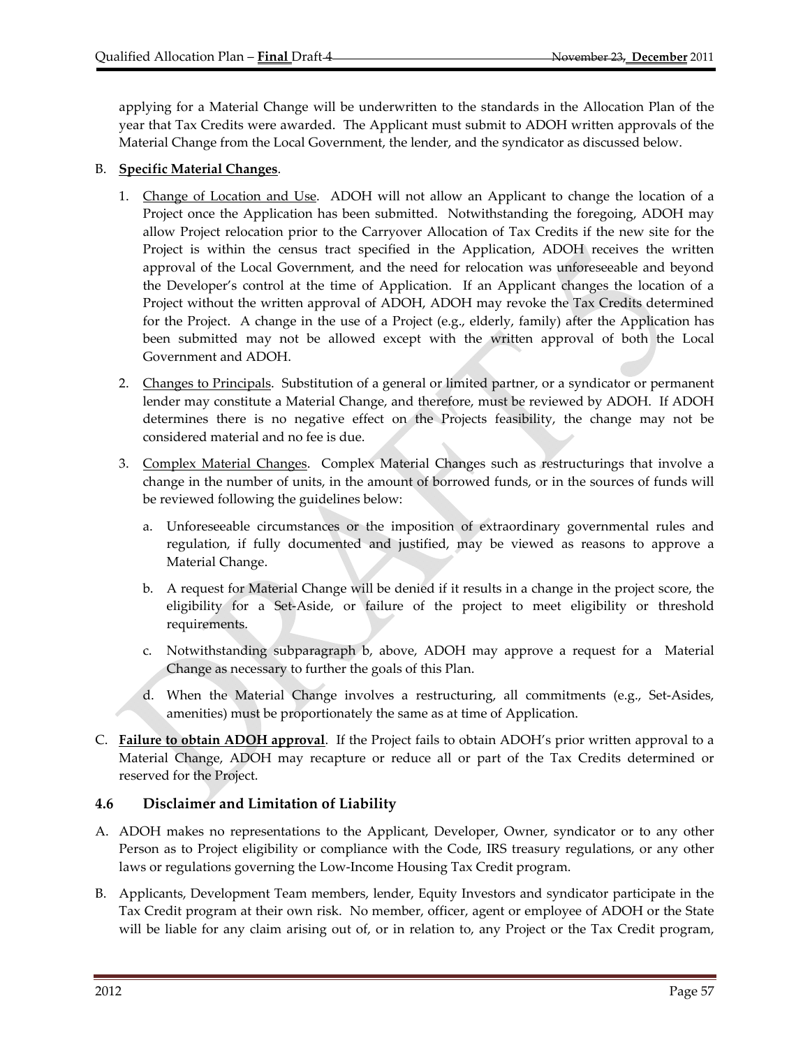applying for a Material Change will be underwritten to the standards in the Allocation Plan of the year that Tax Credits were awarded. The Applicant must submit to ADOH written approvals of the Material Change from the Local Government, the lender, and the syndicator as discussed below.

B. **Specific Material Changes**.

1. Change of Location and Use. ADOH will not allow an Applicant to change the location of a Project once the Application has been submitted. Notwithstanding the foregoing, ADOH may allow Project relocation prior to the Carryover Allocation of Tax Credits if the new site for the Project is within the census tract specified in the Application, ADOH receives the written approval of the Local Government, and the need for relocation was unforeseeable and beyond the Developer's control at the time of Application. If an Applicant changes the location of a Project without the written approval of ADOH, ADOH may revoke the Tax Credits determined for the Project. A change in the use of a Project (e.g., elderly, family) after the Application has been submitted may not be allowed except with the written approval of both the Local Government and ADOH.

2. Changes to Principals. Substitution of a general or limited partner, or a syndicator or permanent lender may constitute a Material Change, and therefore, must be reviewed by ADOH. If ADOH determines there is no negative effect on the Projects feasibility, the change may not be considered material and no fee is due.

3. Complex Material Changes. Complex Material Changes such as restructurings that involve a change in the number of units, in the amount of borrowed funds, or in the sources of funds will be reviewed following the guidelines below:

   a. Unforeseeable circumstances or the imposition of extraordinary governmental rules and regulation, if fully documented and justified, may be viewed as reasons to approve a Material Change.

   b. A request for Material Change will be denied if it results in a change in the project score, the eligibility for a Set-Aside, or failure of the project to meet eligibility or threshold requirements.

   c. Notwithstanding subparagraph b, above, ADOH may approve a request for a Material Change as necessary to further the goals of this Plan.

   d. When the Material Change involves a restructuring, all commitments (e.g., Set-Asides, amenities) must be proportionately the same as at time of Application.

C. **Failure to obtain ADOH approval**. If the Project fails to obtain ADOH's prior written approval to a Material Change, ADOH may recapture or reduce all or part of the Tax Credits determined or reserved for the Project.

### 4.6 Disclaimer and Limitation of Liability

A. ADOH makes no representations to the Applicant, Developer, Owner, syndicator or to any other Person as to Project eligibility or compliance with the Code, IRS treasury regulations, or any other laws or regulations governing the Low-Income Housing Tax Credit program.

B. Applicants, Development Team members, lender, Equity Investors and syndicator participate in the Tax Credit program at their own risk. No member, officer, agent or employee of ADOH or the State will be liable for any claim arising out of, or in relation to, any Project or the Tax Credit program,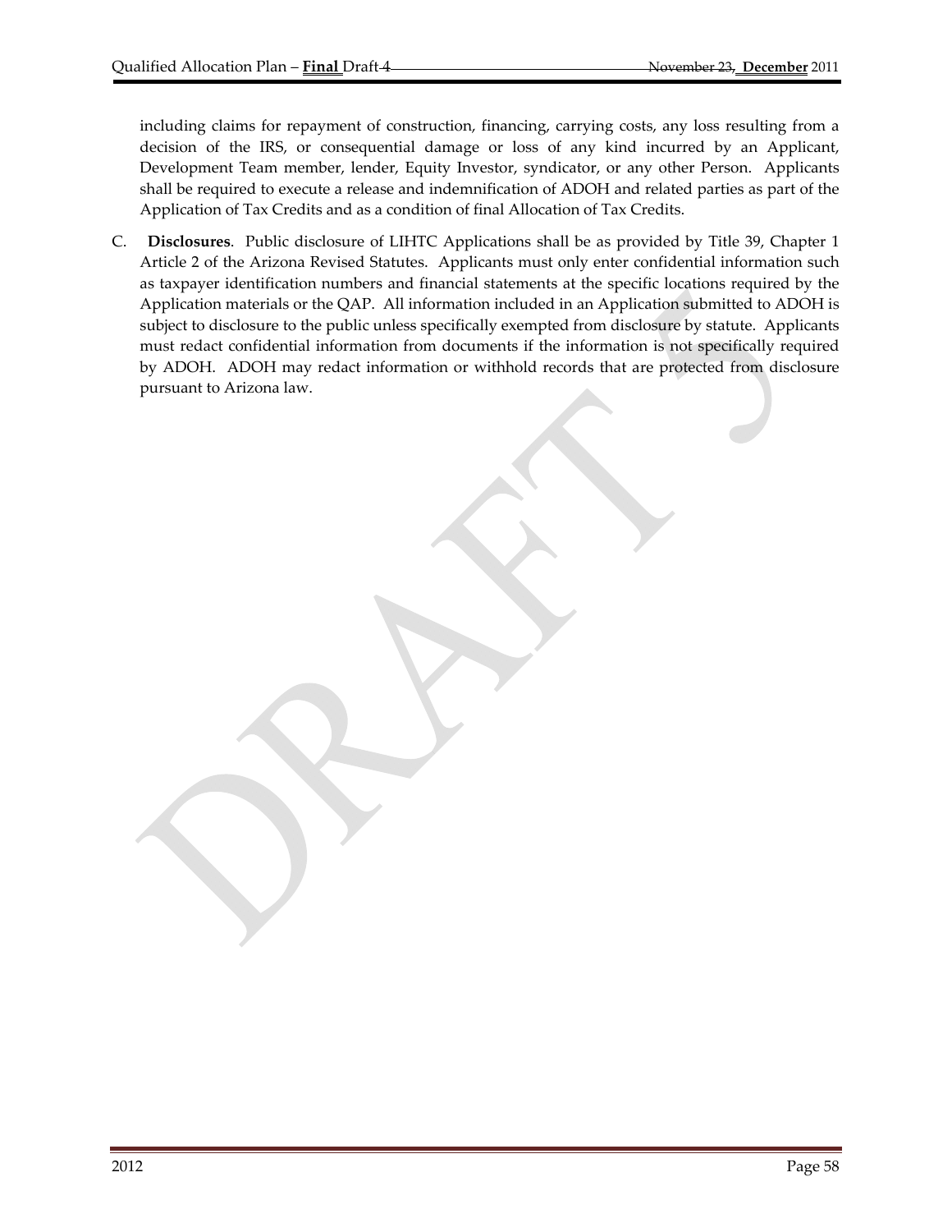including claims for repayment of construction, financing, carrying costs, any loss resulting from a decision of the IRS, or consequential damage or loss of any kind incurred by an Applicant, Development Team member, lender, Equity Investor, syndicator, or any other Person. Applicants shall be required to execute a release and indemnification of ADOH and related parties as part of the Application of Tax Credits and as a condition of final Allocation of Tax Credits.

C. **Disclosures**. Public disclosure of LIHTC Applications shall be as provided by Title 39, Chapter 1 Article 2 of the Arizona Revised Statutes. Applicants must only enter confidential information such as taxpayer identification numbers and financial statements at the specific locations required by the Application materials or the QAP. All information included in an Application submitted to ADOH is subject to disclosure to the public unless specifically exempted from disclosure by statute. Applicants must redact confidential information from documents if the information is not specifically required by ADOH. ADOH may redact information or withhold records that are protected from disclosure pursuant to Arizona law.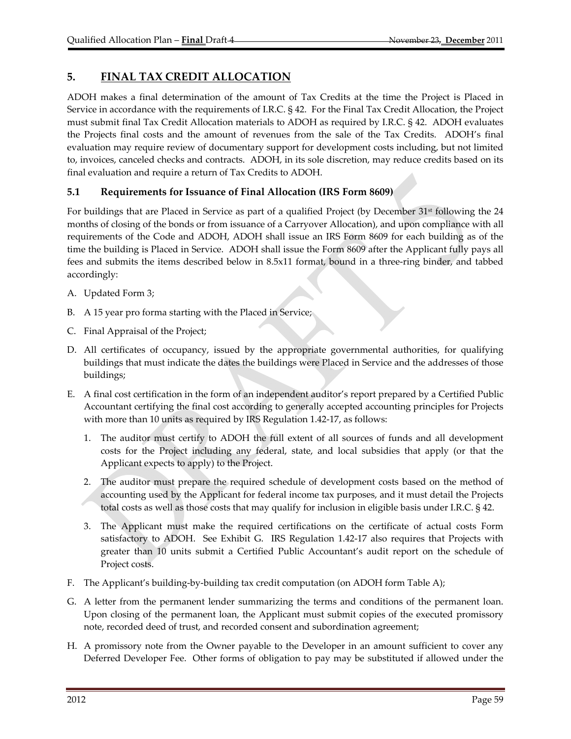## 5. FINAL TAX CREDIT ALLOCATION

ADOH makes a final determination of the amount of Tax Credits at the time the Project is Placed in Service in accordance with the requirements of I.R.C. § 42. For the Final Tax Credit Allocation, the Project must submit final Tax Credit Allocation materials to ADOH as required by I.R.C. § 42. ADOH evaluates the Projects final costs and the amount of revenues from the sale of the Tax Credits. ADOH's final evaluation may require review of documentary support for development costs including, but not limited to, invoices, canceled checks and contracts. ADOH, in its sole discretion, may reduce credits based on its final evaluation and require a return of Tax Credits to ADOH.

### 5.1 Requirements for Issuance of Final Allocation (IRS Form 8609)

For buildings that are Placed in Service as part of a qualified Project (by December 31st following the 24 months of closing of the bonds or from issuance of a Carryover Allocation), and upon compliance with all requirements of the Code and ADOH, ADOH shall issue an IRS Form 8609 for each building as of the time the building is Placed in Service. ADOH shall issue the Form 8609 after the Applicant fully pays all fees and submits the items described below in 8.5x11 format, bound in a three-ring binder, and tabbed accordingly:

A. Updated Form 3;

B. A 15 year pro forma starting with the Placed in Service;

C. Final Appraisal of the Project;

D. All certificates of occupancy, issued by the appropriate governmental authorities, for qualifying buildings that must indicate the dates the buildings were Placed in Service and the addresses of those buildings;

E. A final cost certification in the form of an independent auditor's report prepared by a Certified Public Accountant certifying the final cost according to generally accepted accounting principles for Projects with more than 10 units as required by IRS Regulation 1.42-17, as follows:

   1. The auditor must certify to ADOH the full extent of all sources of funds and all development costs for the Project including any federal, state, and local subsidies that apply (or that the Applicant expects to apply) to the Project.

   2. The auditor must prepare the required schedule of development costs based on the method of accounting used by the Applicant for federal income tax purposes, and it must detail the Projects total costs as well as those costs that may qualify for inclusion in eligible basis under I.R.C. § 42.

   3. The Applicant must make the required certifications on the certificate of actual costs Form satisfactory to ADOH. See Exhibit G. IRS Regulation 1.42-17 also requires that Projects with greater than 10 units submit a Certified Public Accountant's audit report on the schedule of Project costs.

F. The Applicant's building-by-building tax credit computation (on ADOH form Table A);

G. A letter from the permanent lender summarizing the terms and conditions of the permanent loan. Upon closing of the permanent loan, the Applicant must submit copies of the executed promissory note, recorded deed of trust, and recorded consent and subordination agreement;

H. A promissory note from the Owner payable to the Developer in an amount sufficient to cover any Deferred Developer Fee. Other forms of obligation to pay may be substituted if allowed under the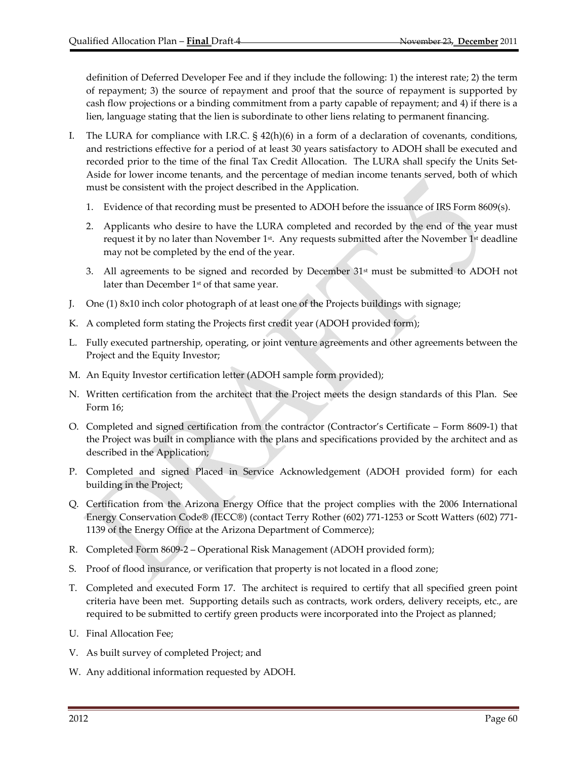definition of Deferred Developer Fee and if they include the following: 1) the interest rate; 2) the term of repayment; 3) the source of repayment and proof that the source of repayment is supported by cash flow projections or a binding commitment from a party capable of repayment; and 4) if there is a lien, language stating that the lien is subordinate to other liens relating to permanent financing.

I. The LURA for compliance with I.R.C. § 42(h)(6) in a form of a declaration of covenants, conditions, and restrictions effective for a period of at least 30 years satisfactory to ADOH shall be executed and recorded prior to the time of the final Tax Credit Allocation. The LURA shall specify the Units Set-Aside for lower income tenants, and the percentage of median income tenants served, both of which must be consistent with the project described in the Application.

   1. Evidence of that recording must be presented to ADOH before the issuance of IRS Form 8609(s).

   2. Applicants who desire to have the LURA completed and recorded by the end of the year must request it by no later than November 1st. Any requests submitted after the November 1st deadline may not be completed by the end of the year.

   3. All agreements to be signed and recorded by December 31st must be submitted to ADOH not later than December 1st of that same year.

J. One (1) 8x10 inch color photograph of at least one of the Projects buildings with signage;

K. A completed form stating the Projects first credit year (ADOH provided form);

L. Fully executed partnership, operating, or joint venture agreements and other agreements between the Project and the Equity Investor;

M. An Equity Investor certification letter (ADOH sample form provided);

N. Written certification from the architect that the Project meets the design standards of this Plan. See Form 16;

O. Completed and signed certification from the contractor (Contractor's Certificate – Form 8609-1) that the Project was built in compliance with the plans and specifications provided by the architect and as described in the Application;

P. Completed and signed Placed in Service Acknowledgement (ADOH provided form) for each building in the Project;

Q. Certification from the Arizona Energy Office that the project complies with the 2006 International Energy Conservation Code® (IECC®) (contact Terry Rother (602) 771-1253 or Scott Watters (602) 771-1139 of the Energy Office at the Arizona Department of Commerce);

R. Completed Form 8609-2 – Operational Risk Management (ADOH provided form);

S. Proof of flood insurance, or verification that property is not located in a flood zone;

T. Completed and executed Form 17. The architect is required to certify that all specified green point criteria have been met. Supporting details such as contracts, work orders, delivery receipts, etc., are required to be submitted to certify green products were incorporated into the Project as planned;

U. Final Allocation Fee;

V. As built survey of completed Project; and

W. Any additional information requested by ADOH.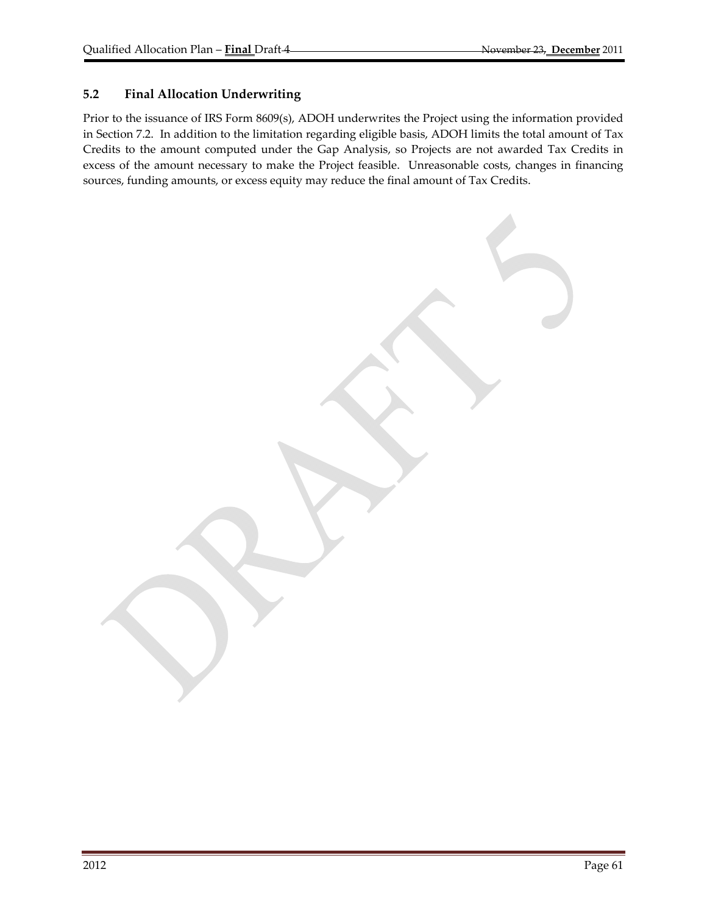## 5.2 Final Allocation Underwriting

Prior to the issuance of IRS Form 8609(s), ADOH underwrites the Project using the information provided in Section 7.2. In addition to the limitation regarding eligible basis, ADOH limits the total amount of Tax Credits to the amount computed under the Gap Analysis, so Projects are not awarded Tax Credits in excess of the amount necessary to make the Project feasible. Unreasonable costs, changes in financing sources, funding amounts, or excess equity may reduce the final amount of Tax Credits.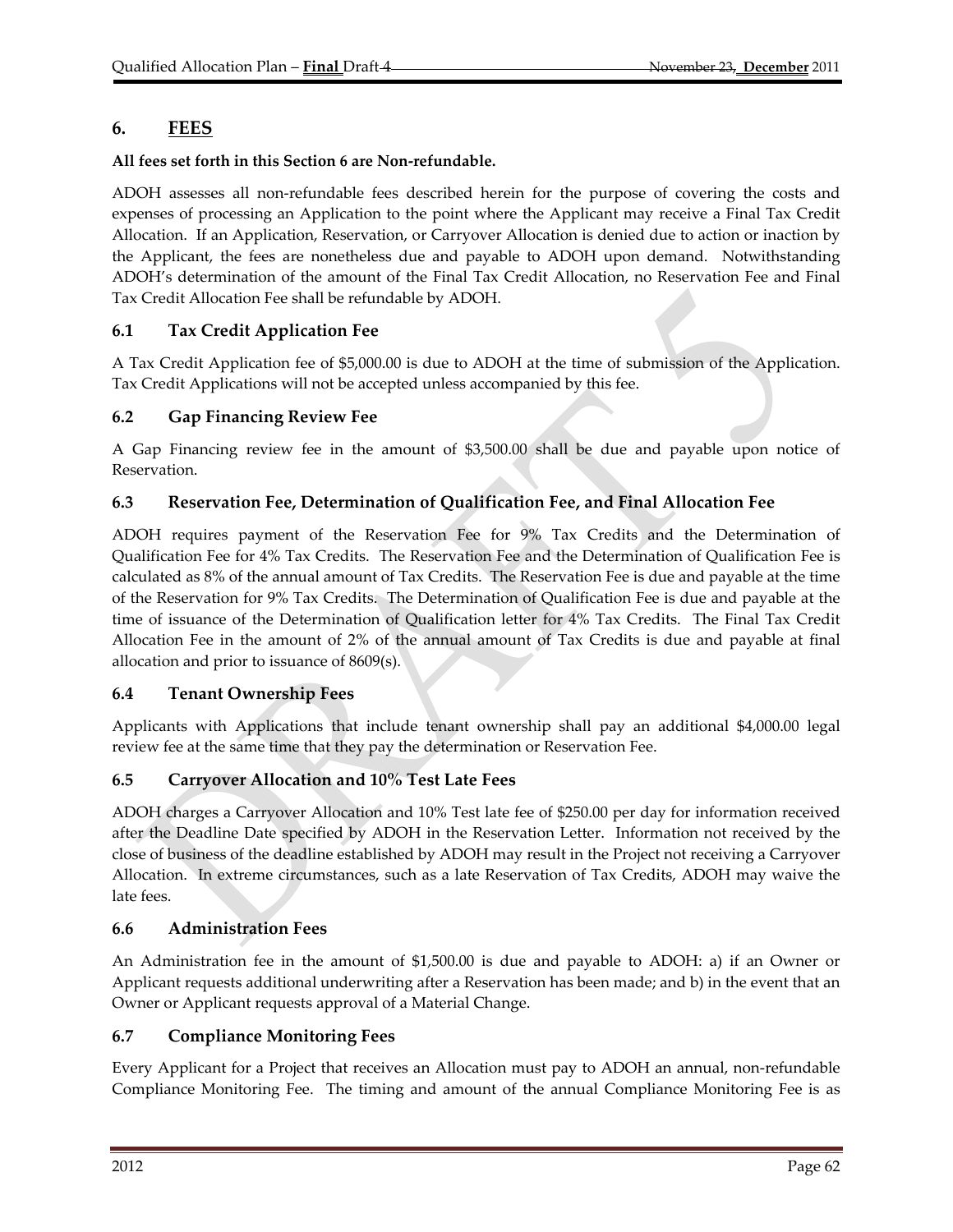# 6. FEES

**All fees set forth in this Section 6 are Non-refundable.**

ADOH assesses all non-refundable fees described herein for the purpose of covering the costs and expenses of processing an Application to the point where the Applicant may receive a Final Tax Credit Allocation. If an Application, Reservation, or Carryover Allocation is denied due to action or inaction by the Applicant, the fees are nonetheless due and payable to ADOH upon demand. Notwithstanding ADOH's determination of the amount of the Final Tax Credit Allocation, no Reservation Fee and Final Tax Credit Allocation Fee shall be refundable by ADOH.

## 6.1 Tax Credit Application Fee

A Tax Credit Application fee of $5,000.00 is due to ADOH at the time of submission of the Application. Tax Credit Applications will not be accepted unless accompanied by this fee.

## 6.2 Gap Financing Review Fee

A Gap Financing review fee in the amount of $3,500.00 shall be due and payable upon notice of Reservation.

## 6.3 Reservation Fee, Determination of Qualification Fee, and Final Allocation Fee

ADOH requires payment of the Reservation Fee for 9% Tax Credits and the Determination of Qualification Fee for 4% Tax Credits. The Reservation Fee and the Determination of Qualification Fee is calculated as 8% of the annual amount of Tax Credits. The Reservation Fee is due and payable at the time of the Reservation for 9% Tax Credits. The Determination of Qualification Fee is due and payable at the time of issuance of the Determination of Qualification letter for 4% Tax Credits. The Final Tax Credit Allocation Fee in the amount of 2% of the annual amount of Tax Credits is due and payable at final allocation and prior to issuance of 8609(s).

## 6.4 Tenant Ownership Fees

Applicants with Applications that include tenant ownership shall pay an additional $4,000.00 legal review fee at the same time that they pay the determination or Reservation Fee.

## 6.5 Carryover Allocation and 10% Test Late Fees

ADOH charges a Carryover Allocation and 10% Test late fee of $250.00 per day for information received after the Deadline Date specified by ADOH in the Reservation Letter. Information not received by the close of business of the deadline established by ADOH may result in the Project not receiving a Carryover Allocation. In extreme circumstances, such as a late Reservation of Tax Credits, ADOH may waive the late fees.

## 6.6 Administration Fees

An Administration fee in the amount of $1,500.00 is due and payable to ADOH: a) if an Owner or Applicant requests additional underwriting after a Reservation has been made; and b) in the event that an Owner or Applicant requests approval of a Material Change.

## 6.7 Compliance Monitoring Fees

Every Applicant for a Project that receives an Allocation must pay to ADOH an annual, non-refundable Compliance Monitoring Fee. The timing and amount of the annual Compliance Monitoring Fee is as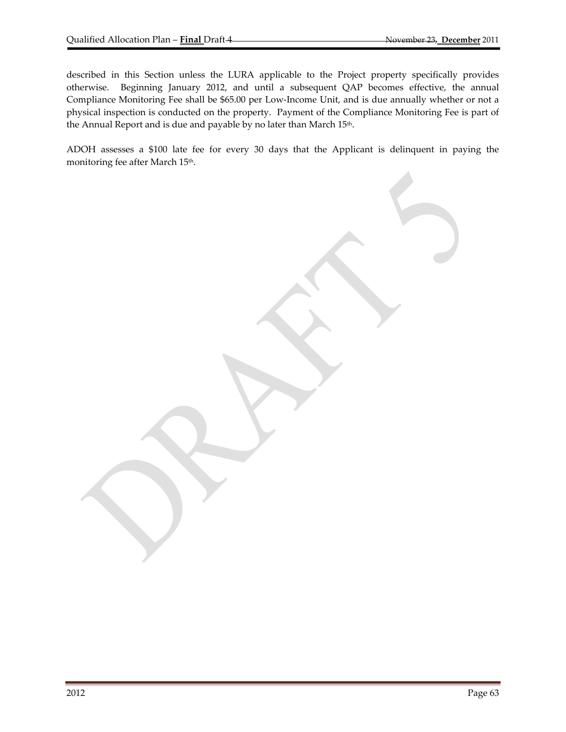described in this Section unless the LURA applicable to the Project property specifically provides otherwise. Beginning January 2012, and until a subsequent QAP becomes effective, the annual Compliance Monitoring Fee shall be $65.00 per Low-Income Unit, and is due annually whether or not a physical inspection is conducted on the property. Payment of the Compliance Monitoring Fee is part of the Annual Report and is due and payable by no later than March 15th.

ADOH assesses a $100 late fee for every 30 days that the Applicant is delinquent in paying the monitoring fee after March 15th.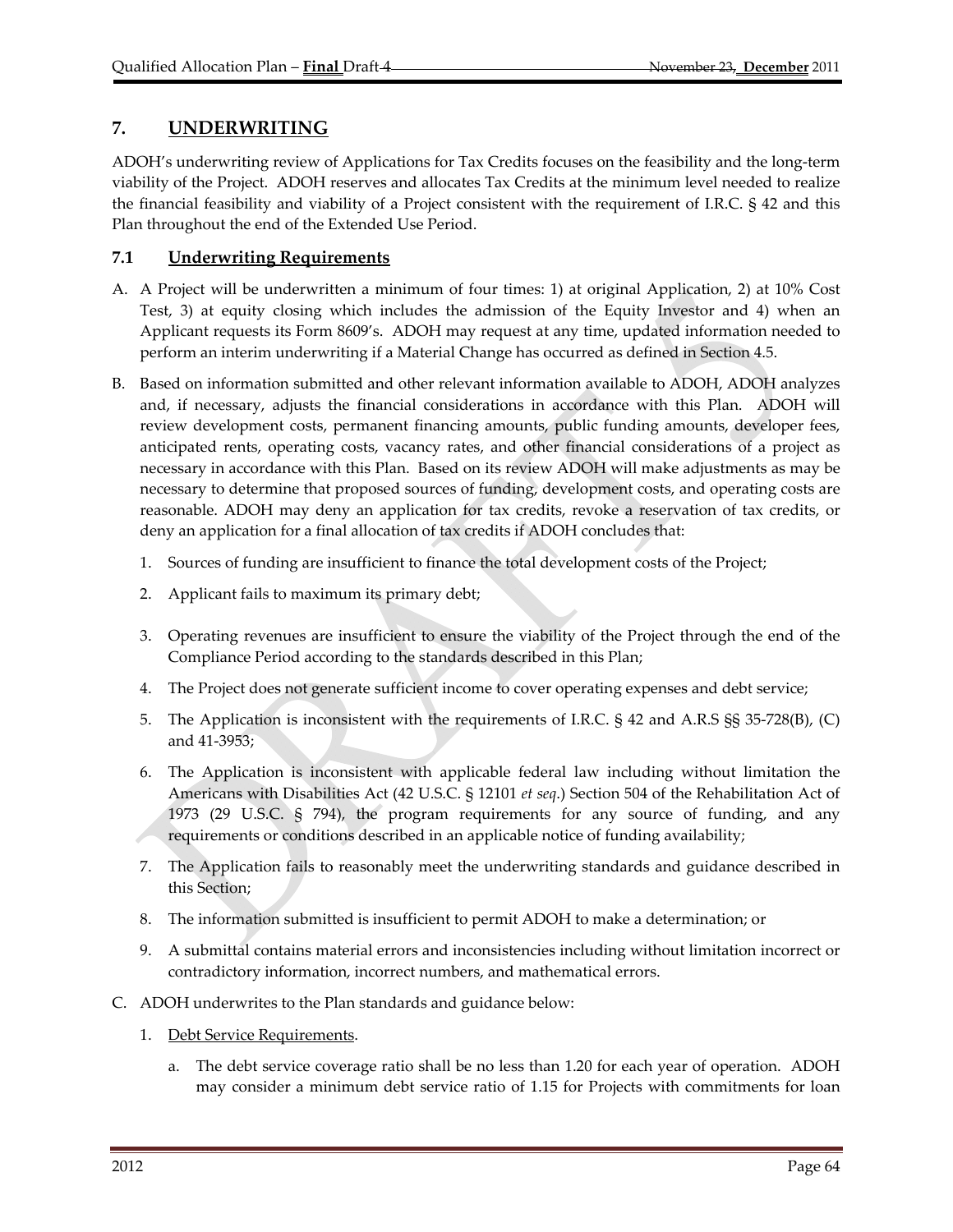## 7. UNDERWRITING

ADOH's underwriting review of Applications for Tax Credits focuses on the feasibility and the long-term viability of the Project. ADOH reserves and allocates Tax Credits at the minimum level needed to realize the financial feasibility and viability of a Project consistent with the requirement of I.R.C. § 42 and this Plan throughout the end of the Extended Use Period.

### 7.1 Underwriting Requirements

A. A Project will be underwritten a minimum of four times: 1) at original Application, 2) at 10% Cost Test, 3) at equity closing which includes the admission of the Equity Investor and 4) when an Applicant requests its Form 8609's. ADOH may request at any time, updated information needed to perform an interim underwriting if a Material Change has occurred as defined in Section 4.5.

B. Based on information submitted and other relevant information available to ADOH, ADOH analyzes and, if necessary, adjusts the financial considerations in accordance with this Plan. ADOH will review development costs, permanent financing amounts, public funding amounts, developer fees, anticipated rents, operating costs, vacancy rates, and other financial considerations of a project as necessary in accordance with this Plan. Based on its review ADOH will make adjustments as may be necessary to determine that proposed sources of funding, development costs, and operating costs are reasonable. ADOH may deny an application for tax credits, revoke a reservation of tax credits, or deny an application for a final allocation of tax credits if ADOH concludes that:

1. Sources of funding are insufficient to finance the total development costs of the Project;
2. Applicant fails to maximum its primary debt;
3. Operating revenues are insufficient to ensure the viability of the Project through the end of the Compliance Period according to the standards described in this Plan;
4. The Project does not generate sufficient income to cover operating expenses and debt service;
5. The Application is inconsistent with the requirements of I.R.C. § 42 and A.R.S §§ 35-728(B), (C) and 41-3953;
6. The Application is inconsistent with applicable federal law including without limitation the Americans with Disabilities Act (42 U.S.C. § 12101 *et seq*.) Section 504 of the Rehabilitation Act of 1973 (29 U.S.C. § 794), the program requirements for any source of funding, and any requirements or conditions described in an applicable notice of funding availability;
7. The Application fails to reasonably meet the underwriting standards and guidance described in this Section;
8. The information submitted is insufficient to permit ADOH to make a determination; or
9. A submittal contains material errors and inconsistencies including without limitation incorrect or contradictory information, incorrect numbers, and mathematical errors.

C. ADOH underwrites to the Plan standards and guidance below:

1. Debt Service Requirements.
   a. The debt service coverage ratio shall be no less than 1.20 for each year of operation. ADOH may consider a minimum debt service ratio of 1.15 for Projects with commitments for loan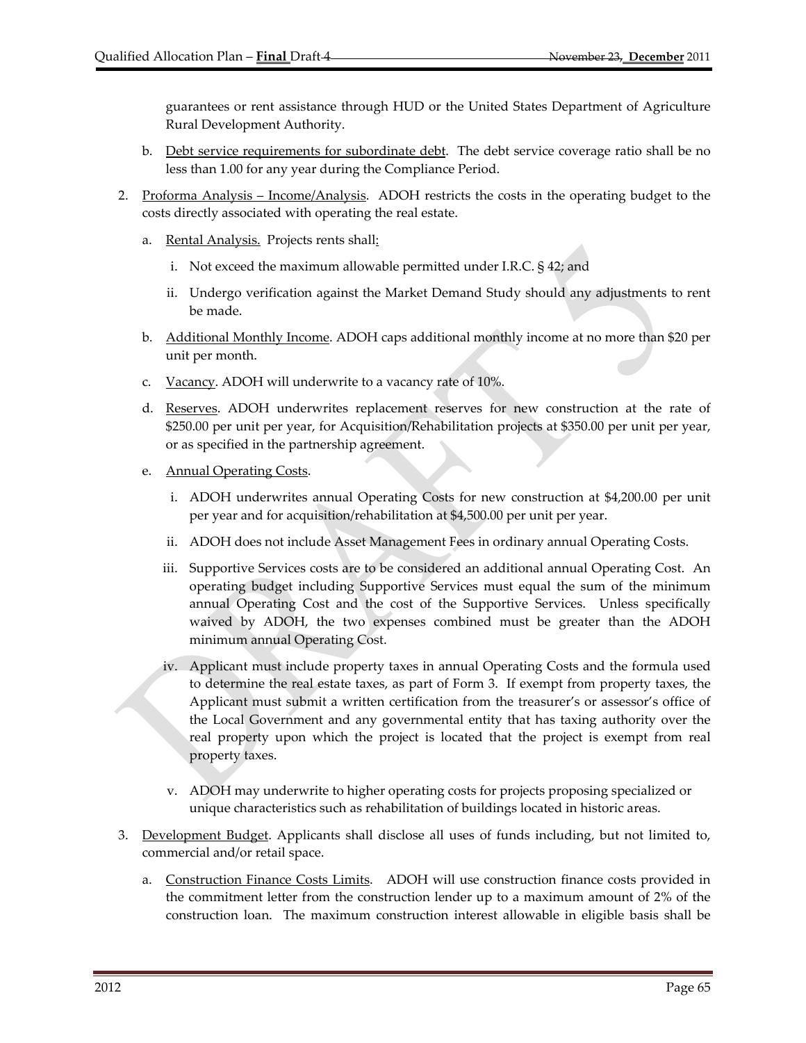guarantees or rent assistance through HUD or the United States Department of Agriculture Rural Development Authority.

b. Debt service requirements for subordinate debt. The debt service coverage ratio shall be no less than 1.00 for any year during the Compliance Period.

2. Proforma Analysis – Income/Analysis. ADOH restricts the costs in the operating budget to the costs directly associated with operating the real estate.

   a. Rental Analysis. Projects rents shall:

      i. Not exceed the maximum allowable permitted under I.R.C. § 42; and

      ii. Undergo verification against the Market Demand Study should any adjustments to rent be made.

   b. Additional Monthly Income. ADOH caps additional monthly income at no more than $20 per unit per month.

   c. Vacancy. ADOH will underwrite to a vacancy rate of 10%.

   d. Reserves. ADOH underwrites replacement reserves for new construction at the rate of $250.00 per unit per year, for Acquisition/Rehabilitation projects at $350.00 per unit per year, or as specified in the partnership agreement.

   e. Annual Operating Costs.

      i. ADOH underwrites annual Operating Costs for new construction at $4,200.00 per unit per year and for acquisition/rehabilitation at $4,500.00 per unit per year.

      ii. ADOH does not include Asset Management Fees in ordinary annual Operating Costs.

      iii. Supportive Services costs are to be considered an additional annual Operating Cost. An operating budget including Supportive Services must equal the sum of the minimum annual Operating Cost and the cost of the Supportive Services. Unless specifically waived by ADOH, the two expenses combined must be greater than the ADOH minimum annual Operating Cost.

      iv. Applicant must include property taxes in annual Operating Costs and the formula used to determine the real estate taxes, as part of Form 3. If exempt from property taxes, the Applicant must submit a written certification from the treasurer's or assessor's office of the Local Government and any governmental entity that has taxing authority over the real property upon which the project is located that the project is exempt from real property taxes.

      v. ADOH may underwrite to higher operating costs for projects proposing specialized or unique characteristics such as rehabilitation of buildings located in historic areas.

3. Development Budget. Applicants shall disclose all uses of funds including, but not limited to, commercial and/or retail space.

   a. Construction Finance Costs Limits. ADOH will use construction finance costs provided in the commitment letter from the construction lender up to a maximum amount of 2% of the construction loan. The maximum construction interest allowable in eligible basis shall be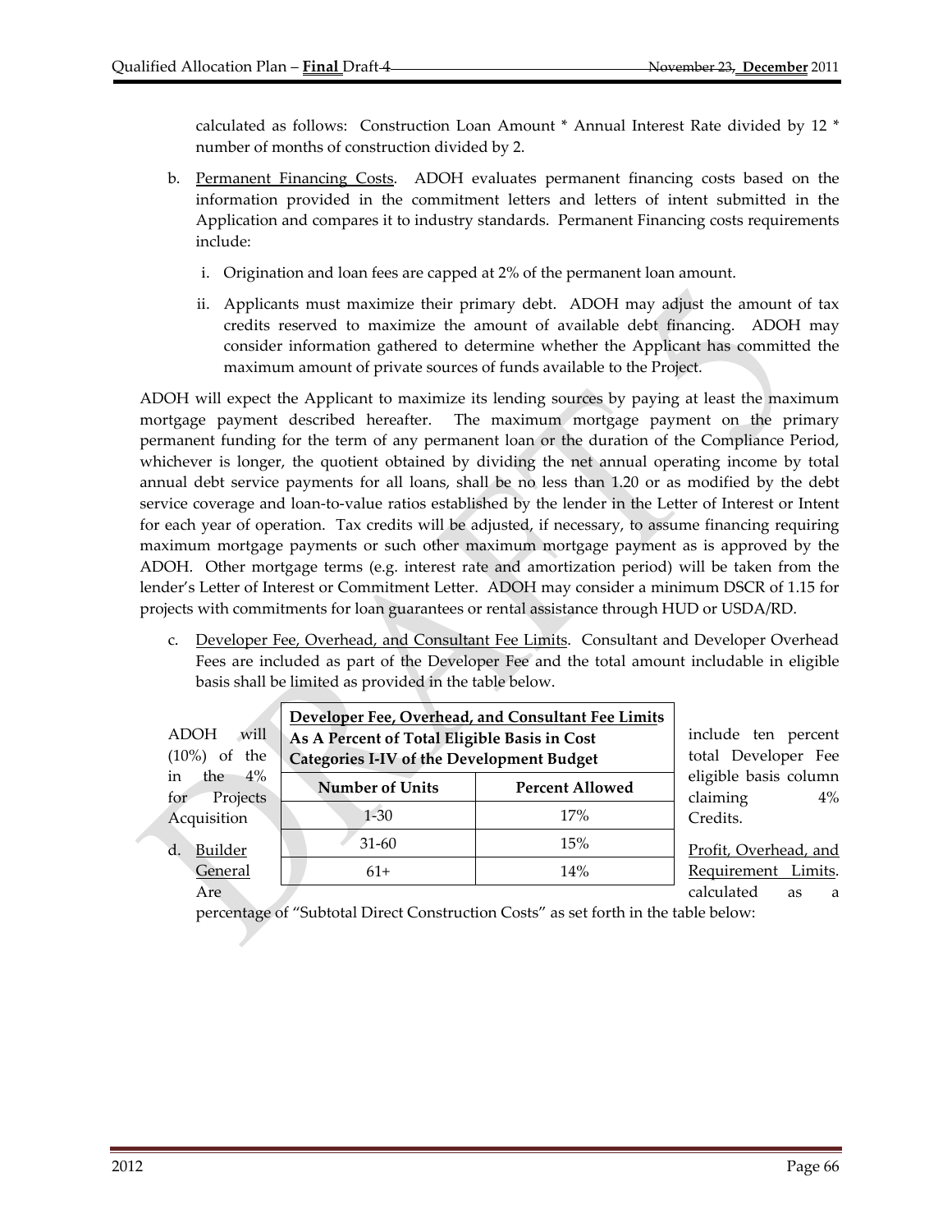calculated as follows: Construction Loan Amount * Annual Interest Rate divided by 12 * number of months of construction divided by 2.

b. Permanent Financing Costs. ADOH evaluates permanent financing costs based on the information provided in the commitment letters and letters of intent submitted in the Application and compares it to industry standards. Permanent Financing costs requirements include:

   i. Origination and loan fees are capped at 2% of the permanent loan amount.

   ii. Applicants must maximize their primary debt. ADOH may adjust the amount of tax credits reserved to maximize the amount of available debt financing. ADOH may consider information gathered to determine whether the Applicant has committed the maximum amount of private sources of funds available to the Project.

ADOH will expect the Applicant to maximize its lending sources by paying at least the maximum mortgage payment described hereafter. The maximum mortgage payment on the primary permanent funding for the term of any permanent loan or the duration of the Compliance Period, whichever is longer, the quotient obtained by dividing the net annual operating income by total annual debt service payments for all loans, shall be no less than 1.20 or as modified by the debt service coverage and loan-to-value ratios established by the lender in the Letter of Interest or Intent for each year of operation. Tax credits will be adjusted, if necessary, to assume financing requiring maximum mortgage payments or such other maximum mortgage payment as is approved by the ADOH. Other mortgage terms (e.g. interest rate and amortization period) will be taken from the lender's Letter of Interest or Commitment Letter. ADOH may consider a minimum DSCR of 1.15 for projects with commitments for loan guarantees or rental assistance through HUD or USDA/RD.

c. Developer Fee, Overhead, and Consultant Fee Limits. Consultant and Developer Overhead Fees are included as part of the Developer Fee and the total amount includable in eligible basis shall be limited as provided in the table below.

| **Developer Fee, Overhead, and Consultant Fee Limits As A Percent of Total Eligible Basis in Cost Categories I-IV of the Development Budget** | |
|---|---|
| **Number of Units** | **Percent Allowed** |
| 1-30 | 17% |
| 31-60 | 15% |
| 61+ | 14% |

ADOH will include ten percent (10%) of the total Developer Fee in the 4% eligible basis column for Projects claiming 4% Acquisition Credits.

d. Builder Profit, Overhead, and General Requirement Limits. Are calculated as a percentage of "Subtotal Direct Construction Costs" as set forth in the table below: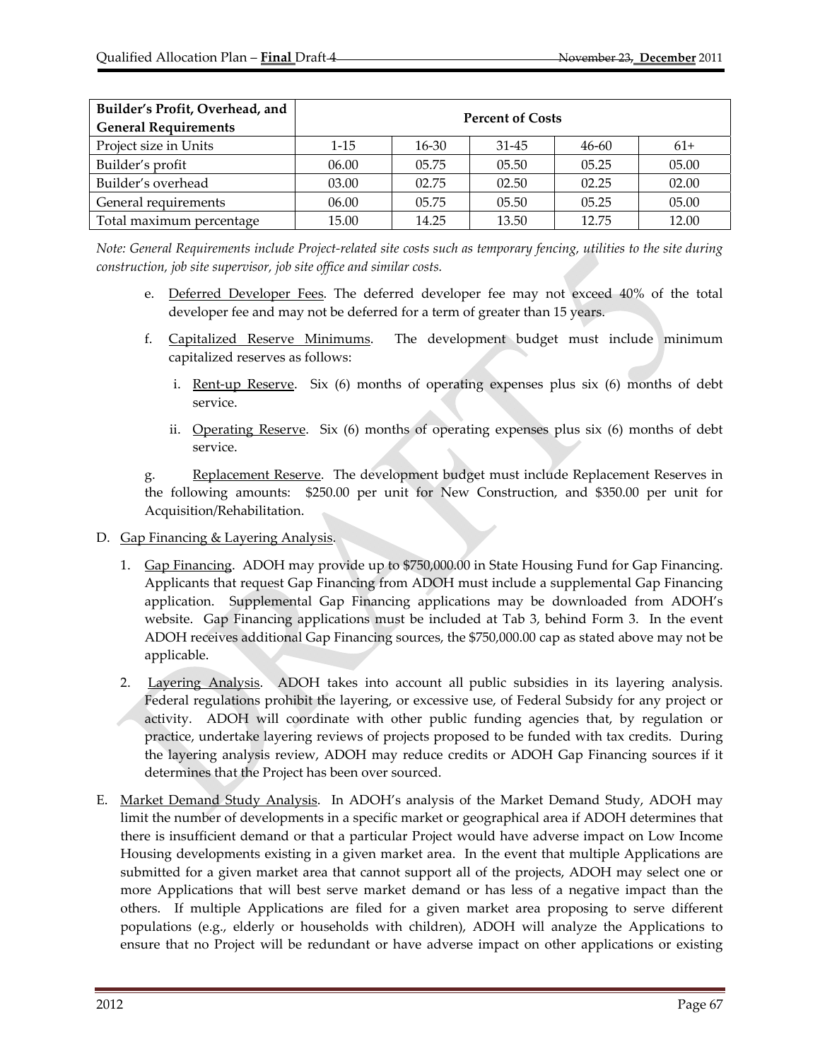| Builder's Profit, Overhead, and General Requirements | Percent of Costs | | | | |
|---|---|---|---|---|---|
| Project size in Units | 1-15 | 16-30 | 31-45 | 46-60 | 61+ |
| Builder's profit | 06.00 | 05.75 | 05.50 | 05.25 | 05.00 |
| Builder's overhead | 03.00 | 02.75 | 02.50 | 02.25 | 02.00 |
| General requirements | 06.00 | 05.75 | 05.50 | 05.25 | 05.00 |
| Total maximum percentage | 15.00 | 14.25 | 13.50 | 12.75 | 12.00 |

*Note: General Requirements include Project-related site costs such as temporary fencing, utilities to the site during construction, job site supervisor, job site office and similar costs.*

e. Deferred Developer Fees. The deferred developer fee may not exceed 40% of the total developer fee and may not be deferred for a term of greater than 15 years.

f. Capitalized Reserve Minimums. The development budget must include minimum capitalized reserves as follows:

   i. Rent-up Reserve. Six (6) months of operating expenses plus six (6) months of debt service.

   ii. Operating Reserve. Six (6) months of operating expenses plus six (6) months of debt service.

g. Replacement Reserve. The development budget must include Replacement Reserves in the following amounts: $250.00 per unit for New Construction, and $350.00 per unit for Acquisition/Rehabilitation.

D. Gap Financing & Layering Analysis.

1. Gap Financing. ADOH may provide up to $750,000.00 in State Housing Fund for Gap Financing. Applicants that request Gap Financing from ADOH must include a supplemental Gap Financing application. Supplemental Gap Financing applications may be downloaded from ADOH's website. Gap Financing applications must be included at Tab 3, behind Form 3. In the event ADOH receives additional Gap Financing sources, the $750,000.00 cap as stated above may not be applicable.

2. Layering Analysis. ADOH takes into account all public subsidies in its layering analysis. Federal regulations prohibit the layering, or excessive use, of Federal Subsidy for any project or activity. ADOH will coordinate with other public funding agencies that, by regulation or practice, undertake layering reviews of projects proposed to be funded with tax credits. During the layering analysis review, ADOH may reduce credits or ADOH Gap Financing sources if it determines that the Project has been over sourced.

E. Market Demand Study Analysis. In ADOH's analysis of the Market Demand Study, ADOH may limit the number of developments in a specific market or geographical area if ADOH determines that there is insufficient demand or that a particular Project would have adverse impact on Low Income Housing developments existing in a given market area. In the event that multiple Applications are submitted for a given market area that cannot support all of the projects, ADOH may select one or more Applications that will best serve market demand or has less of a negative impact than the others. If multiple Applications are filed for a given market area proposing to serve different populations (e.g., elderly or households with children), ADOH will analyze the Applications to ensure that no Project will be redundant or have adverse impact on other applications or existing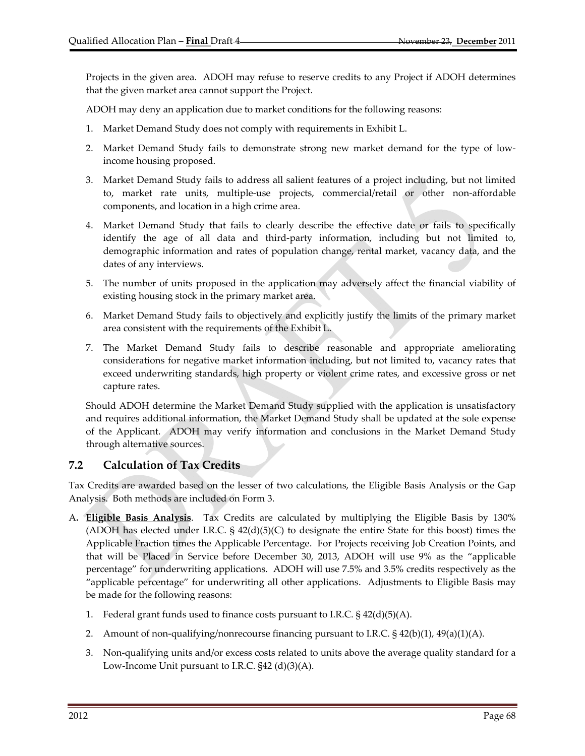Projects in the given area. ADOH may refuse to reserve credits to any Project if ADOH determines that the given market area cannot support the Project.

ADOH may deny an application due to market conditions for the following reasons:

1. Market Demand Study does not comply with requirements in Exhibit L.
2. Market Demand Study fails to demonstrate strong new market demand for the type of low-income housing proposed.
3. Market Demand Study fails to address all salient features of a project including, but not limited to, market rate units, multiple-use projects, commercial/retail or other non-affordable components, and location in a high crime area.
4. Market Demand Study that fails to clearly describe the effective date or fails to specifically identify the age of all data and third-party information, including but not limited to, demographic information and rates of population change, rental market, vacancy data, and the dates of any interviews.
5. The number of units proposed in the application may adversely affect the financial viability of existing housing stock in the primary market area.
6. Market Demand Study fails to objectively and explicitly justify the limits of the primary market area consistent with the requirements of the Exhibit L.
7. The Market Demand Study fails to describe reasonable and appropriate ameliorating considerations for negative market information including, but not limited to, vacancy rates that exceed underwriting standards, high property or violent crime rates, and excessive gross or net capture rates.

Should ADOH determine the Market Demand Study supplied with the application is unsatisfactory and requires additional information, the Market Demand Study shall be updated at the sole expense of the Applicant. ADOH may verify information and conclusions in the Market Demand Study through alternative sources.

## 7.2 Calculation of Tax Credits

Tax Credits are awarded based on the lesser of two calculations, the Eligible Basis Analysis or the Gap Analysis. Both methods are included on Form 3.

A. **Eligible Basis Analysis**. Tax Credits are calculated by multiplying the Eligible Basis by 130% (ADOH has elected under I.R.C. § 42(d)(5)(C) to designate the entire State for this boost) times the Applicable Fraction times the Applicable Percentage. For Projects receiving Job Creation Points, and that will be Placed in Service before December 30, 2013, ADOH will use 9% as the "applicable percentage" for underwriting applications. ADOH will use 7.5% and 3.5% credits respectively as the "applicable percentage" for underwriting all other applications. Adjustments to Eligible Basis may be made for the following reasons:

   1. Federal grant funds used to finance costs pursuant to I.R.C. § 42(d)(5)(A).
   2. Amount of non-qualifying/nonrecourse financing pursuant to I.R.C. § 42(b)(1), 49(a)(1)(A).
   3. Non-qualifying units and/or excess costs related to units above the average quality standard for a Low-Income Unit pursuant to I.R.C. §42 (d)(3)(A).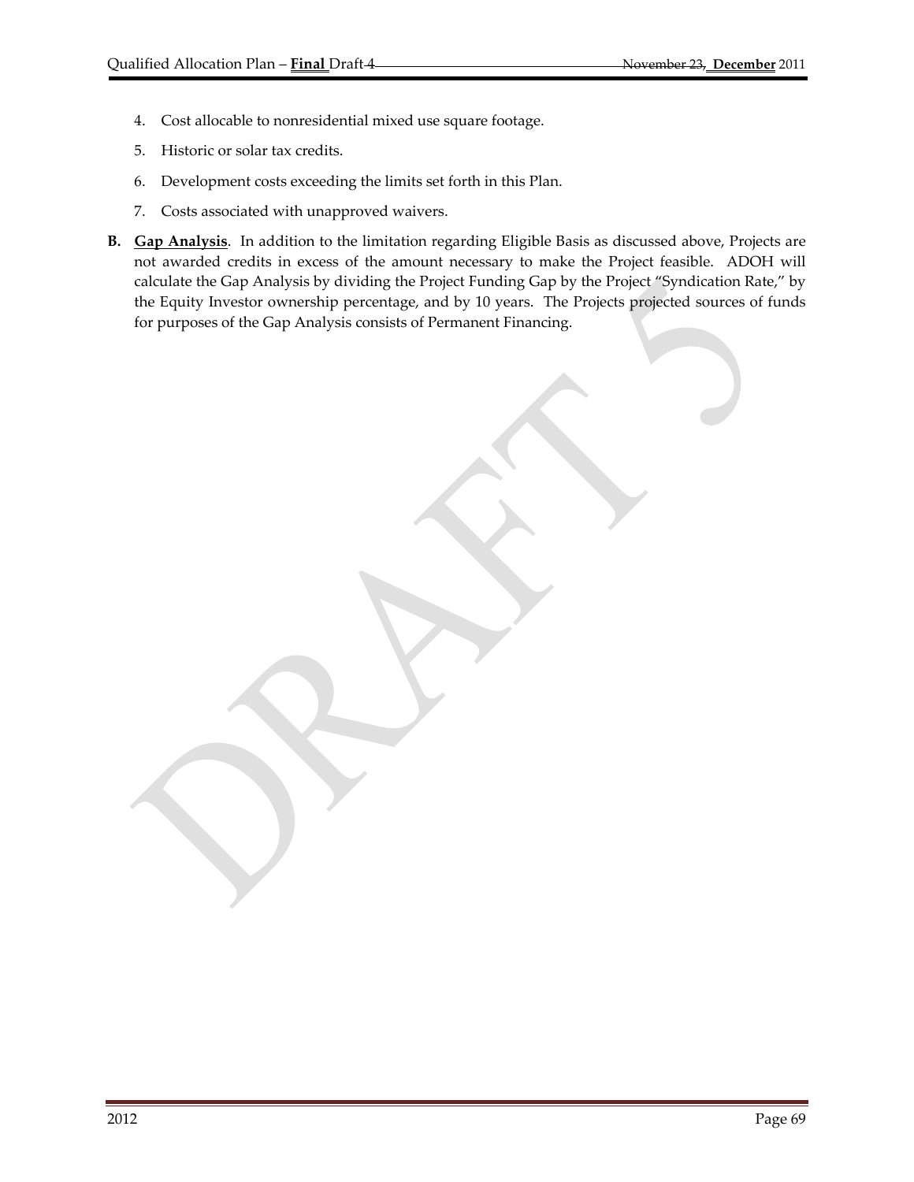4. Cost allocable to nonresidential mixed use square footage.
5. Historic or solar tax credits.
6. Development costs exceeding the limits set forth in this Plan.
7. Costs associated with unapproved waivers.

**B. Gap Analysis**. In addition to the limitation regarding Eligible Basis as discussed above, Projects are not awarded credits in excess of the amount necessary to make the Project feasible. ADOH will calculate the Gap Analysis by dividing the Project Funding Gap by the Project "Syndication Rate," by the Equity Investor ownership percentage, and by 10 years. The Projects projected sources of funds for purposes of the Gap Analysis consists of Permanent Financing.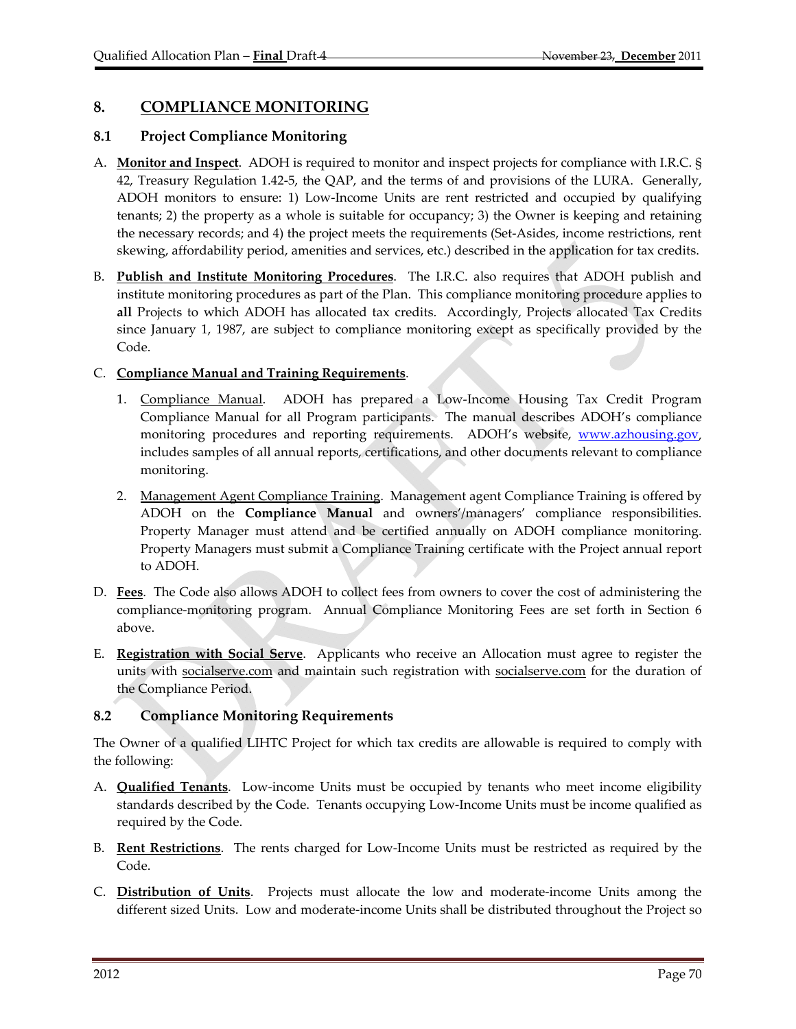## 8. COMPLIANCE MONITORING

### 8.1 Project Compliance Monitoring

A. **Monitor and Inspect**. ADOH is required to monitor and inspect projects for compliance with I.R.C. § 42, Treasury Regulation 1.42-5, the QAP, and the terms of and provisions of the LURA. Generally, ADOH monitors to ensure: 1) Low-Income Units are rent restricted and occupied by qualifying tenants; 2) the property as a whole is suitable for occupancy; 3) the Owner is keeping and retaining the necessary records; and 4) the project meets the requirements (Set-Asides, income restrictions, rent skewing, affordability period, amenities and services, etc.) described in the application for tax credits.

B. **Publish and Institute Monitoring Procedures**. The I.R.C. also requires that ADOH publish and institute monitoring procedures as part of the Plan. This compliance monitoring procedure applies to **all** Projects to which ADOH has allocated tax credits. Accordingly, Projects allocated Tax Credits since January 1, 1987, are subject to compliance monitoring except as specifically provided by the Code.

C. **Compliance Manual and Training Requirements**.

1. Compliance Manual. ADOH has prepared a Low-Income Housing Tax Credit Program Compliance Manual for all Program participants. The manual describes ADOH's compliance monitoring procedures and reporting requirements. ADOH's website, www.azhousing.gov, includes samples of all annual reports, certifications, and other documents relevant to compliance monitoring.

2. Management Agent Compliance Training. Management agent Compliance Training is offered by ADOH on the **Compliance Manual** and owners'/managers' compliance responsibilities. Property Manager must attend and be certified annually on ADOH compliance monitoring. Property Managers must submit a Compliance Training certificate with the Project annual report to ADOH.

D. **Fees**. The Code also allows ADOH to collect fees from owners to cover the cost of administering the compliance-monitoring program. Annual Compliance Monitoring Fees are set forth in Section 6 above.

E. **Registration with Social Serve**. Applicants who receive an Allocation must agree to register the units with socialserve.com and maintain such registration with socialserve.com for the duration of the Compliance Period.

### 8.2 Compliance Monitoring Requirements

The Owner of a qualified LIHTC Project for which tax credits are allowable is required to comply with the following:

A. **Qualified Tenants**. Low-income Units must be occupied by tenants who meet income eligibility standards described by the Code. Tenants occupying Low-Income Units must be income qualified as required by the Code.

B. **Rent Restrictions**. The rents charged for Low-Income Units must be restricted as required by the Code.

C. **Distribution of Units**. Projects must allocate the low and moderate-income Units among the different sized Units. Low and moderate-income Units shall be distributed throughout the Project so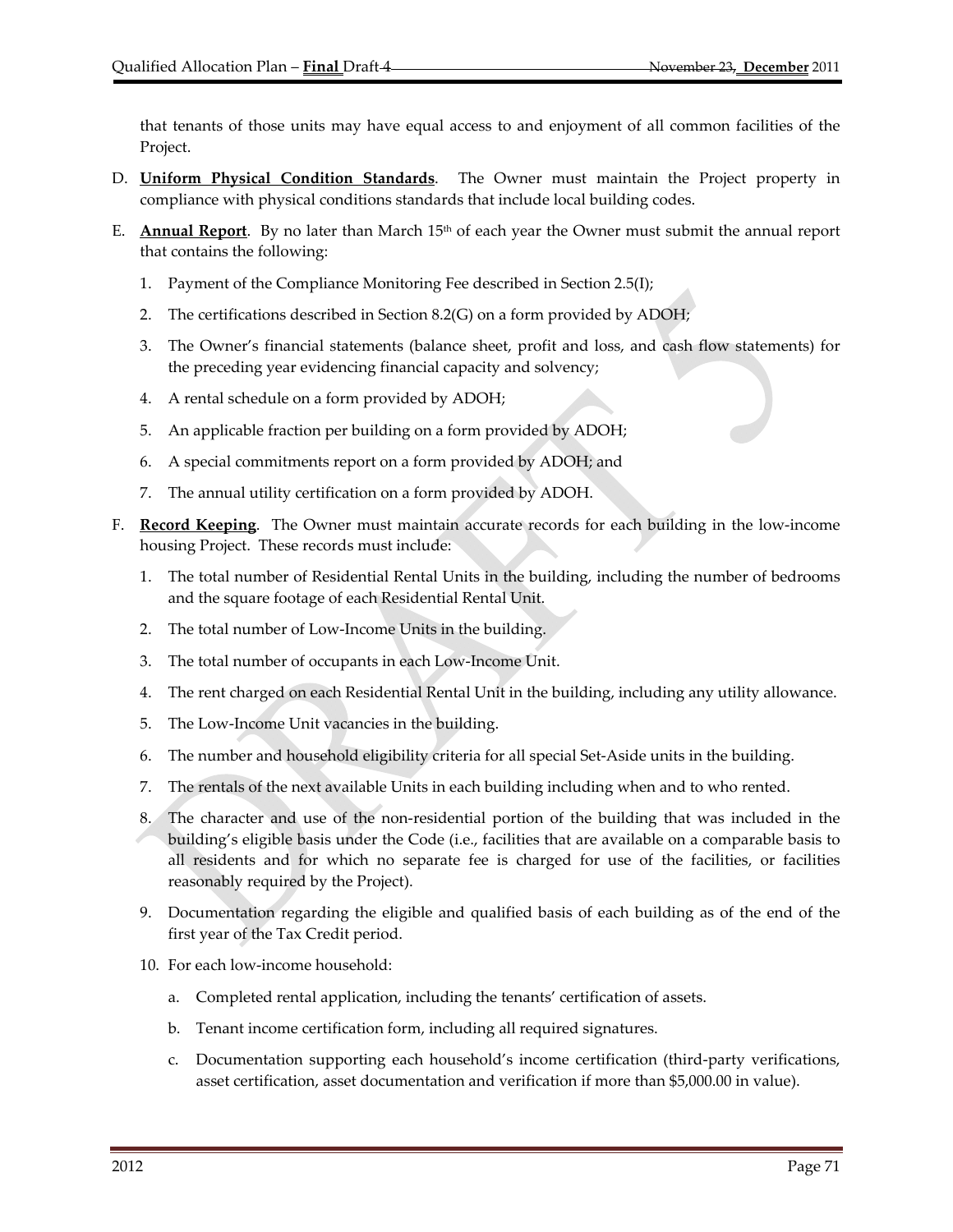that tenants of those units may have equal access to and enjoyment of all common facilities of the Project.

D. **Uniform Physical Condition Standards**. The Owner must maintain the Project property in compliance with physical conditions standards that include local building codes.

E. **Annual Report**. By no later than March 15th of each year the Owner must submit the annual report that contains the following:

   1. Payment of the Compliance Monitoring Fee described in Section 2.5(I);
   2. The certifications described in Section 8.2(G) on a form provided by ADOH;
   3. The Owner's financial statements (balance sheet, profit and loss, and cash flow statements) for the preceding year evidencing financial capacity and solvency;
   4. A rental schedule on a form provided by ADOH;
   5. An applicable fraction per building on a form provided by ADOH;
   6. A special commitments report on a form provided by ADOH; and
   7. The annual utility certification on a form provided by ADOH.

F. **Record Keeping**. The Owner must maintain accurate records for each building in the low-income housing Project. These records must include:

   1. The total number of Residential Rental Units in the building, including the number of bedrooms and the square footage of each Residential Rental Unit.
   2. The total number of Low-Income Units in the building.
   3. The total number of occupants in each Low-Income Unit.
   4. The rent charged on each Residential Rental Unit in the building, including any utility allowance.
   5. The Low-Income Unit vacancies in the building.
   6. The number and household eligibility criteria for all special Set-Aside units in the building.
   7. The rentals of the next available Units in each building including when and to who rented.
   8. The character and use of the non-residential portion of the building that was included in the building's eligible basis under the Code (i.e., facilities that are available on a comparable basis to all residents and for which no separate fee is charged for use of the facilities, or facilities reasonably required by the Project).
   9. Documentation regarding the eligible and qualified basis of each building as of the end of the first year of the Tax Credit period.
   10. For each low-income household:
       a. Completed rental application, including the tenants' certification of assets.
       b. Tenant income certification form, including all required signatures.
       c. Documentation supporting each household's income certification (third-party verifications, asset certification, asset documentation and verification if more than $5,000.00 in value).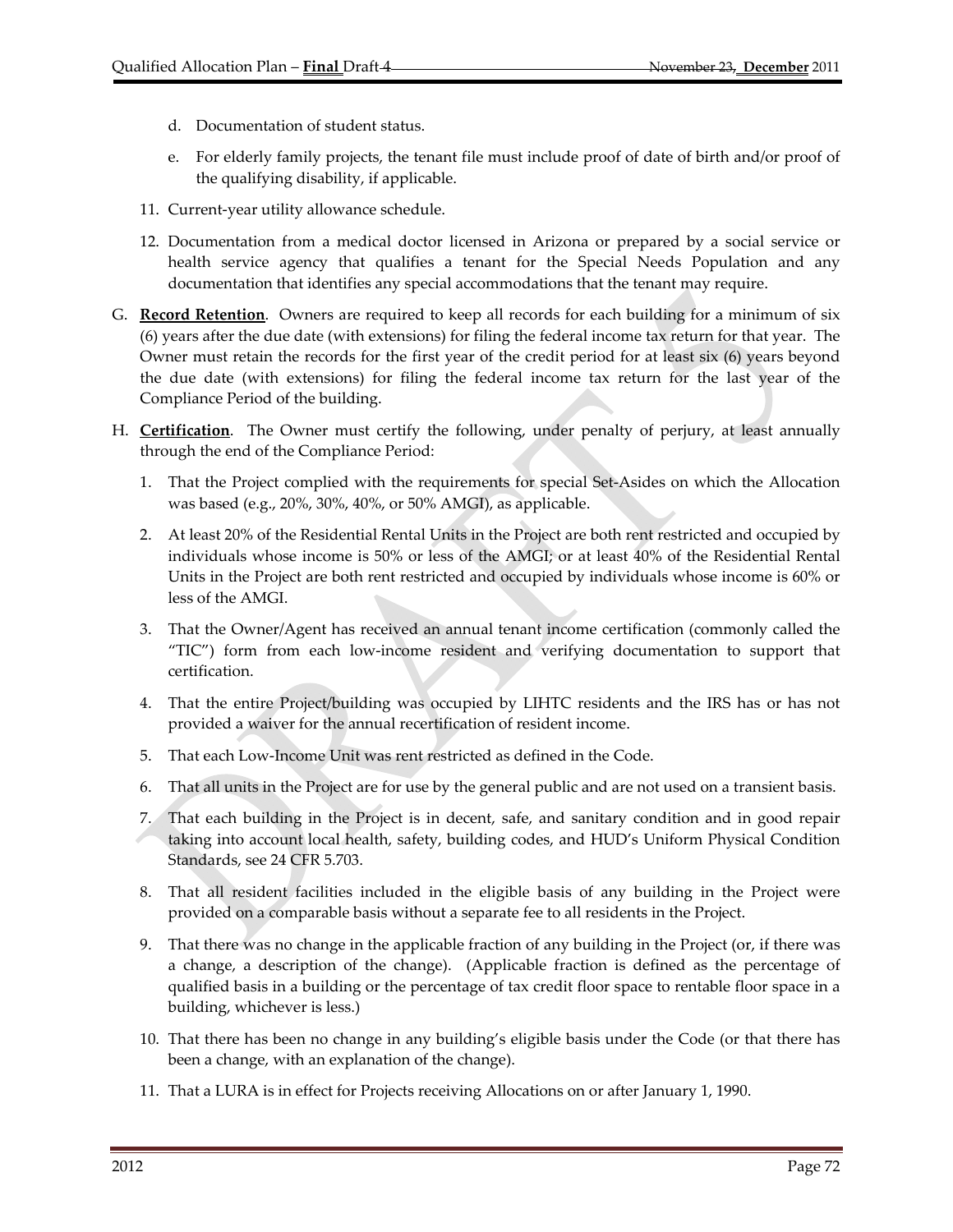d. Documentation of student status.

e. For elderly family projects, the tenant file must include proof of date of birth and/or proof of the qualifying disability, if applicable.

11. Current-year utility allowance schedule.

12. Documentation from a medical doctor licensed in Arizona or prepared by a social service or health service agency that qualifies a tenant for the Special Needs Population and any documentation that identifies any special accommodations that the tenant may require.

G. **Record Retention**. Owners are required to keep all records for each building for a minimum of six (6) years after the due date (with extensions) for filing the federal income tax return for that year. The Owner must retain the records for the first year of the credit period for at least six (6) years beyond the due date (with extensions) for filing the federal income tax return for the last year of the Compliance Period of the building.

H. **Certification**. The Owner must certify the following, under penalty of perjury, at least annually through the end of the Compliance Period:

1. That the Project complied with the requirements for special Set-Asides on which the Allocation was based (e.g., 20%, 30%, 40%, or 50% AMGI), as applicable.

2. At least 20% of the Residential Rental Units in the Project are both rent restricted and occupied by individuals whose income is 50% or less of the AMGI; or at least 40% of the Residential Rental Units in the Project are both rent restricted and occupied by individuals whose income is 60% or less of the AMGI.

3. That the Owner/Agent has received an annual tenant income certification (commonly called the "TIC") form from each low-income resident and verifying documentation to support that certification.

4. That the entire Project/building was occupied by LIHTC residents and the IRS has or has not provided a waiver for the annual recertification of resident income.

5. That each Low-Income Unit was rent restricted as defined in the Code.

6. That all units in the Project are for use by the general public and are not used on a transient basis.

7. That each building in the Project is in decent, safe, and sanitary condition and in good repair taking into account local health, safety, building codes, and HUD's Uniform Physical Condition Standards, see 24 CFR 5.703.

8. That all resident facilities included in the eligible basis of any building in the Project were provided on a comparable basis without a separate fee to all residents in the Project.

9. That there was no change in the applicable fraction of any building in the Project (or, if there was a change, a description of the change). (Applicable fraction is defined as the percentage of qualified basis in a building or the percentage of tax credit floor space to rentable floor space in a building, whichever is less.)

10. That there has been no change in any building's eligible basis under the Code (or that there has been a change, with an explanation of the change).

11. That a LURA is in effect for Projects receiving Allocations on or after January 1, 1990.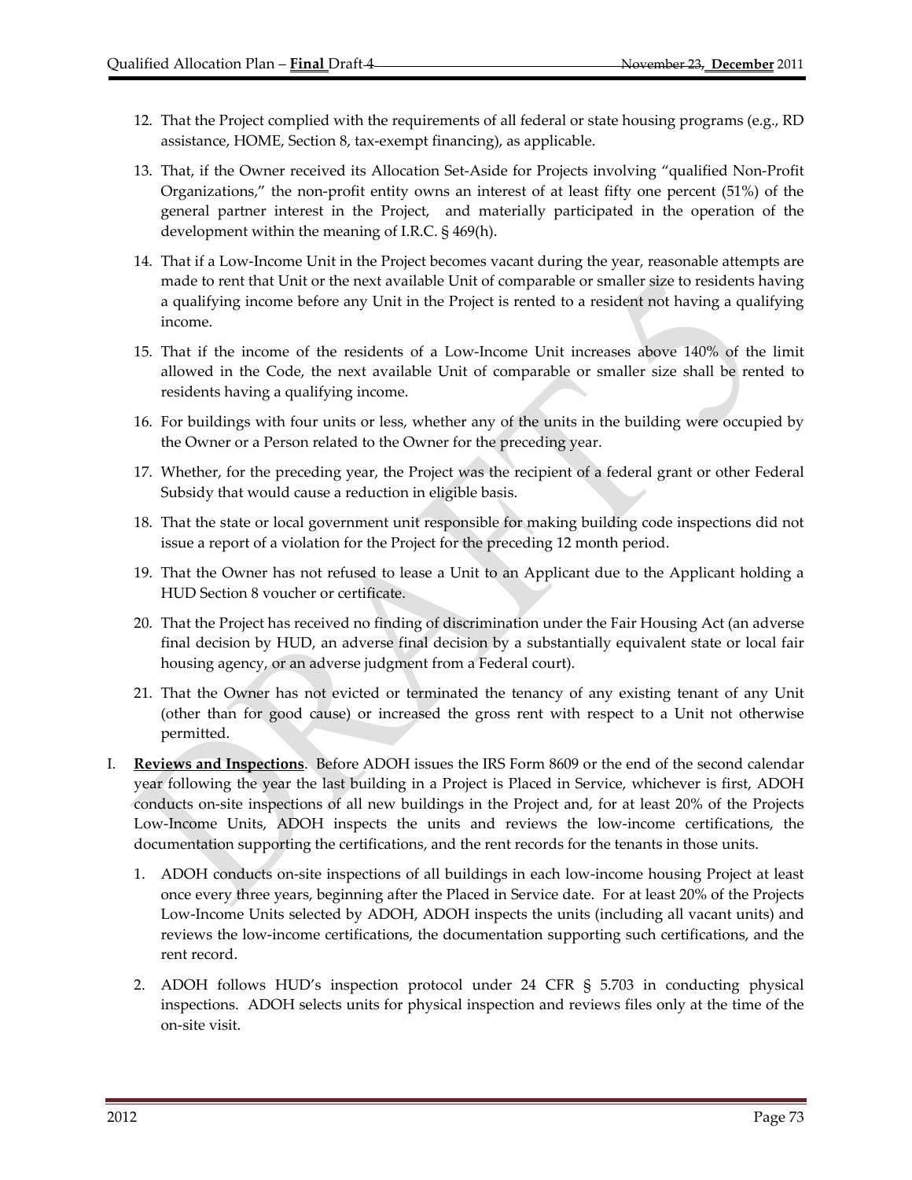12. That the Project complied with the requirements of all federal or state housing programs (e.g., RD assistance, HOME, Section 8, tax-exempt financing), as applicable.

13. That, if the Owner received its Allocation Set-Aside for Projects involving "qualified Non-Profit Organizations," the non-profit entity owns an interest of at least fifty one percent (51%) of the general partner interest in the Project, and materially participated in the operation of the development within the meaning of I.R.C. § 469(h).

14. That if a Low-Income Unit in the Project becomes vacant during the year, reasonable attempts are made to rent that Unit or the next available Unit of comparable or smaller size to residents having a qualifying income before any Unit in the Project is rented to a resident not having a qualifying income.

15. That if the income of the residents of a Low-Income Unit increases above 140% of the limit allowed in the Code, the next available Unit of comparable or smaller size shall be rented to residents having a qualifying income.

16. For buildings with four units or less, whether any of the units in the building were occupied by the Owner or a Person related to the Owner for the preceding year.

17. Whether, for the preceding year, the Project was the recipient of a federal grant or other Federal Subsidy that would cause a reduction in eligible basis.

18. That the state or local government unit responsible for making building code inspections did not issue a report of a violation for the Project for the preceding 12 month period.

19. That the Owner has not refused to lease a Unit to an Applicant due to the Applicant holding a HUD Section 8 voucher or certificate.

20. That the Project has received no finding of discrimination under the Fair Housing Act (an adverse final decision by HUD, an adverse final decision by a substantially equivalent state or local fair housing agency, or an adverse judgment from a Federal court).

21. That the Owner has not evicted or terminated the tenancy of any existing tenant of any Unit (other than for good cause) or increased the gross rent with respect to a Unit not otherwise permitted.

I. **Reviews and Inspections**. Before ADOH issues the IRS Form 8609 or the end of the second calendar year following the year the last building in a Project is Placed in Service, whichever is first, ADOH conducts on-site inspections of all new buildings in the Project and, for at least 20% of the Projects Low-Income Units, ADOH inspects the units and reviews the low-income certifications, the documentation supporting the certifications, and the rent records for the tenants in those units.

   1. ADOH conducts on-site inspections of all buildings in each low-income housing Project at least once every three years, beginning after the Placed in Service date. For at least 20% of the Projects Low-Income Units selected by ADOH, ADOH inspects the units (including all vacant units) and reviews the low-income certifications, the documentation supporting such certifications, and the rent record.

   2. ADOH follows HUD's inspection protocol under 24 CFR § 5.703 in conducting physical inspections. ADOH selects units for physical inspection and reviews files only at the time of the on-site visit.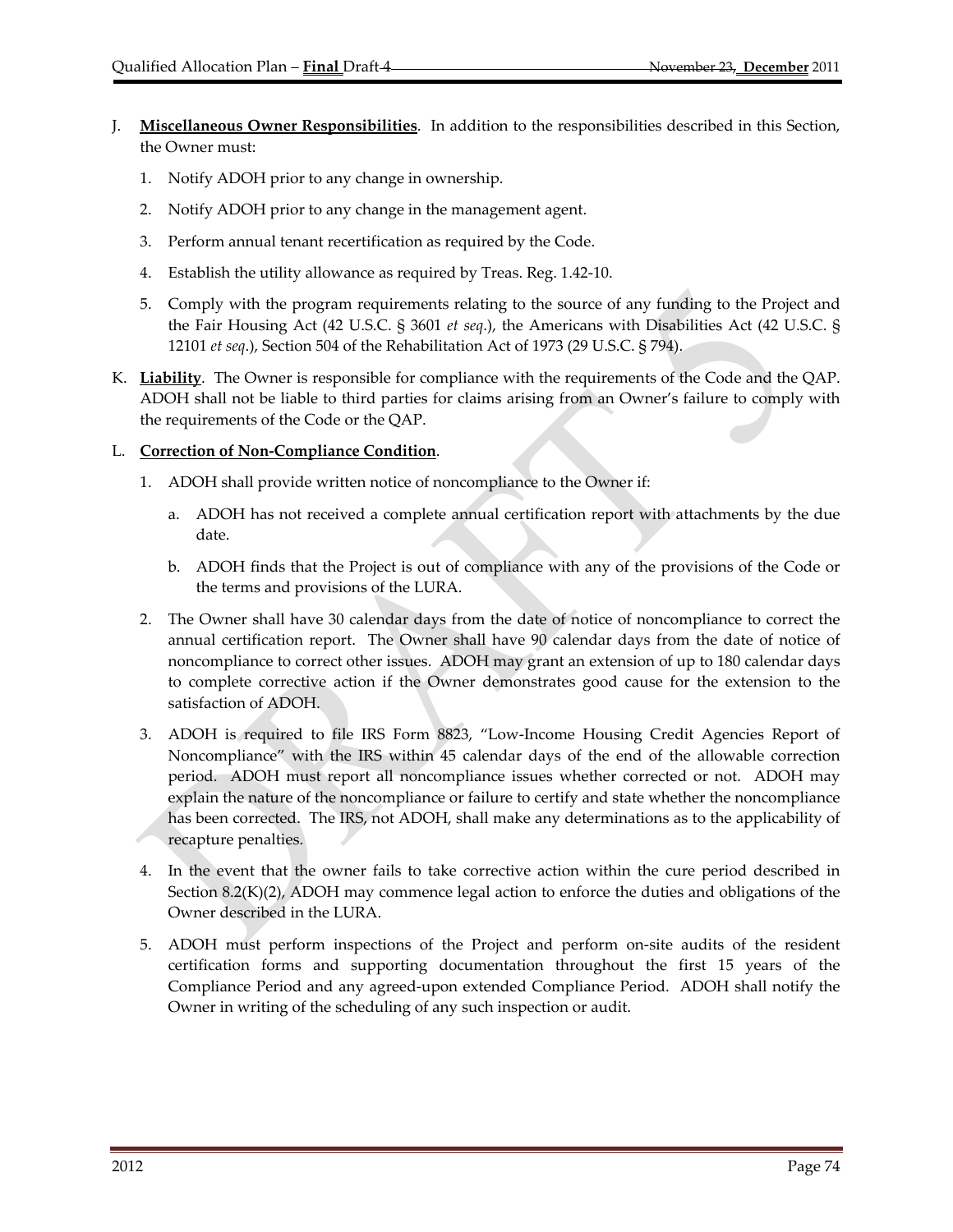J. **Miscellaneous Owner Responsibilities**. In addition to the responsibilities described in this Section, the Owner must:

   1. Notify ADOH prior to any change in ownership.

   2. Notify ADOH prior to any change in the management agent.

   3. Perform annual tenant recertification as required by the Code.

   4. Establish the utility allowance as required by Treas. Reg. 1.42-10.

   5. Comply with the program requirements relating to the source of any funding to the Project and the Fair Housing Act (42 U.S.C. § 3601 *et seq*.), the Americans with Disabilities Act (42 U.S.C. § 12101 *et seq*.), Section 504 of the Rehabilitation Act of 1973 (29 U.S.C. § 794).

K. **Liability**. The Owner is responsible for compliance with the requirements of the Code and the QAP. ADOH shall not be liable to third parties for claims arising from an Owner's failure to comply with the requirements of the Code or the QAP.

L. **Correction of Non-Compliance Condition**.

   1. ADOH shall provide written notice of noncompliance to the Owner if:

      a. ADOH has not received a complete annual certification report with attachments by the due date.

      b. ADOH finds that the Project is out of compliance with any of the provisions of the Code or the terms and provisions of the LURA.

   2. The Owner shall have 30 calendar days from the date of notice of noncompliance to correct the annual certification report. The Owner shall have 90 calendar days from the date of notice of noncompliance to correct other issues. ADOH may grant an extension of up to 180 calendar days to complete corrective action if the Owner demonstrates good cause for the extension to the satisfaction of ADOH.

   3. ADOH is required to file IRS Form 8823, "Low-Income Housing Credit Agencies Report of Noncompliance" with the IRS within 45 calendar days of the end of the allowable correction period. ADOH must report all noncompliance issues whether corrected or not. ADOH may explain the nature of the noncompliance or failure to certify and state whether the noncompliance has been corrected. The IRS, not ADOH, shall make any determinations as to the applicability of recapture penalties.

   4. In the event that the owner fails to take corrective action within the cure period described in Section 8.2(K)(2), ADOH may commence legal action to enforce the duties and obligations of the Owner described in the LURA.

   5. ADOH must perform inspections of the Project and perform on-site audits of the resident certification forms and supporting documentation throughout the first 15 years of the Compliance Period and any agreed-upon extended Compliance Period. ADOH shall notify the Owner in writing of the scheduling of any such inspection or audit.